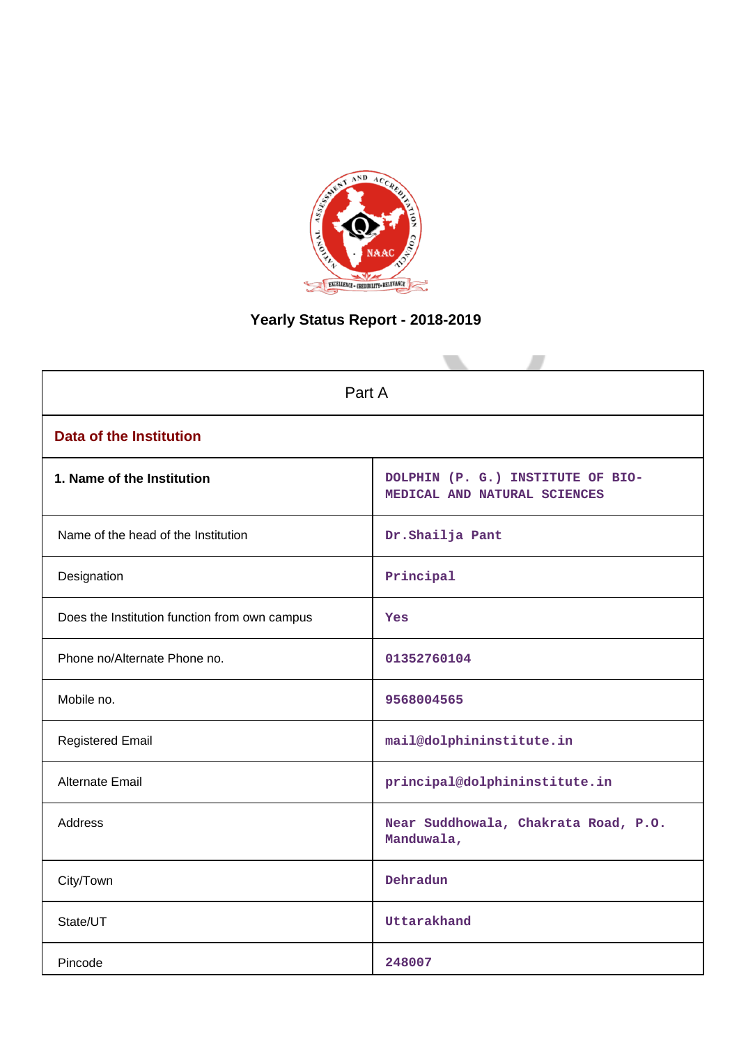# Yearly Status Report - 2018-2019

| Part A | |
|---|---|
| **Data of the Institution** | |
| **1. Name of the Institution** | DOLPHIN (P. G.) INSTITUTE OF BIO-MEDICAL AND NATURAL SCIENCES |
| Name of the head of the Institution | Dr.Shailja Pant |
| Designation | Principal |
| Does the Institution function from own campus | Yes |
| Phone no/Alternate Phone no. | 01352760104 |
| Mobile no. | 9568004565 |
| Registered Email | mail@dolphininstitute.in |
| Alternate Email | principal@dolphininstitute.in |
| Address | Near Suddhowala, Chakrata Road, P.O. Manduwala, |
| City/Town | Dehradun |
| State/UT | Uttarakhand |
| Pincode | 248007 |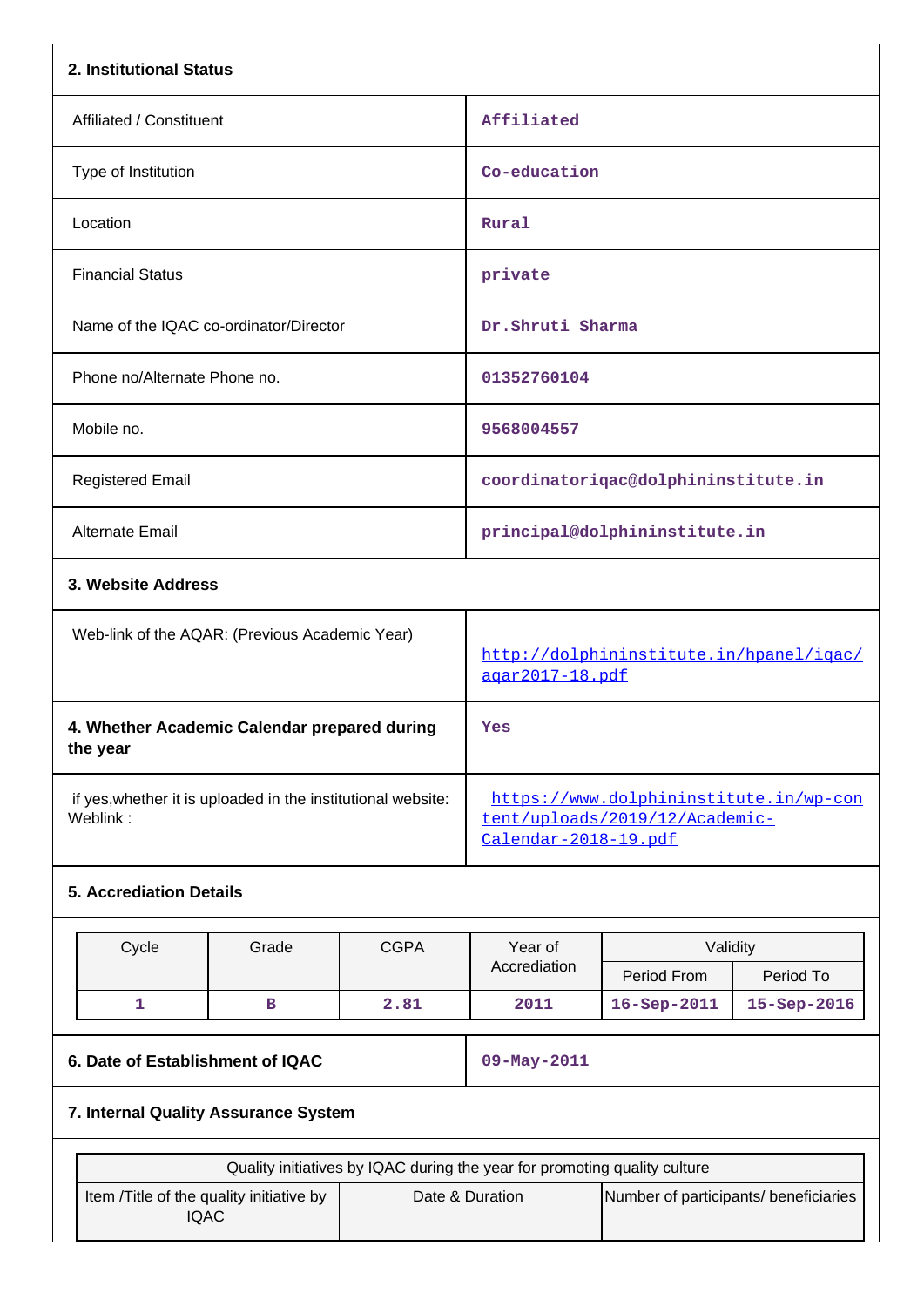## 2. Institutional Status

| | |
|---|---|
| Affiliated / Constituent | Affiliated |
| Type of Institution | Co-education |
| Location | Rural |
| Financial Status | private |
| Name of the IQAC co-ordinator/Director | Dr.Shruti Sharma |
| Phone no/Alternate Phone no. | 01352760104 |
| Mobile no. | 9568004557 |
| Registered Email | coordinatoriqac@dolphininstitute.in |
| Alternate Email | principal@dolphininstitute.in |

## 3. Website Address

| | |
|---|---|
| Web-link of the AQAR: (Previous Academic Year) | http://dolphininstitute.in/hpanel/iqac/aqar2017-18.pdf |
| **4. Whether Academic Calendar prepared during the year** | Yes |
| if yes,whether it is uploaded in the institutional website: Weblink : | https://www.dolphininstitute.in/wp-content/uploads/2019/12/Academic-Calendar-2018-19.pdf |

## 5. Accrediation Details

| Cycle | Grade | CGPA | Year of Accrediation | Validity | |
|---|---|---|---|---|---|
| | | | | Period From | Period To |
| 1 | B | 2.81 | 2011 | 16-Sep-2011 | 15-Sep-2016 |

| | |
|---|---|
| **6. Date of Establishment of IQAC** | 09-May-2011 |

## 7. Internal Quality Assurance System

| Quality initiatives by IQAC during the year for promoting quality culture | | |
|---|---|---|
| Item /Title of the quality initiative by IQAC | Date & Duration | Number of participants/ beneficiaries |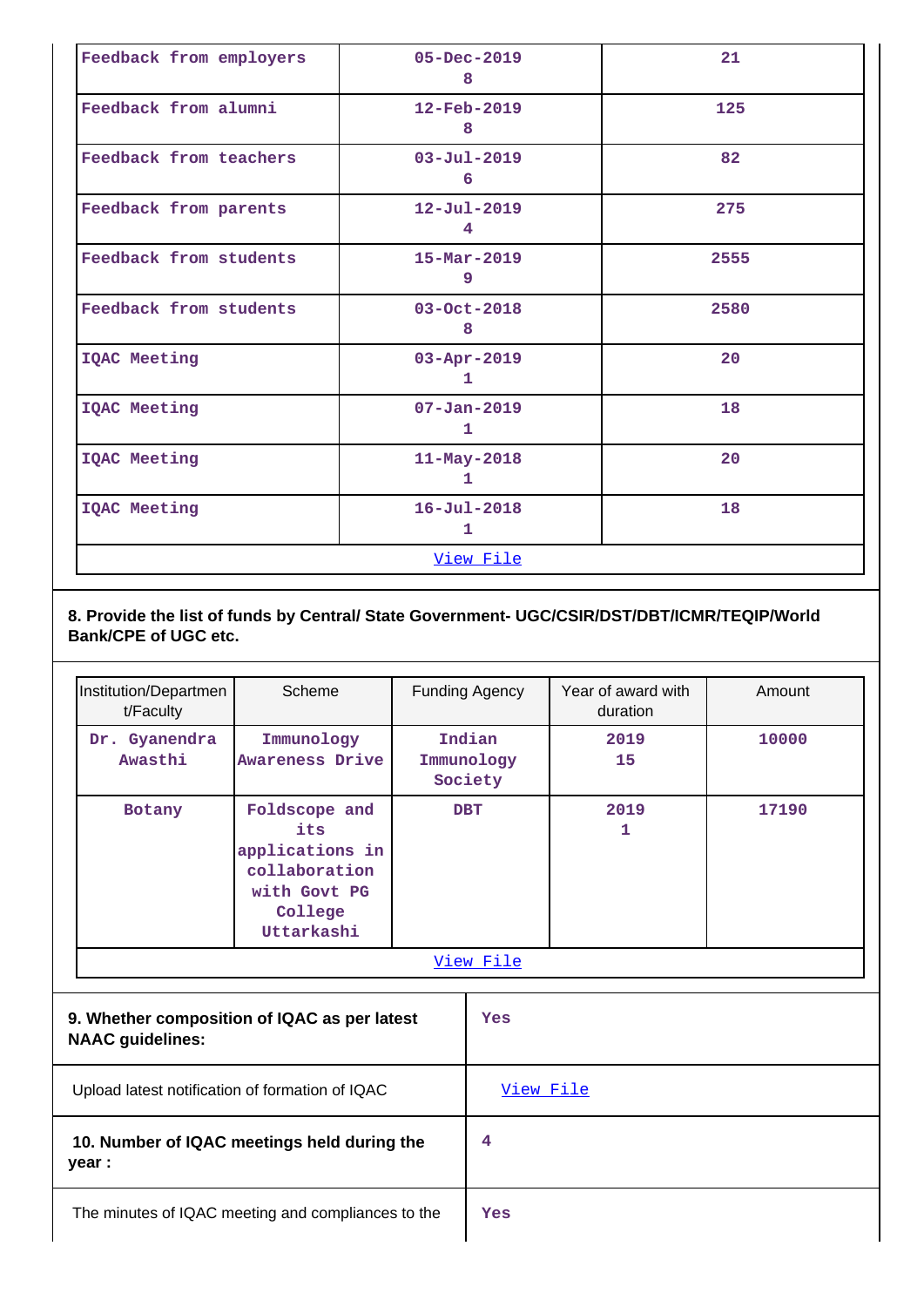| | | |
|---|---|---|
| Feedback from employers | 05-Dec-2019 8 | 21 |
| Feedback from alumni | 12-Feb-2019 8 | 125 |
| Feedback from teachers | 03-Jul-2019 6 | 82 |
| Feedback from parents | 12-Jul-2019 4 | 275 |
| Feedback from students | 15-Mar-2019 9 | 2555 |
| Feedback from students | 03-Oct-2018 8 | 2580 |
| IQAC Meeting | 03-Apr-2019 1 | 20 |
| IQAC Meeting | 07-Jan-2019 1 | 18 |
| IQAC Meeting | 11-May-2018 1 | 20 |
| IQAC Meeting | 16-Jul-2018 1 | 18 |
| View File | | |

**8. Provide the list of funds by Central/ State Government- UGC/CSIR/DST/DBT/ICMR/TEQIP/World Bank/CPE of UGC etc.**

| Institution/Department/Faculty | Scheme | Funding Agency | Year of award with duration | Amount |
|---|---|---|---|---|
| Dr. Gyanendra Awasthi | Immunology Awareness Drive | Indian Immunology Society | 2019 15 | 10000 |
| Botany | Foldscope and its applications in collaboration with Govt PG College Uttarkashi | DBT | 2019 1 | 17190 |
| View File | | | | |

| | |
|---|---|
| **9. Whether composition of IQAC as per latest NAAC guidelines:** | Yes |
| Upload latest notification of formation of IQAC | View File |
| **10. Number of IQAC meetings held during the year :** | 4 |
| The minutes of IQAC meeting and compliances to the | Yes |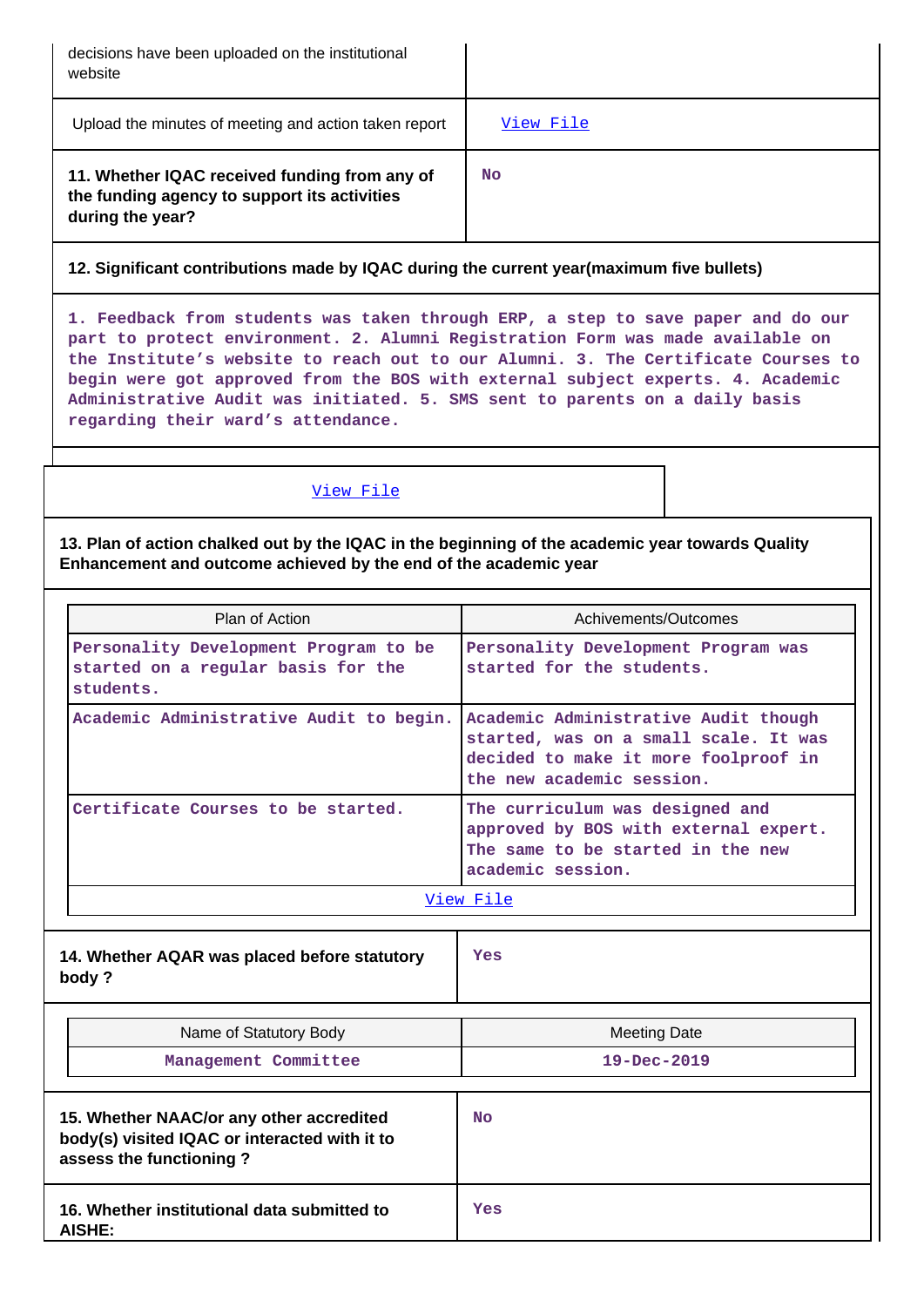| | |
|---|---|
| decisions have been uploaded on the institutional website | |
| Upload the minutes of meeting and action taken report | View File |
| **11. Whether IQAC received funding from any of the funding agency to support its activities during the year?** | No |

**12. Significant contributions made by IQAC during the current year(maximum five bullets)**

1. Feedback from students was taken through ERP, a step to save paper and do our part to protect environment. 2. Alumni Registration Form was made available on the Institute's website to reach out to our Alumni. 3. The Certificate Courses to begin were got approved from the BOS with external subject experts. 4. Academic Administrative Audit was initiated. 5. SMS sent to parents on a daily basis regarding their ward's attendance.

View File

**13. Plan of action chalked out by the IQAC in the beginning of the academic year towards Quality Enhancement and outcome achieved by the end of the academic year**

| Plan of Action | Achivements/Outcomes |
|---|---|
| Personality Development Program to be started on a regular basis for the students. | Personality Development Program was started for the students. |
| Academic Administrative Audit to begin. | Academic Administrative Audit though started, was on a small scale. It was decided to make it more foolproof in the new academic session. |
| Certificate Courses to be started. | The curriculum was designed and approved by BOS with external expert. The same to be started in the new academic session. |
| View File | |

| | |
|---|---|
| **14. Whether AQAR was placed before statutory body ?** | Yes |

| Name of Statutory Body | Meeting Date |
|---|---|
| Management Committee | 19-Dec-2019 |

| | |
|---|---|
| **15. Whether NAAC/or any other accredited body(s) visited IQAC or interacted with it to assess the functioning ?** | No |
| **16. Whether institutional data submitted to AISHE:** | Yes |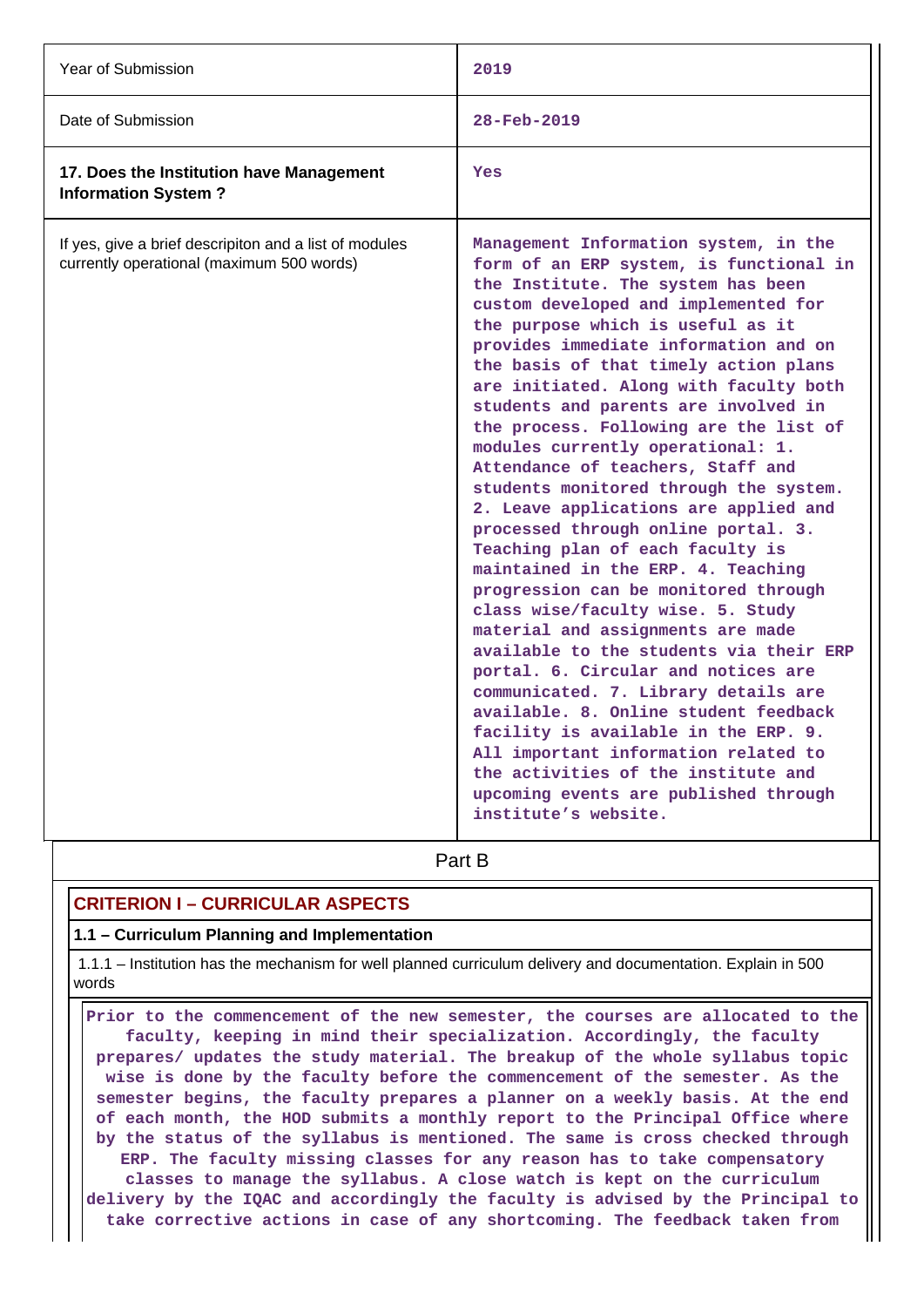| | |
|---|---|
| Year of Submission | 2019 |
| Date of Submission | 28-Feb-2019 |
| **17. Does the Institution have Management Information System ?** | Yes |
| If yes, give a brief descripiton and a list of modules currently operational (maximum 500 words) | Management Information system, in the form of an ERP system, is functional in the Institute. The system has been custom developed and implemented for the purpose which is useful as it provides immediate information and on the basis of that timely action plans are initiated. Along with faculty both students and parents are involved in the process. Following are the list of modules currently operational: 1. Attendance of teachers, Staff and students monitored through the system. 2. Leave applications are applied and processed through online portal. 3. Teaching plan of each faculty is maintained in the ERP. 4. Teaching progression can be monitored through class wise/faculty wise. 5. Study material and assignments are made available to the students via their ERP portal. 6. Circular and notices are communicated. 7. Library details are available. 8. Online student feedback facility is available in the ERP. 9. All important information related to the activities of the institute and upcoming events are published through institute's website. |

## Part B

### CRITERION I – CURRICULAR ASPECTS

**1.1 – Curriculum Planning and Implementation**

1.1.1 – Institution has the mechanism for well planned curriculum delivery and documentation. Explain in 500 words

Prior to the commencement of the new semester, the courses are allocated to the faculty, keeping in mind their specialization. Accordingly, the faculty prepares/ updates the study material. The breakup of the whole syllabus topic wise is done by the faculty before the commencement of the semester. As the semester begins, the faculty prepares a planner on a weekly basis. At the end of each month, the HOD submits a monthly report to the Principal Office where by the status of the syllabus is mentioned. The same is cross checked through ERP. The faculty missing classes for any reason has to take compensatory classes to manage the syllabus. A close watch is kept on the curriculum delivery by the IQAC and accordingly the faculty is advised by the Principal to take corrective actions in case of any shortcoming. The feedback taken from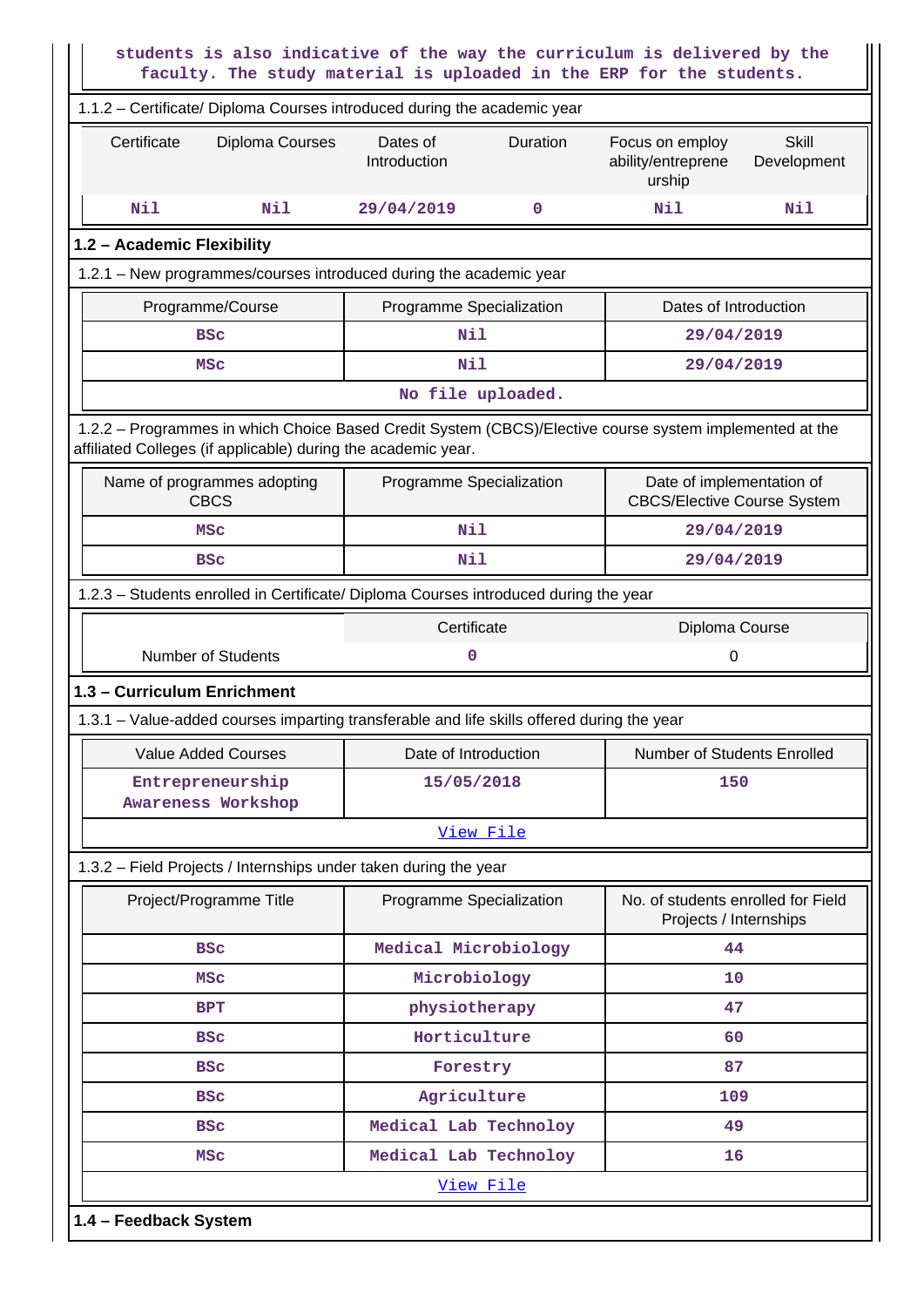students is also indicative of the way the curriculum is delivered by the faculty. The study material is uploaded in the ERP for the students.

1.1.2 – Certificate/ Diploma Courses introduced during the academic year

| Certificate | Diploma Courses | Dates of Introduction | Duration | Focus on employ ability/entrepreneurship | Skill Development |
|---|---|---|---|---|---|
| Nil | Nil | 29/04/2019 | 0 | Nil | Nil |

## 1.2 – Academic Flexibility

1.2.1 – New programmes/courses introduced during the academic year

| Programme/Course | Programme Specialization | Dates of Introduction |
|---|---|---|
| BSc | Nil | 29/04/2019 |
| MSc | Nil | 29/04/2019 |

No file uploaded.

1.2.2 – Programmes in which Choice Based Credit System (CBCS)/Elective course system implemented at the affiliated Colleges (if applicable) during the academic year.

| Name of programmes adopting CBCS | Programme Specialization | Date of implementation of CBCS/Elective Course System |
|---|---|---|
| MSc | Nil | 29/04/2019 |
| BSc | Nil | 29/04/2019 |

1.2.3 – Students enrolled in Certificate/ Diploma Courses introduced during the year

| | Certificate | Diploma Course |
|---|---|---|
| Number of Students | 0 | 0 |

## 1.3 – Curriculum Enrichment

1.3.1 – Value-added courses imparting transferable and life skills offered during the year

| Value Added Courses | Date of Introduction | Number of Students Enrolled |
|---|---|---|
| Entrepreneurship Awareness Workshop | 15/05/2018 | 150 |

View File

1.3.2 – Field Projects / Internships under taken during the year

| Project/Programme Title | Programme Specialization | No. of students enrolled for Field Projects / Internships |
|---|---|---|
| BSc | Medical Microbiology | 44 |
| MSc | Microbiology | 10 |
| BPT | physiotherapy | 47 |
| BSc | Horticulture | 60 |
| BSc | Forestry | 87 |
| BSc | Agriculture | 109 |
| BSc | Medical Lab Technoloy | 49 |
| MSc | Medical Lab Technoloy | 16 |

View File

## 1.4 – Feedback System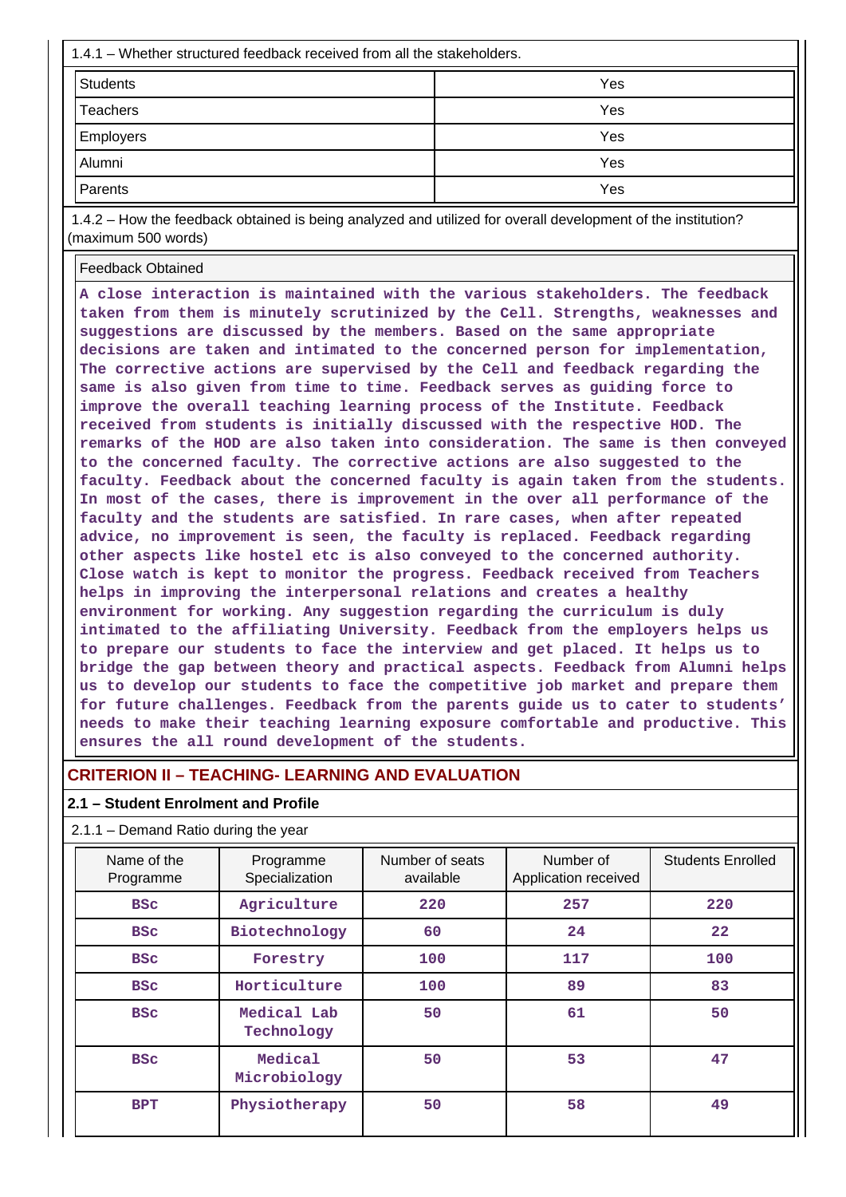1.4.1 – Whether structured feedback received from all the stakeholders.

| | |
|---|---|
| Students | Yes |
| Teachers | Yes |
| Employers | Yes |
| Alumni | Yes |
| Parents | Yes |

1.4.2 – How the feedback obtained is being analyzed and utilized for overall development of the institution? (maximum 500 words)

| Feedback Obtained |
|---|
| A close interaction is maintained with the various stakeholders. The feedback taken from them is minutely scrutinized by the Cell. Strengths, weaknesses and suggestions are discussed by the members. Based on the same appropriate decisions are taken and intimated to the concerned person for implementation, The corrective actions are supervised by the Cell and feedback regarding the same is also given from time to time. Feedback serves as guiding force to improve the overall teaching learning process of the Institute. Feedback received from students is initially discussed with the respective HOD. The remarks of the HOD are also taken into consideration. The same is then conveyed to the concerned faculty. The corrective actions are also suggested to the faculty. Feedback about the concerned faculty is again taken from the students. In most of the cases, there is improvement in the over all performance of the faculty and the students are satisfied. In rare cases, when after repeated advice, no improvement is seen, the faculty is replaced. Feedback regarding other aspects like hostel etc is also conveyed to the concerned authority. Close watch is kept to monitor the progress. Feedback received from Teachers helps in improving the interpersonal relations and creates a healthy environment for working. Any suggestion regarding the curriculum is duly intimated to the affiliating University. Feedback from the employers helps us to prepare our students to face the interview and get placed. It helps us to bridge the gap between theory and practical aspects. Feedback from Alumni helps us to develop our students to face the competitive job market and prepare them for future challenges. Feedback from the parents guide us to cater to students' needs to make their teaching learning exposure comfortable and productive. This ensures the all round development of the students. |

## CRITERION II – TEACHING- LEARNING AND EVALUATION

### 2.1 – Student Enrolment and Profile

2.1.1 – Demand Ratio during the year

| Name of the Programme | Programme Specialization | Number of seats available | Number of Application received | Students Enrolled |
|---|---|---|---|---|
| BSc | Agriculture | 220 | 257 | 220 |
| BSc | Biotechnology | 60 | 24 | 22 |
| BSc | Forestry | 100 | 117 | 100 |
| BSc | Horticulture | 100 | 89 | 83 |
| BSc | Medical Lab Technology | 50 | 61 | 50 |
| BSc | Medical Microbiology | 50 | 53 | 47 |
| BPT | Physiotherapy | 50 | 58 | 49 |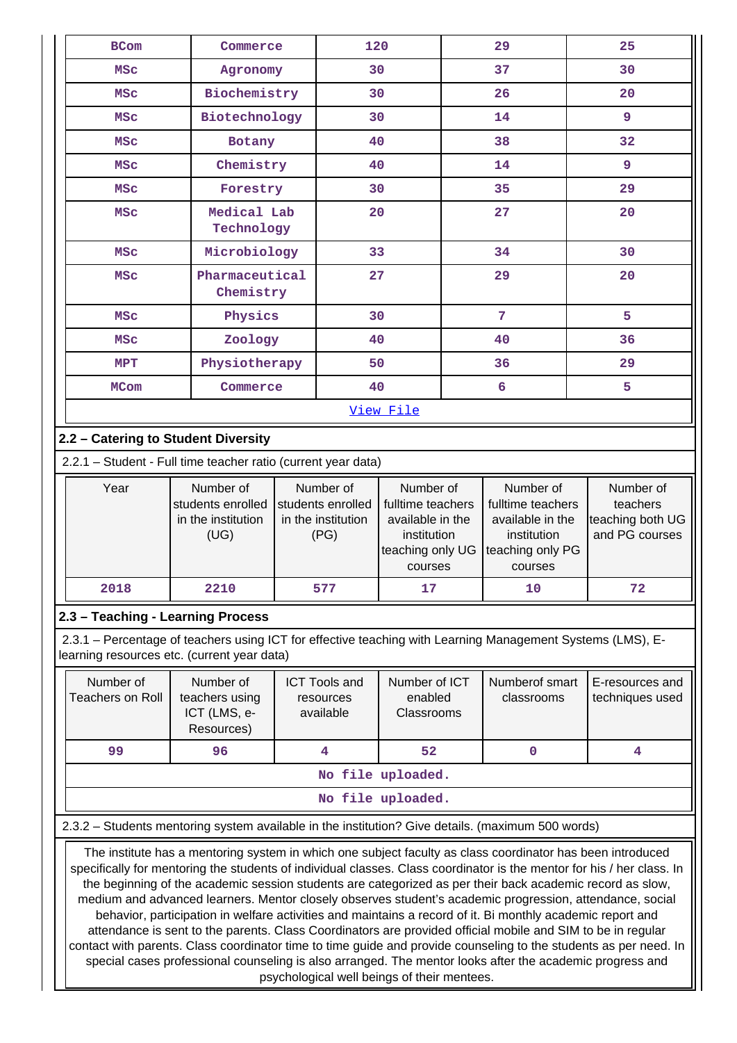| BCom | Commerce | 120 | 29 | 25 |
|---|---|---|---|---|
| MSc | Agronomy | 30 | 37 | 30 |
| MSc | Biochemistry | 30 | 26 | 20 |
| MSc | Biotechnology | 30 | 14 | 9 |
| MSc | Botany | 40 | 38 | 32 |
| MSc | Chemistry | 40 | 14 | 9 |
| MSc | Forestry | 30 | 35 | 29 |
| MSc | Medical Lab Technology | 20 | 27 | 20 |
| MSc | Microbiology | 33 | 34 | 30 |
| MSc | Pharmaceutical Chemistry | 27 | 29 | 20 |
| MSc | Physics | 30 | 7 | 5 |
| MSc | Zoology | 40 | 40 | 36 |
| MPT | Physiotherapy | 50 | 36 | 29 |
| MCom | Commerce | 40 | 6 | 5 |
| View File | | | | |

## 2.2 – Catering to Student Diversity

2.2.1 – Student - Full time teacher ratio (current year data)

| Year | Number of students enrolled in the institution (UG) | Number of students enrolled in the institution (PG) | Number of fulltime teachers available in the institution teaching only UG courses | Number of fulltime teachers available in the institution teaching only PG courses | Number of teachers teaching both UG and PG courses |
|---|---|---|---|---|---|
| 2018 | 2210 | 577 | 17 | 10 | 72 |

## 2.3 – Teaching - Learning Process

2.3.1 – Percentage of teachers using ICT for effective teaching with Learning Management Systems (LMS), E-learning resources etc. (current year data)

| Number of Teachers on Roll | Number of teachers using ICT (LMS, e-Resources) | ICT Tools and resources available | Number of ICT enabled Classrooms | Numberof smart classrooms | E-resources and techniques used |
|---|---|---|---|---|---|
| 99 | 96 | 4 | 52 | 0 | 4 |
| No file uploaded. | | | | | |
| No file uploaded. | | | | | |

2.3.2 – Students mentoring system available in the institution? Give details. (maximum 500 words)

The institute has a mentoring system in which one subject faculty as class coordinator has been introduced specifically for mentoring the students of individual classes. Class coordinator is the mentor for his / her class. In the beginning of the academic session students are categorized as per their back academic record as slow, medium and advanced learners. Mentor closely observes student's academic progression, attendance, social behavior, participation in welfare activities and maintains a record of it. Bi monthly academic report and attendance is sent to the parents. Class Coordinators are provided official mobile and SIM to be in regular contact with parents. Class coordinator time to time guide and provide counseling to the students as per need. In special cases professional counseling is also arranged. The mentor looks after the academic progress and psychological well beings of their mentees.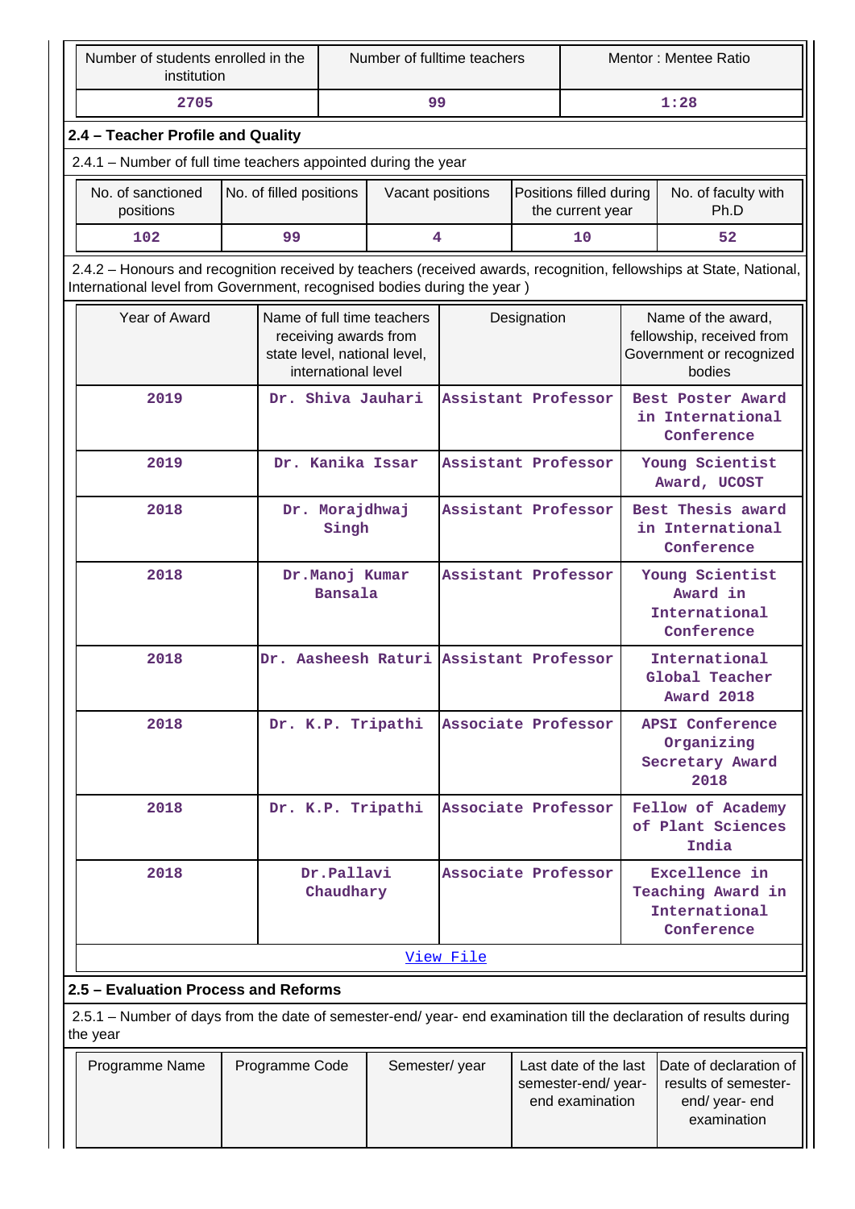| Number of students enrolled in the institution | Number of fulltime teachers | Mentor : Mentee Ratio |
|---|---|---|
| 2705 | 99 | 1:28 |

## 2.4 – Teacher Profile and Quality

2.4.1 – Number of full time teachers appointed during the year

| No. of sanctioned positions | No. of filled positions | Vacant positions | Positions filled during the current year | No. of faculty with Ph.D |
|---|---|---|---|---|
| 102 | 99 | 4 | 10 | 52 |

2.4.2 – Honours and recognition received by teachers (received awards, recognition, fellowships at State, National, International level from Government, recognised bodies during the year )

| Year of Award | Name of full time teachers receiving awards from state level, national level, international level | Designation | Name of the award, fellowship, received from Government or recognized bodies |
|---|---|---|---|
| 2019 | Dr. Shiva Jauhari | Assistant Professor | Best Poster Award in International Conference |
| 2019 | Dr. Kanika Issar | Assistant Professor | Young Scientist Award, UCOST |
| 2018 | Dr. Morajdhwaj Singh | Assistant Professor | Best Thesis award in International Conference |
| 2018 | Dr.Manoj Kumar Bansala | Assistant Professor | Young Scientist Award in International Conference |
| 2018 | Dr. Aasheesh Raturi | Assistant Professor | International Global Teacher Award 2018 |
| 2018 | Dr. K.P. Tripathi | Associate Professor | APSI Conference Organizing Secretary Award 2018 |
| 2018 | Dr. K.P. Tripathi | Associate Professor | Fellow of Academy of Plant Sciences India |
| 2018 | Dr.Pallavi Chaudhary | Associate Professor | Excellence in Teaching Award in International Conference |

View File

## 2.5 – Evaluation Process and Reforms

2.5.1 – Number of days from the date of semester-end/ year- end examination till the declaration of results during the year

| Programme Name | Programme Code | Semester/ year | Last date of the last semester-end/ year- end examination | Date of declaration of results of semester- end/ year- end examination |
|---|---|---|---|---|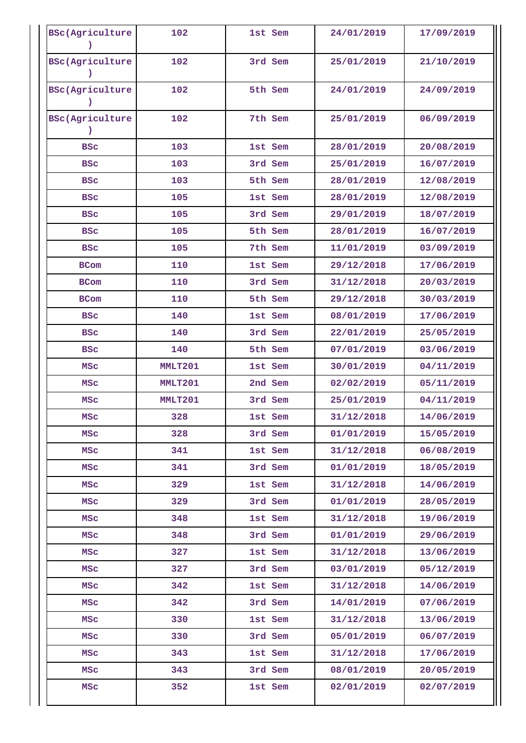| BSc(Agriculture) | 102 | 1st Sem | 24/01/2019 | 17/09/2019 |
|---|---|---|---|---|
| BSc(Agriculture) | 102 | 3rd Sem | 25/01/2019 | 21/10/2019 |
| BSc(Agriculture) | 102 | 5th Sem | 24/01/2019 | 24/09/2019 |
| BSc(Agriculture) | 102 | 7th Sem | 25/01/2019 | 06/09/2019 |
| BSc | 103 | 1st Sem | 28/01/2019 | 20/08/2019 |
| BSc | 103 | 3rd Sem | 25/01/2019 | 16/07/2019 |
| BSc | 103 | 5th Sem | 28/01/2019 | 12/08/2019 |
| BSc | 105 | 1st Sem | 28/01/2019 | 12/08/2019 |
| BSc | 105 | 3rd Sem | 29/01/2019 | 18/07/2019 |
| BSc | 105 | 5th Sem | 28/01/2019 | 16/07/2019 |
| BSc | 105 | 7th Sem | 11/01/2019 | 03/09/2019 |
| BCom | 110 | 1st Sem | 29/12/2018 | 17/06/2019 |
| BCom | 110 | 3rd Sem | 31/12/2018 | 20/03/2019 |
| BCom | 110 | 5th Sem | 29/12/2018 | 30/03/2019 |
| BSc | 140 | 1st Sem | 08/01/2019 | 17/06/2019 |
| BSc | 140 | 3rd Sem | 22/01/2019 | 25/05/2019 |
| BSc | 140 | 5th Sem | 07/01/2019 | 03/06/2019 |
| MSc | MMLT201 | 1st Sem | 30/01/2019 | 04/11/2019 |
| MSc | MMLT201 | 2nd Sem | 02/02/2019 | 05/11/2019 |
| MSc | MMLT201 | 3rd Sem | 25/01/2019 | 04/11/2019 |
| MSc | 328 | 1st Sem | 31/12/2018 | 14/06/2019 |
| MSc | 328 | 3rd Sem | 01/01/2019 | 15/05/2019 |
| MSc | 341 | 1st Sem | 31/12/2018 | 06/08/2019 |
| MSc | 341 | 3rd Sem | 01/01/2019 | 18/05/2019 |
| MSc | 329 | 1st Sem | 31/12/2018 | 14/06/2019 |
| MSc | 329 | 3rd Sem | 01/01/2019 | 28/05/2019 |
| MSc | 348 | 1st Sem | 31/12/2018 | 19/06/2019 |
| MSc | 348 | 3rd Sem | 01/01/2019 | 29/06/2019 |
| MSc | 327 | 1st Sem | 31/12/2018 | 13/06/2019 |
| MSc | 327 | 3rd Sem | 03/01/2019 | 05/12/2019 |
| MSc | 342 | 1st Sem | 31/12/2018 | 14/06/2019 |
| MSc | 342 | 3rd Sem | 14/01/2019 | 07/06/2019 |
| MSc | 330 | 1st Sem | 31/12/2018 | 13/06/2019 |
| MSc | 330 | 3rd Sem | 05/01/2019 | 06/07/2019 |
| MSc | 343 | 1st Sem | 31/12/2018 | 17/06/2019 |
| MSc | 343 | 3rd Sem | 08/01/2019 | 20/05/2019 |
| MSc | 352 | 1st Sem | 02/01/2019 | 02/07/2019 |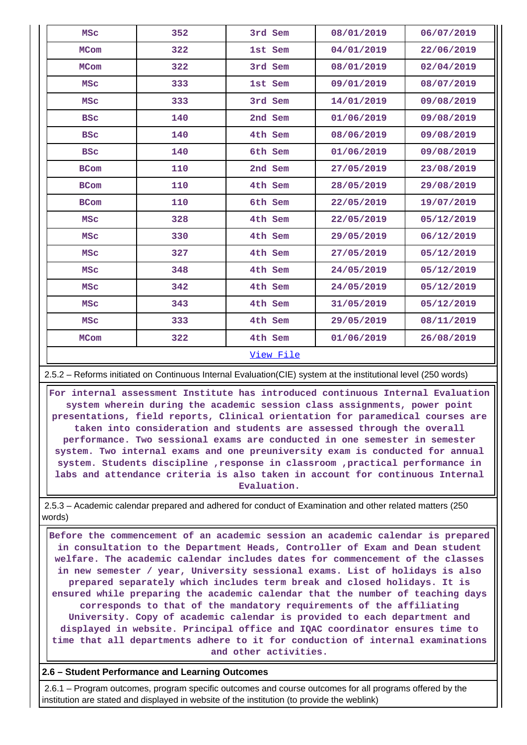| MSc | 352 | 3rd Sem | 08/01/2019 | 06/07/2019 |
|---|---|---|---|---|
| MCom | 322 | 1st Sem | 04/01/2019 | 22/06/2019 |
| MCom | 322 | 3rd Sem | 08/01/2019 | 02/04/2019 |
| MSc | 333 | 1st Sem | 09/01/2019 | 08/07/2019 |
| MSc | 333 | 3rd Sem | 14/01/2019 | 09/08/2019 |
| BSc | 140 | 2nd Sem | 01/06/2019 | 09/08/2019 |
| BSc | 140 | 4th Sem | 08/06/2019 | 09/08/2019 |
| BSc | 140 | 6th Sem | 01/06/2019 | 09/08/2019 |
| BCom | 110 | 2nd Sem | 27/05/2019 | 23/08/2019 |
| BCom | 110 | 4th Sem | 28/05/2019 | 29/08/2019 |
| BCom | 110 | 6th Sem | 22/05/2019 | 19/07/2019 |
| MSc | 328 | 4th Sem | 22/05/2019 | 05/12/2019 |
| MSc | 330 | 4th Sem | 29/05/2019 | 06/12/2019 |
| MSc | 327 | 4th Sem | 27/05/2019 | 05/12/2019 |
| MSc | 348 | 4th Sem | 24/05/2019 | 05/12/2019 |
| MSc | 342 | 4th Sem | 24/05/2019 | 05/12/2019 |
| MSc | 343 | 4th Sem | 31/05/2019 | 05/12/2019 |
| MSc | 333 | 4th Sem | 29/05/2019 | 08/11/2019 |
| MCom | 322 | 4th Sem | 01/06/2019 | 26/08/2019 |

View File

2.5.2 – Reforms initiated on Continuous Internal Evaluation(CIE) system at the institutional level (250 words)

For internal assessment Institute has introduced continuous Internal Evaluation system wherein during the academic session class assignments, power point presentations, field reports, Clinical orientation for paramedical courses are taken into consideration and students are assessed through the overall performance. Two sessional exams are conducted in one semester in semester system. Two internal exams and one preuniversity exam is conducted for annual system. Students discipline ,response in classroom ,practical performance in labs and attendance criteria is also taken in account for continuous Internal Evaluation.

2.5.3 – Academic calendar prepared and adhered for conduct of Examination and other related matters (250 words)

Before the commencement of an academic session an academic calendar is prepared in consultation to the Department Heads, Controller of Exam and Dean student welfare. The academic calendar includes dates for commencement of the classes in new semester / year, University sessional exams. List of holidays is also prepared separately which includes term break and closed holidays. It is ensured while preparing the academic calendar that the number of teaching days corresponds to that of the mandatory requirements of the affiliating University. Copy of academic calendar is provided to each department and displayed in website. Principal office and IQAC coordinator ensures time to time that all departments adhere to it for conduction of internal examinations and other activities.

**2.6 – Student Performance and Learning Outcomes**

2.6.1 – Program outcomes, program specific outcomes and course outcomes for all programs offered by the institution are stated and displayed in website of the institution (to provide the weblink)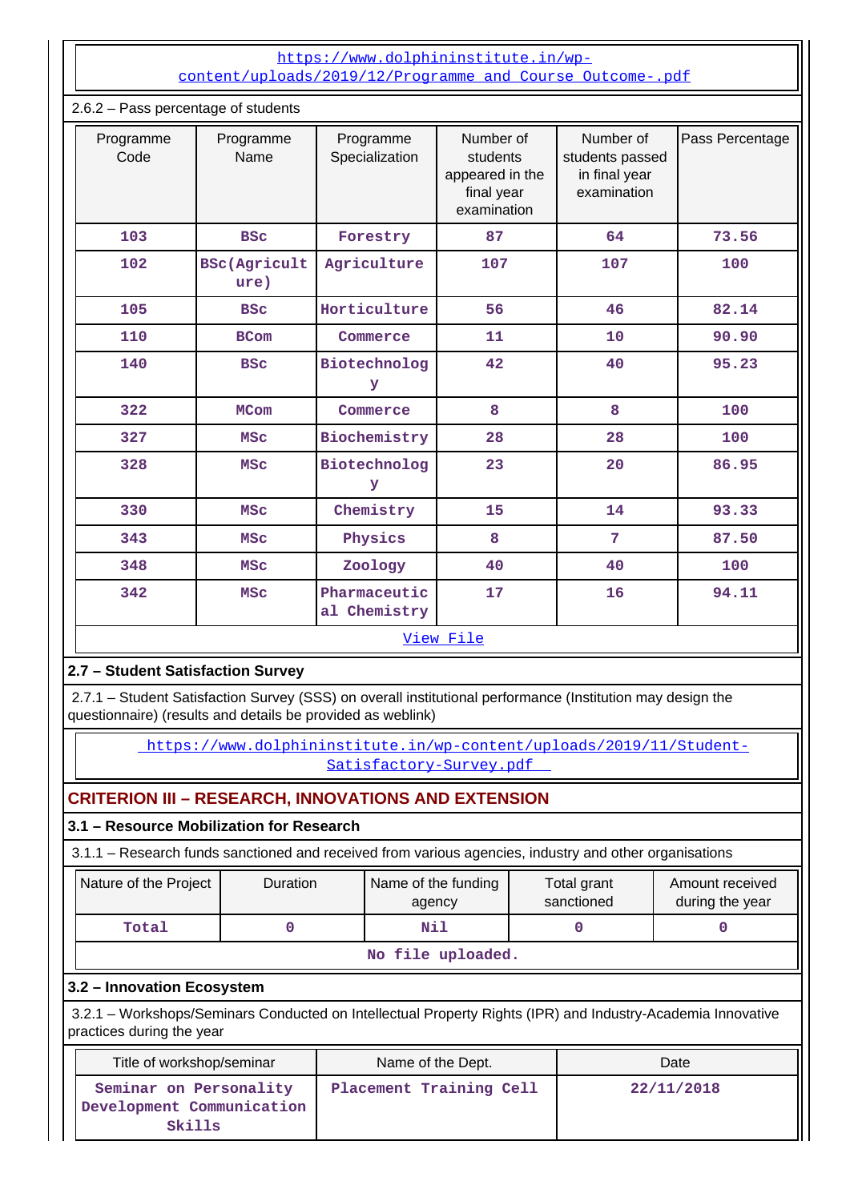https://www.dolphininstitute.in/wp-content/uploads/2019/12/Programme_and_Course_Outcome-.pdf

2.6.2 – Pass percentage of students

| Programme Code | Programme Name | Programme Specialization | Number of students appeared in the final year examination | Number of students passed in final year examination | Pass Percentage |
|---|---|---|---|---|---|
| 103 | BSc | Forestry | 87 | 64 | 73.56 |
| 102 | BSc(Agriculture) | Agriculture | 107 | 107 | 100 |
| 105 | BSc | Horticulture | 56 | 46 | 82.14 |
| 110 | BCom | Commerce | 11 | 10 | 90.90 |
| 140 | BSc | Biotechnology | 42 | 40 | 95.23 |
| 322 | MCom | Commerce | 8 | 8 | 100 |
| 327 | MSc | Biochemistry | 28 | 28 | 100 |
| 328 | MSc | Biotechnology | 23 | 20 | 86.95 |
| 330 | MSc | Chemistry | 15 | 14 | 93.33 |
| 343 | MSc | Physics | 8 | 7 | 87.50 |
| 348 | MSc | Zoology | 40 | 40 | 100 |
| 342 | MSc | Pharmaceutical Chemistry | 17 | 16 | 94.11 |

View File

### 2.7 – Student Satisfaction Survey

2.7.1 – Student Satisfaction Survey (SSS) on overall institutional performance (Institution may design the questionnaire) (results and details be provided as weblink)

https://www.dolphininstitute.in/wp-content/uploads/2019/11/Student-Satisfactory-Survey.pdf

## CRITERION III – RESEARCH, INNOVATIONS AND EXTENSION

### 3.1 – Resource Mobilization for Research

3.1.1 – Research funds sanctioned and received from various agencies, industry and other organisations

| Nature of the Project | Duration | Name of the funding agency | Total grant sanctioned | Amount received during the year |
|---|---|---|---|---|
| Total | 0 | Nil | 0 | 0 |

No file uploaded.

### 3.2 – Innovation Ecosystem

3.2.1 – Workshops/Seminars Conducted on Intellectual Property Rights (IPR) and Industry-Academia Innovative practices during the year

| Title of workshop/seminar | Name of the Dept. | Date |
|---|---|---|
| Seminar on Personality Development Communication Skills | Placement Training Cell | 22/11/2018 |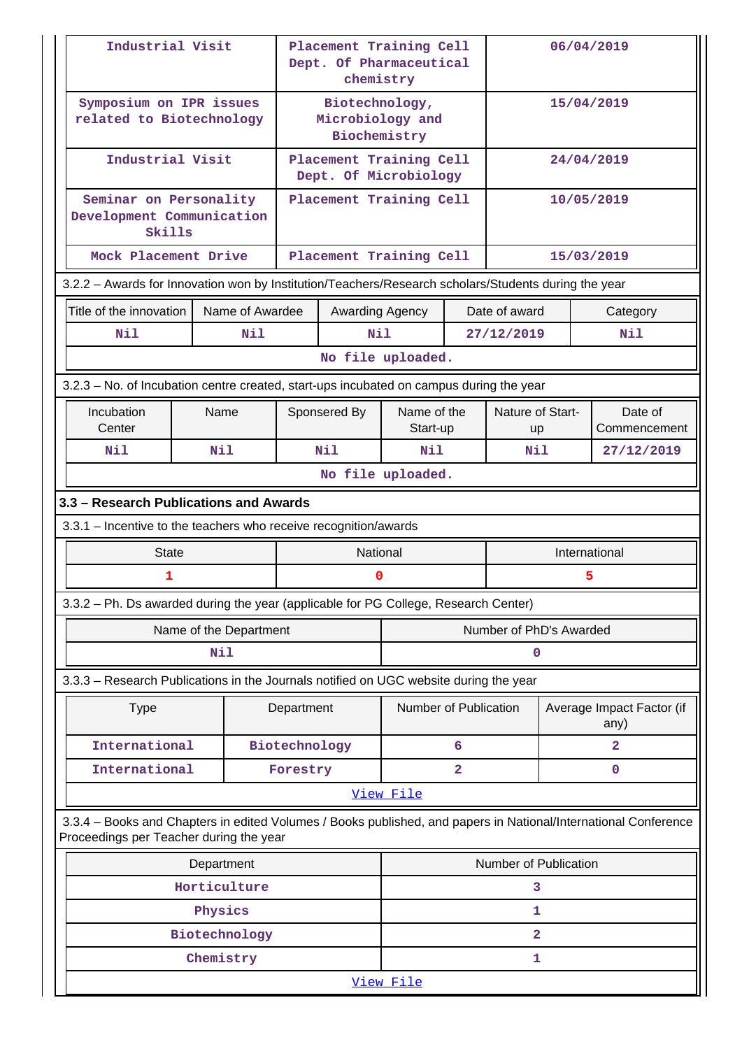| Industrial Visit | Placement Training Cell Dept. Of Pharmaceutical chemistry | 06/04/2019 |
|---|---|---|
| Symposium on IPR issues related to Biotechnology | Biotechnology, Microbiology and Biochemistry | 15/04/2019 |
| Industrial Visit | Placement Training Cell Dept. Of Microbiology | 24/04/2019 |
| Seminar on Personality Development Communication Skills | Placement Training Cell | 10/05/2019 |
| Mock Placement Drive | Placement Training Cell | 15/03/2019 |

3.2.2 – Awards for Innovation won by Institution/Teachers/Research scholars/Students during the year

| Title of the innovation | Name of Awardee | Awarding Agency | Date of award | Category |
|---|---|---|---|---|
| Nil | Nil | Nil | 27/12/2019 | Nil |
| No file uploaded. | | | | |

3.2.3 – No. of Incubation centre created, start-ups incubated on campus during the year

| Incubation Center | Name | Sponsered By | Name of the Start-up | Nature of Start-up | Date of Commencement |
|---|---|---|---|---|---|
| Nil | Nil | Nil | Nil | Nil | 27/12/2019 |
| No file uploaded. | | | | | |

**3.3 – Research Publications and Awards**

3.3.1 – Incentive to the teachers who receive recognition/awards

| State | National | International |
|---|---|---|
| 1 | 0 | 5 |

3.3.2 – Ph. Ds awarded during the year (applicable for PG College, Research Center)

| Name of the Department | Number of PhD's Awarded |
|---|---|
| Nil | 0 |

3.3.3 – Research Publications in the Journals notified on UGC website during the year

| Type | Department | Number of Publication | Average Impact Factor (if any) |
|---|---|---|---|
| International | Biotechnology | 6 | 2 |
| International | Forestry | 2 | 0 |
| View File | | | |

3.3.4 – Books and Chapters in edited Volumes / Books published, and papers in National/International Conference Proceedings per Teacher during the year

| Department | Number of Publication |
|---|---|
| Horticulture | 3 |
| Physics | 1 |
| Biotechnology | 2 |
| Chemistry | 1 |
| View File | |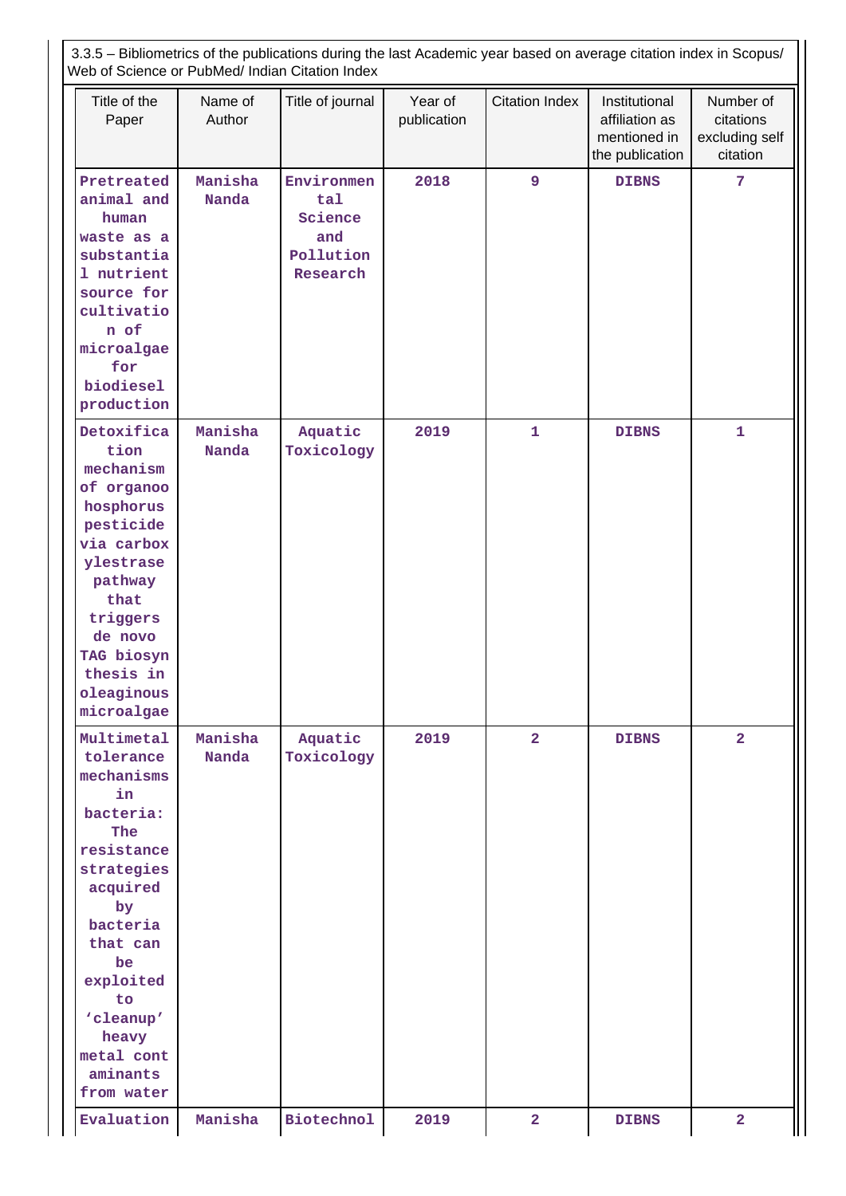3.3.5 – Bibliometrics of the publications during the last Academic year based on average citation index in Scopus/ Web of Science or PubMed/ Indian Citation Index

| Title of the Paper | Name of Author | Title of journal | Year of publication | Citation Index | Institutional affiliation as mentioned in the publication | Number of citations excluding self citation |
|---|---|---|---|---|---|---|
| Pretreated animal and human waste as a substantial nutrient source for cultivation of microalgae for biodiesel production | Manisha Nanda | Environmental Science and Pollution Research | 2018 | 9 | DIBNS | 7 |
| Detoxification mechanism of organophosphorus pesticide via carboxylestrase pathway that triggers de novo TAG biosynthesis in oleaginous microalgae | Manisha Nanda | Aquatic Toxicology | 2019 | 1 | DIBNS | 1 |
| Multimetal tolerance mechanisms in bacteria: The resistance strategies acquired by bacteria that can be exploited to 'cleanup' heavy metal contaminants from water | Manisha Nanda | Aquatic Toxicology | 2019 | 2 | DIBNS | 2 |
| Evaluation | Manisha | Biotechnol | 2019 | 2 | DIBNS | 2 |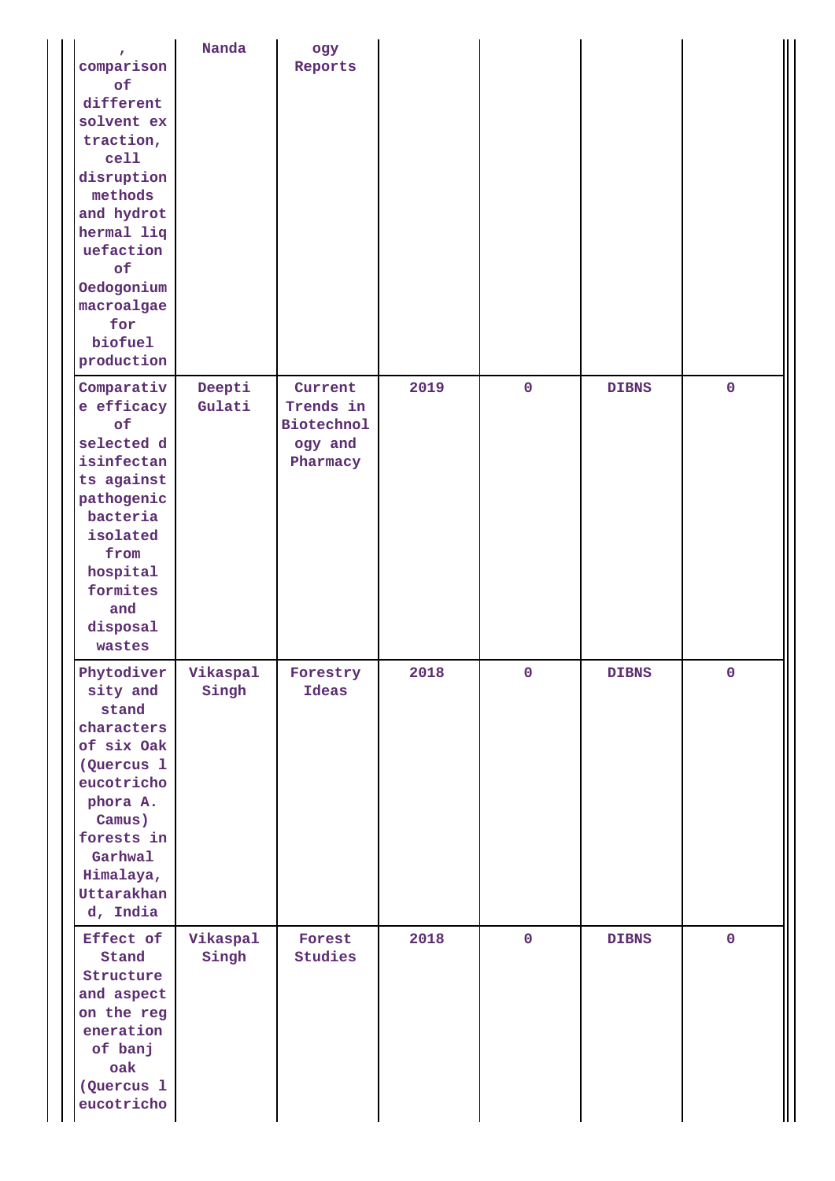| | | | | | | |
|---|---|---|---|---|---|---|
| , comparison of different solvent extraction, cell disruption methods and hydrothermal liquefaction of Oedogonium macroalgae for biofuel production | Nanda | ogy Reports | | | | |
| Comparative efficacy of selected disinfectants against pathogenic bacteria isolated from hospital formites and disposal wastes | Deepti Gulati | Current Trends in Biotechnology and Pharmacy | 2019 | 0 | DIBNS | 0 |
| Phytodiversity and stand characters of six Oak (Quercus leucotrichophora A. Camus) forests in Garhwal Himalaya, Uttarakhand, India | Vikaspal Singh | Forestry Ideas | 2018 | 0 | DIBNS | 0 |
| Effect of Stand Structure and aspect on the regeneration of banj oak (Quercus leucotricho | Vikaspal Singh | Forest Studies | 2018 | 0 | DIBNS | 0 |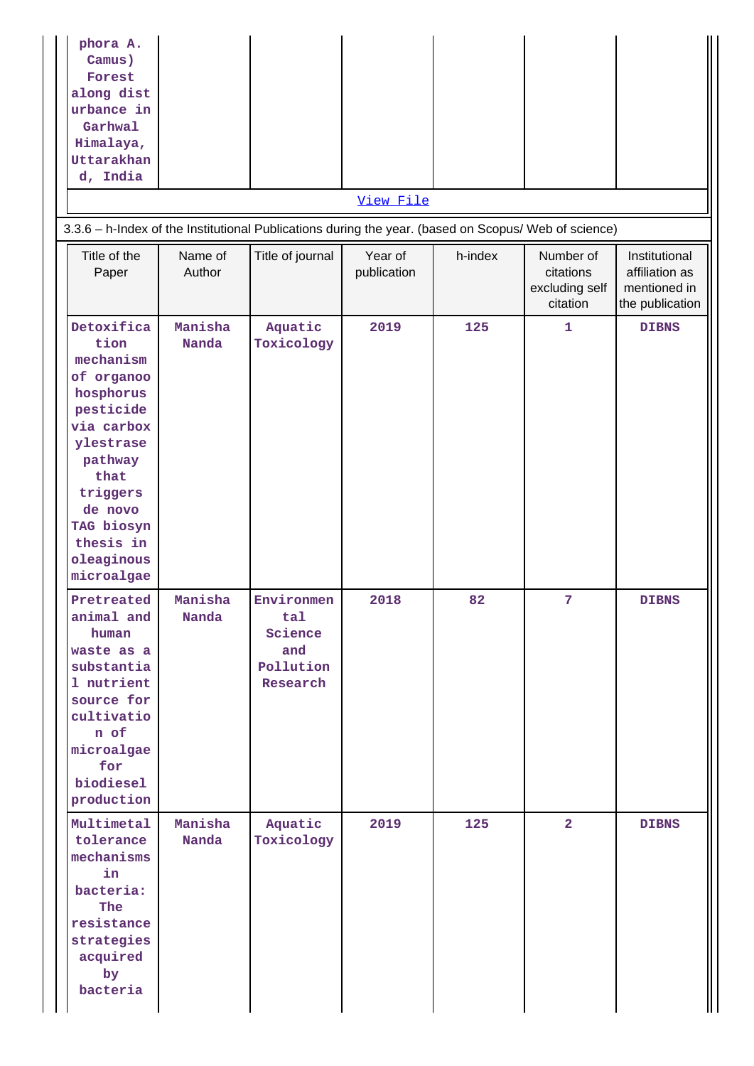| phora A. Camus) Forest along disturbance in Garhwal Himalaya, Uttarakhand, India | | | | | | |
|---|---|---|---|---|---|---|

[View File]

3.3.6 – h-Index of the Institutional Publications during the year. (based on Scopus/ Web of science)

| Title of the Paper | Name of Author | Title of journal | Year of publication | h-index | Number of citations excluding self citation | Institutional affiliation as mentioned in the publication |
|---|---|---|---|---|---|---|
| **Detoxification mechanism of organophosphorus pesticide via carboxylestrase pathway that triggers de novo TAG biosynthesis in oleaginous microalgae** | **Manisha Nanda** | **Aquatic Toxicology** | **2019** | **125** | **1** | **DIBNS** |
| **Pretreated animal and human waste as a substantial nutrient source for cultivation of microalgae for biodiesel production** | **Manisha Nanda** | **Environmental Science and Pollution Research** | **2018** | **82** | **7** | **DIBNS** |
| **Multimetal tolerance mechanisms in bacteria: The resistance strategies acquired by bacteria** | **Manisha Nanda** | **Aquatic Toxicology** | **2019** | **125** | **2** | **DIBNS** |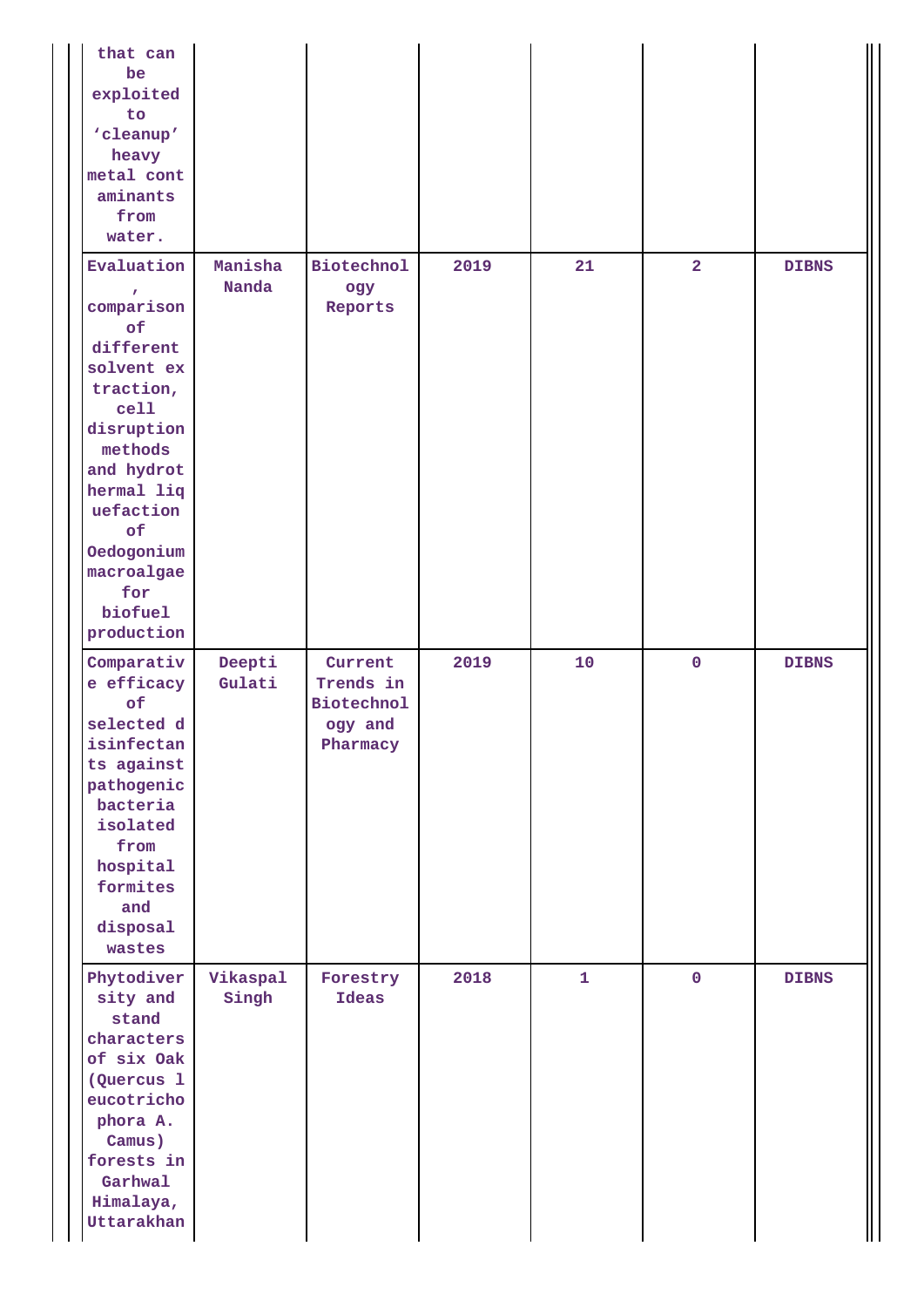| | | | | | | |
|---|---|---|---|---|---|---|
| that can be exploited to 'cleanup' heavy metal contaminants from water. | | | | | | |
| Evaluation, comparison of different solvent extraction, cell disruption methods and hydrothermal liquefaction of Oedogonium macroalgae for biofuel production | Manisha Nanda | Biotechnology Reports | 2019 | 21 | 2 | DIBNS |
| Comparative efficacy of selected disinfectants against pathogenic bacteria isolated from hospital formites and disposal wastes | Deepti Gulati | Current Trends in Biotechnology and Pharmacy | 2019 | 10 | 0 | DIBNS |
| Phytodiversity and stand characters of six Oak (Quercus leucotrichophora A. Camus) forests in Garhwal Himalaya, Uttarakhan | Vikaspal Singh | Forestry Ideas | 2018 | 1 | 0 | DIBNS |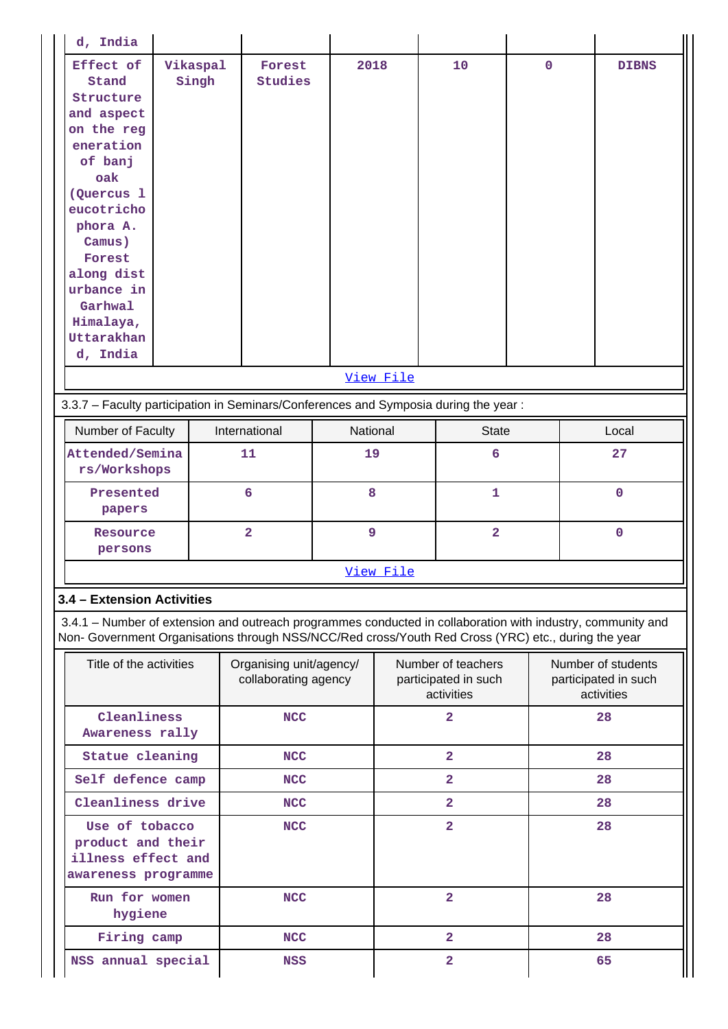| d, India | | | | | | |
|---|---|---|---|---|---|---|
| Effect of Stand Structure and aspect on the regeneration of banj oak (Quercus leucotrichophora A. Camus) Forest along disturbance in Garhwal Himalaya, Uttarakhand, India | Vikaspal Singh | Forest Studies | 2018 | 10 | 0 | DIBNS |
| View File | | | | | | |

3.3.7 – Faculty participation in Seminars/Conferences and Symposia during the year :

| Number of Faculty | International | National | State | Local |
|---|---|---|---|---|
| Attended/Seminars/Workshops | 11 | 19 | 6 | 27 |
| Presented papers | 6 | 8 | 1 | 0 |
| Resource persons | 2 | 9 | 2 | 0 |
| View File | | | | |

### 3.4 – Extension Activities

3.4.1 – Number of extension and outreach programmes conducted in collaboration with industry, community and Non- Government Organisations through NSS/NCC/Red cross/Youth Red Cross (YRC) etc., during the year

| Title of the activities | Organising unit/agency/ collaborating agency | Number of teachers participated in such activities | Number of students participated in such activities |
|---|---|---|---|
| Cleanliness Awareness rally | NCC | 2 | 28 |
| Statue cleaning | NCC | 2 | 28 |
| Self defence camp | NCC | 2 | 28 |
| Cleanliness drive | NCC | 2 | 28 |
| Use of tobacco product and their illness effect and awareness programme | NCC | 2 | 28 |
| Run for women hygiene | NCC | 2 | 28 |
| Firing camp | NCC | 2 | 28 |
| NSS annual special | NSS | 2 | 65 |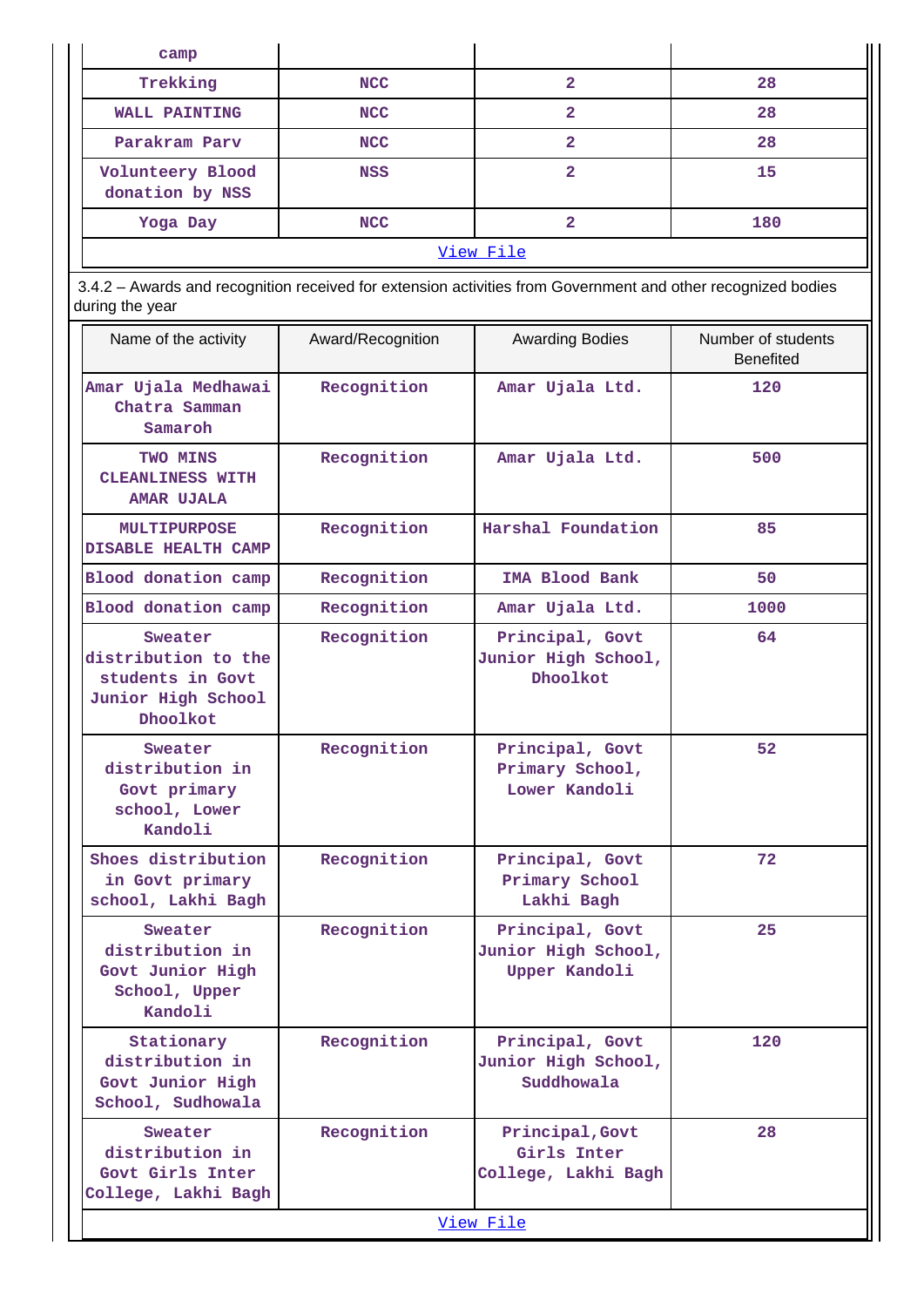| camp | | | |
|---|---|---|---|
| Trekking | NCC | 2 | 28 |
| WALL PAINTING | NCC | 2 | 28 |
| Parakram Parv | NCC | 2 | 28 |
| Volunteery Blood donation by NSS | NSS | 2 | 15 |
| Yoga Day | NCC | 2 | 180 |
| View File | | | |

3.4.2 – Awards and recognition received for extension activities from Government and other recognized bodies during the year

| Name of the activity | Award/Recognition | Awarding Bodies | Number of students Benefited |
|---|---|---|---|
| Amar Ujala Medhawai Chatra Samman Samaroh | Recognition | Amar Ujala Ltd. | 120 |
| TWO MINS CLEANLINESS WITH AMAR UJALA | Recognition | Amar Ujala Ltd. | 500 |
| MULTIPURPOSE DISABLE HEALTH CAMP | Recognition | Harshal Foundation | 85 |
| Blood donation camp | Recognition | IMA Blood Bank | 50 |
| Blood donation camp | Recognition | Amar Ujala Ltd. | 1000 |
| Sweater distribution to the students in Govt Junior High School Dhoolkot | Recognition | Principal, Govt Junior High School, Dhoolkot | 64 |
| Sweater distribution in Govt primary school, Lower Kandoli | Recognition | Principal, Govt Primary School, Lower Kandoli | 52 |
| Shoes distribution in Govt primary school, Lakhi Bagh | Recognition | Principal, Govt Primary School Lakhi Bagh | 72 |
| Sweater distribution in Govt Junior High School, Upper Kandoli | Recognition | Principal, Govt Junior High School, Upper Kandoli | 25 |
| Stationary distribution in Govt Junior High School, Sudhowala | Recognition | Principal, Govt Junior High School, Suddhowala | 120 |
| Sweater distribution in Govt Girls Inter College, Lakhi Bagh | Recognition | Principal,Govt Girls Inter College, Lakhi Bagh | 28 |
| View File | | | |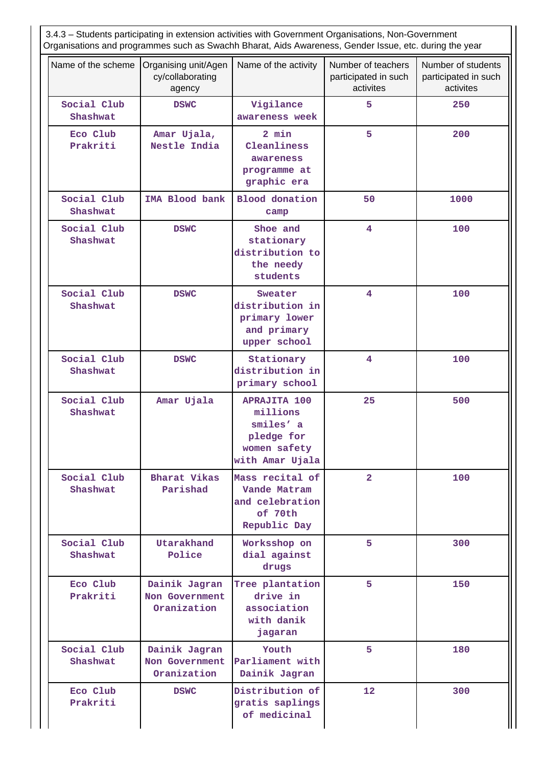3.4.3 – Students participating in extension activities with Government Organisations, Non-Government Organisations and programmes such as Swachh Bharat, Aids Awareness, Gender Issue, etc. during the year

| Name of the scheme | Organising unit/Agency/collaborating agency | Name of the activity | Number of teachers participated in such activites | Number of students participated in such activites |
|---|---|---|---|---|
| Social Club Shashwat | DSWC | Vigilance awareness week | 5 | 250 |
| Eco Club Prakriti | Amar Ujala, Nestle India | 2 min Cleanliness awareness programme at graphic era | 5 | 200 |
| Social Club Shashwat | IMA Blood bank | Blood donation camp | 50 | 1000 |
| Social Club Shashwat | DSWC | Shoe and stationary distribution to the needy students | 4 | 100 |
| Social Club Shashwat | DSWC | Sweater distribution in primary lower and primary upper school | 4 | 100 |
| Social Club Shashwat | DSWC | Stationary distribution in primary school | 4 | 100 |
| Social Club Shashwat | Amar Ujala | APRAJITA 100 millions smiles’ a pledge for women safety with Amar Ujala | 25 | 500 |
| Social Club Shashwat | Bharat Vikas Parishad | Mass recital of Vande Matram and celebration of 70th Republic Day | 2 | 100 |
| Social Club Shashwat | Utarakhand Police | Worksshop on dial against drugs | 5 | 300 |
| Eco Club Prakriti | Dainik Jagran Non Government Oranization | Tree plantation drive in association with danik jagaran | 5 | 150 |
| Social Club Shashwat | Dainik Jagran Non Government Oranization | Youth Parliament with Dainik Jagran | 5 | 180 |
| Eco Club Prakriti | DSWC | Distribution of gratis saplings of medicinal | 12 | 300 |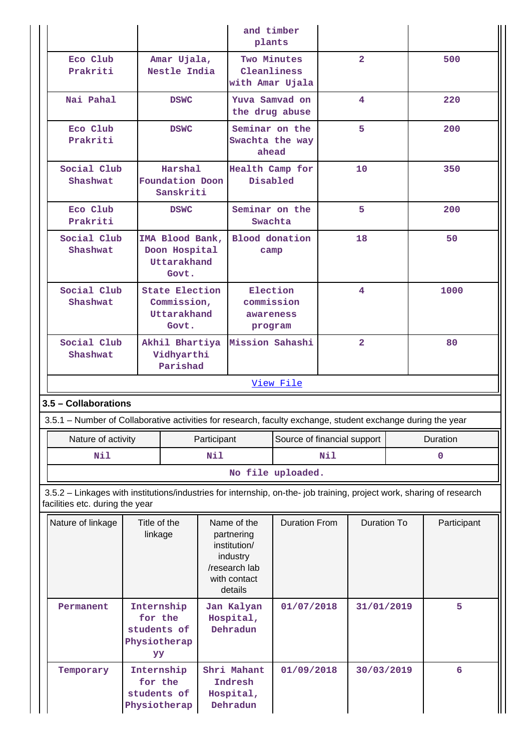|  |  | and timber plants |  |  |
|---|---|---|---|---|
| Eco Club Prakriti | Amar Ujala, Nestle India | Two Minutes Cleanliness with Amar Ujala | 2 | 500 |
| Nai Pahal | DSWC | Yuva Samvad on the drug abuse | 4 | 220 |
| Eco Club Prakriti | DSWC | Seminar on the Swachta the way ahead | 5 | 200 |
| Social Club Shashwat | Harshal Foundation Doon Sanskriti | Health Camp for Disabled | 10 | 350 |
| Eco Club Prakriti | DSWC | Seminar on the Swachta | 5 | 200 |
| Social Club Shashwat | IMA Blood Bank, Doon Hospital Uttarakhand Govt. | Blood donation camp | 18 | 50 |
| Social Club Shashwat | State Election Commission, Uttarakhand Govt. | Election commission awareness program | 4 | 1000 |
| Social Club Shashwat | Akhil Bhartiya Vidhyarthi Parishad | Mission Sahashi | 2 | 80 |

View File

**3.5 – Collaborations**

3.5.1 – Number of Collaborative activities for research, faculty exchange, student exchange during the year

| Nature of activity | Participant | Source of financial support | Duration |
|---|---|---|---|
| Nil | Nil | Nil | 0 |

No file uploaded.

3.5.2 – Linkages with institutions/industries for internship, on-the- job training, project work, sharing of research facilities etc. during the year

| Nature of linkage | Title of the linkage | Name of the partnering institution/ industry /research lab with contact details | Duration From | Duration To | Participant |
|---|---|---|---|---|---|
| Permanent | Internship for the students of Physiotherapy | Jan Kalyan Hospital, Dehradun | 01/07/2018 | 31/01/2019 | 5 |
| Temporary | Internship for the students of Physiotherap | Shri Mahant Indresh Hospital, Dehradun | 01/09/2018 | 30/03/2019 | 6 |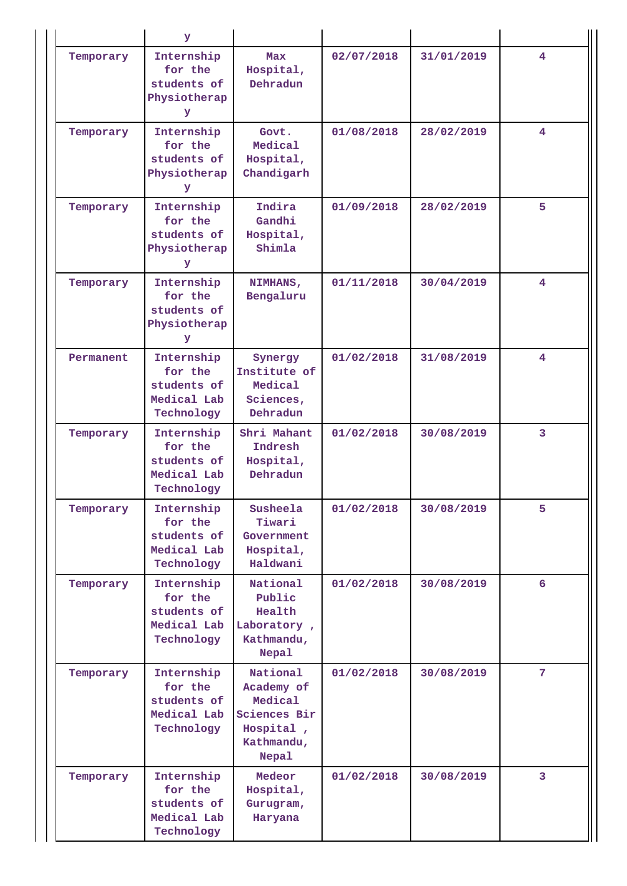| | y | | | | |
|---|---|---|---|---|---|
| Temporary | Internship for the students of Physiotherapy | Max Hospital, Dehradun | 02/07/2018 | 31/01/2019 | 4 |
| Temporary | Internship for the students of Physiotherapy | Govt. Medical Hospital, Chandigarh | 01/08/2018 | 28/02/2019 | 4 |
| Temporary | Internship for the students of Physiotherapy | Indira Gandhi Hospital, Shimla | 01/09/2018 | 28/02/2019 | 5 |
| Temporary | Internship for the students of Physiotherapy | NIMHANS, Bengaluru | 01/11/2018 | 30/04/2019 | 4 |
| Permanent | Internship for the students of Medical Lab Technology | Synergy Institute of Medical Sciences, Dehradun | 01/02/2018 | 31/08/2019 | 4 |
| Temporary | Internship for the students of Medical Lab Technology | Shri Mahant Indresh Hospital, Dehradun | 01/02/2018 | 30/08/2019 | 3 |
| Temporary | Internship for the students of Medical Lab Technology | Susheela Tiwari Government Hospital, Haldwani | 01/02/2018 | 30/08/2019 | 5 |
| Temporary | Internship for the students of Medical Lab Technology | National Public Health Laboratory , Kathmandu, Nepal | 01/02/2018 | 30/08/2019 | 6 |
| Temporary | Internship for the students of Medical Lab Technology | National Academy of Medical Sciences Bir Hospital , Kathmandu, Nepal | 01/02/2018 | 30/08/2019 | 7 |
| Temporary | Internship for the students of Medical Lab Technology | Medeor Hospital, Gurugram, Haryana | 01/02/2018 | 30/08/2019 | 3 |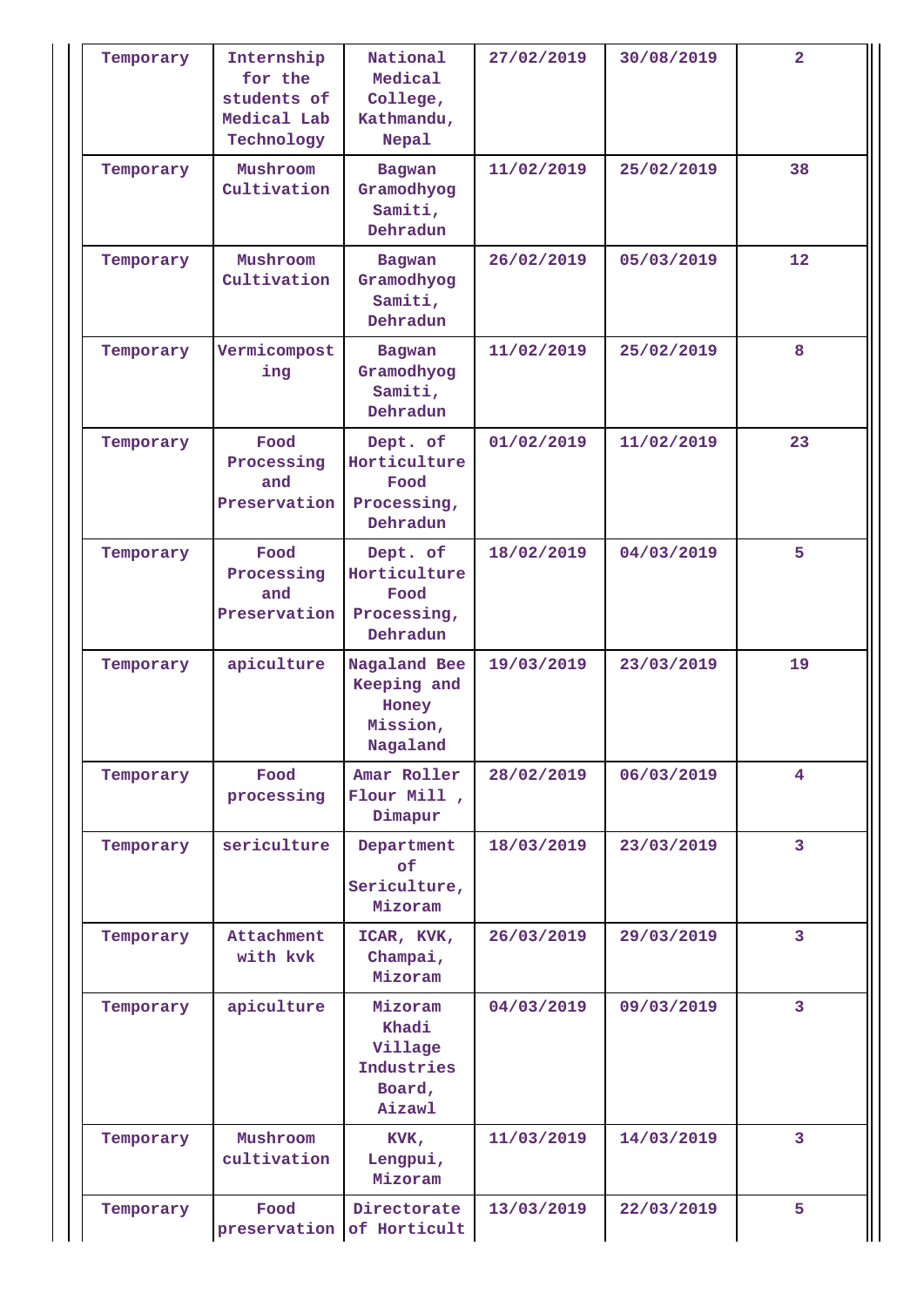| Temporary | Internship for the students of Medical Lab Technology | National Medical College, Kathmandu, Nepal | 27/02/2019 | 30/08/2019 | 2 |
|---|---|---|---|---|---|
| Temporary | Mushroom Cultivation | Bagwan Gramodhyog Samiti, Dehradun | 11/02/2019 | 25/02/2019 | 38 |
| Temporary | Mushroom Cultivation | Bagwan Gramodhyog Samiti, Dehradun | 26/02/2019 | 05/03/2019 | 12 |
| Temporary | Vermicomposting | Bagwan Gramodhyog Samiti, Dehradun | 11/02/2019 | 25/02/2019 | 8 |
| Temporary | Food Processing and Preservation | Dept. of Horticulture Food Processing, Dehradun | 01/02/2019 | 11/02/2019 | 23 |
| Temporary | Food Processing and Preservation | Dept. of Horticulture Food Processing, Dehradun | 18/02/2019 | 04/03/2019 | 5 |
| Temporary | apiculture | Nagaland Bee Keeping and Honey Mission, Nagaland | 19/03/2019 | 23/03/2019 | 19 |
| Temporary | Food processing | Amar Roller Flour Mill , Dimapur | 28/02/2019 | 06/03/2019 | 4 |
| Temporary | sericulture | Department of Sericulture, Mizoram | 18/03/2019 | 23/03/2019 | 3 |
| Temporary | Attachment with kvk | ICAR, KVK, Champai, Mizoram | 26/03/2019 | 29/03/2019 | 3 |
| Temporary | apiculture | Mizoram Khadi Village Industries Board, Aizawl | 04/03/2019 | 09/03/2019 | 3 |
| Temporary | Mushroom cultivation | KVK, Lengpui, Mizoram | 11/03/2019 | 14/03/2019 | 3 |
| Temporary | Food preservation | Directorate of Horticult | 13/03/2019 | 22/03/2019 | 5 |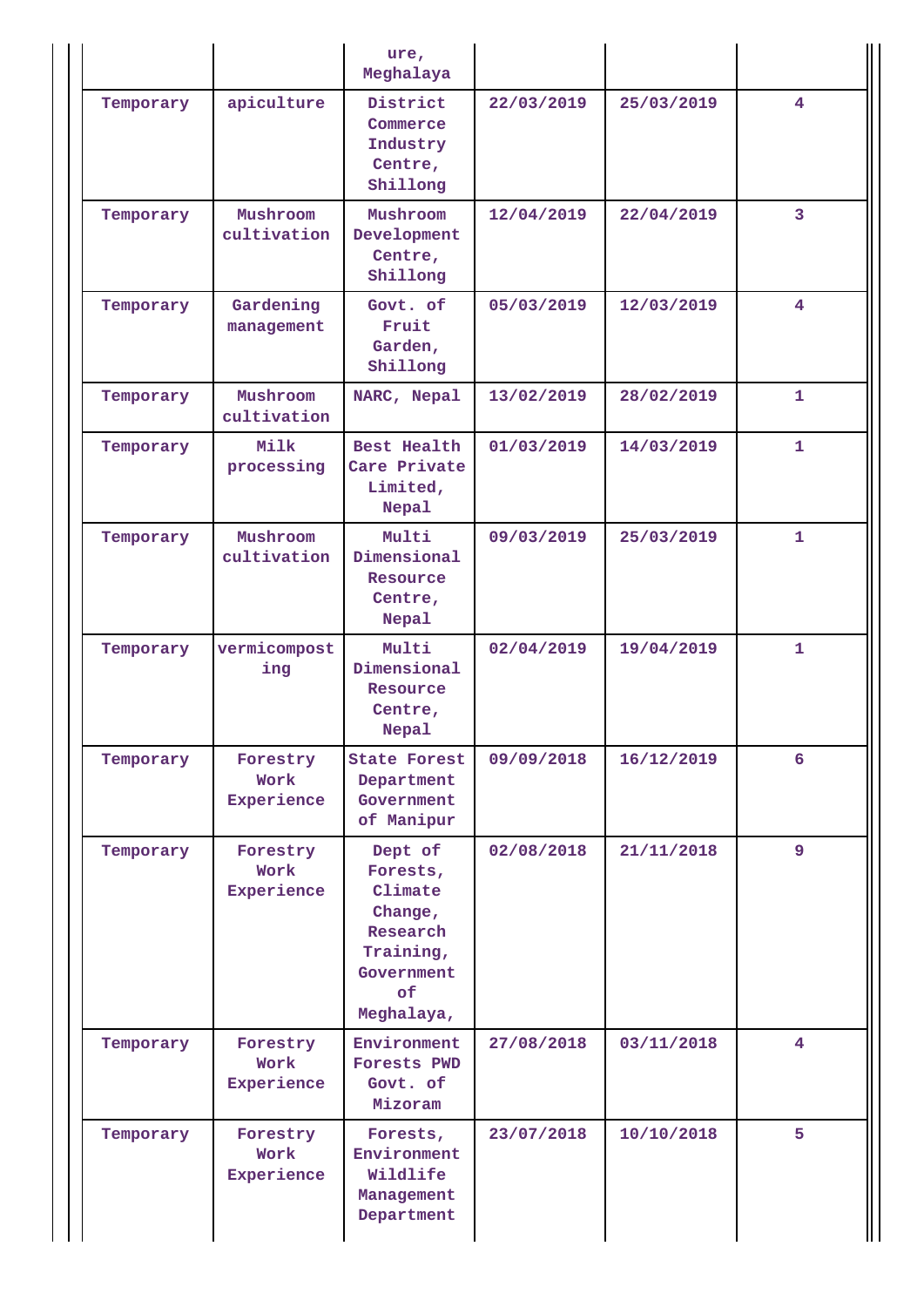| | | ure, Meghalaya | | | |
|---|---|---|---|---|---|
| Temporary | apiculture | District Commerce Industry Centre, Shillong | 22/03/2019 | 25/03/2019 | 4 |
| Temporary | Mushroom cultivation | Mushroom Development Centre, Shillong | 12/04/2019 | 22/04/2019 | 3 |
| Temporary | Gardening management | Govt. of Fruit Garden, Shillong | 05/03/2019 | 12/03/2019 | 4 |
| Temporary | Mushroom cultivation | NARC, Nepal | 13/02/2019 | 28/02/2019 | 1 |
| Temporary | Milk processing | Best Health Care Private Limited, Nepal | 01/03/2019 | 14/03/2019 | 1 |
| Temporary | Mushroom cultivation | Multi Dimensional Resource Centre, Nepal | 09/03/2019 | 25/03/2019 | 1 |
| Temporary | vermicomposting | Multi Dimensional Resource Centre, Nepal | 02/04/2019 | 19/04/2019 | 1 |
| Temporary | Forestry Work Experience | State Forest Department Government of Manipur | 09/09/2018 | 16/12/2019 | 6 |
| Temporary | Forestry Work Experience | Dept of Forests, Climate Change, Research Training, Government of Meghalaya, | 02/08/2018 | 21/11/2018 | 9 |
| Temporary | Forestry Work Experience | Environment Forests PWD Govt. of Mizoram | 27/08/2018 | 03/11/2018 | 4 |
| Temporary | Forestry Work Experience | Forests, Environment Wildlife Management Department | 23/07/2018 | 10/10/2018 | 5 |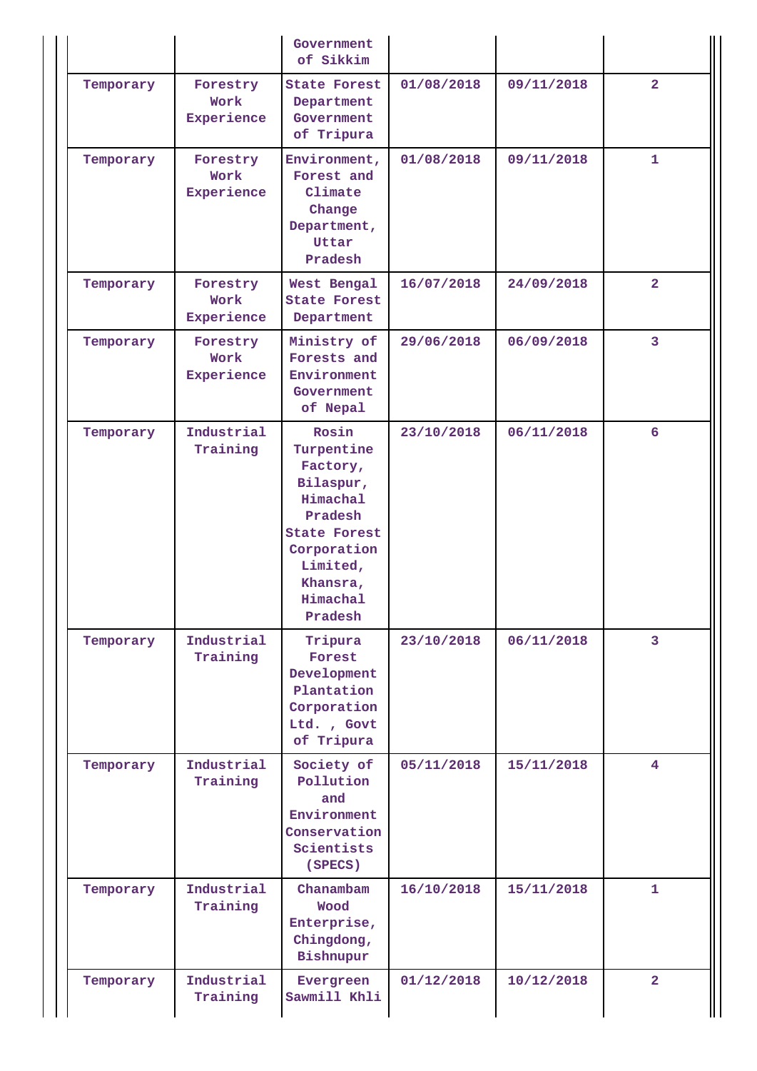| | | Government of Sikkim | | | |
|---|---|---|---|---|---|
| Temporary | Forestry Work Experience | State Forest Department Government of Tripura | 01/08/2018 | 09/11/2018 | 2 |
| Temporary | Forestry Work Experience | Environment, Forest and Climate Change Department, Uttar Pradesh | 01/08/2018 | 09/11/2018 | 1 |
| Temporary | Forestry Work Experience | West Bengal State Forest Department | 16/07/2018 | 24/09/2018 | 2 |
| Temporary | Forestry Work Experience | Ministry of Forests and Environment Government of Nepal | 29/06/2018 | 06/09/2018 | 3 |
| Temporary | Industrial Training | Rosin Turpentine Factory, Bilaspur, Himachal Pradesh State Forest Corporation Limited, Khansra, Himachal Pradesh | 23/10/2018 | 06/11/2018 | 6 |
| Temporary | Industrial Training | Tripura Forest Development Plantation Corporation Ltd. , Govt of Tripura | 23/10/2018 | 06/11/2018 | 3 |
| Temporary | Industrial Training | Society of Pollution and Environment Conservation Scientists (SPECS) | 05/11/2018 | 15/11/2018 | 4 |
| Temporary | Industrial Training | Chanambam Wood Enterprise, Chingdong, Bishnupur | 16/10/2018 | 15/11/2018 | 1 |
| Temporary | Industrial Training | Evergreen Sawmill Khli | 01/12/2018 | 10/12/2018 | 2 |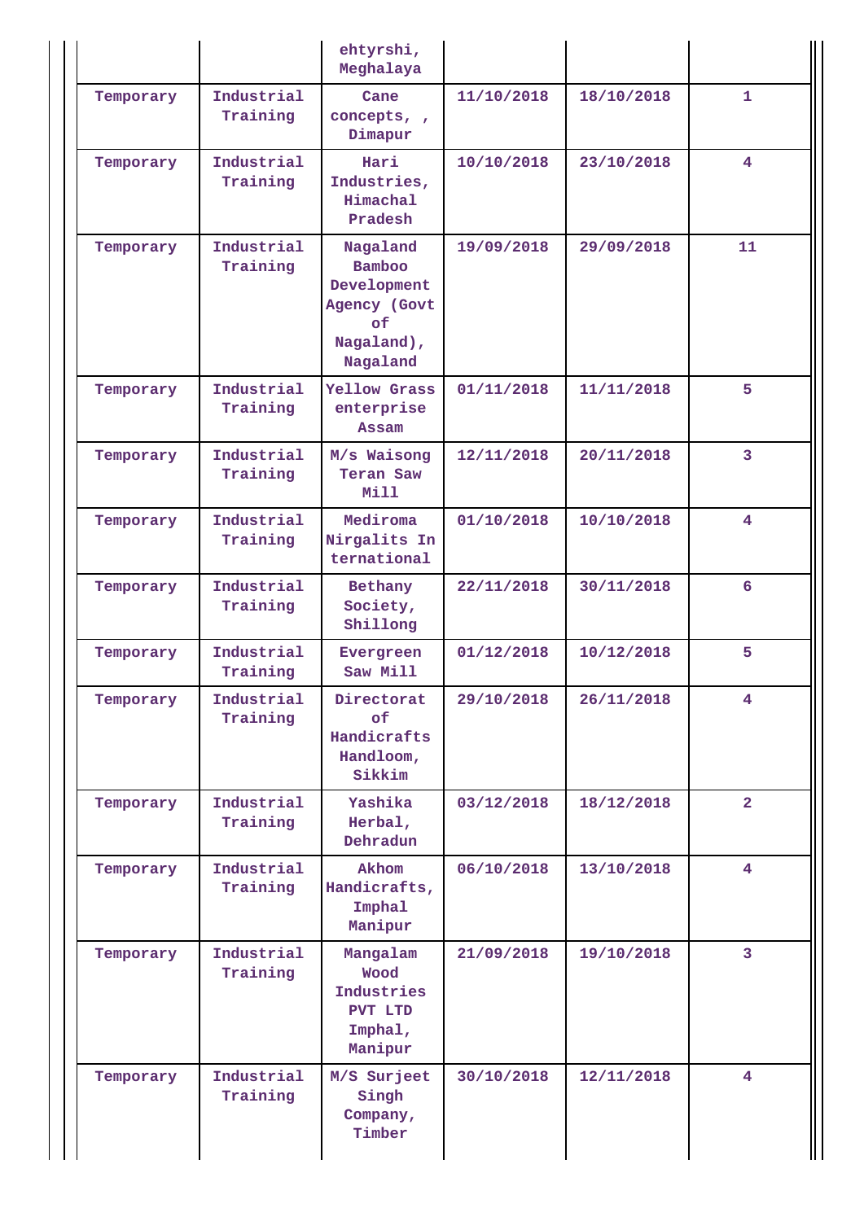| | | ehtyrshi, Meghalaya | | | |
|---|---|---|---|---|---|
| Temporary | Industrial Training | Cane concepts, , Dimapur | 11/10/2018 | 18/10/2018 | 1 |
| Temporary | Industrial Training | Hari Industries, Himachal Pradesh | 10/10/2018 | 23/10/2018 | 4 |
| Temporary | Industrial Training | Nagaland Bamboo Development Agency (Govt of Nagaland), Nagaland | 19/09/2018 | 29/09/2018 | 11 |
| Temporary | Industrial Training | Yellow Grass enterprise Assam | 01/11/2018 | 11/11/2018 | 5 |
| Temporary | Industrial Training | M/s Waisong Teran Saw Mill | 12/11/2018 | 20/11/2018 | 3 |
| Temporary | Industrial Training | Mediroma Nirgalits In ternational | 01/10/2018 | 10/10/2018 | 4 |
| Temporary | Industrial Training | Bethany Society, Shillong | 22/11/2018 | 30/11/2018 | 6 |
| Temporary | Industrial Training | Evergreen Saw Mill | 01/12/2018 | 10/12/2018 | 5 |
| Temporary | Industrial Training | Directorat of Handicrafts Handloom, Sikkim | 29/10/2018 | 26/11/2018 | 4 |
| Temporary | Industrial Training | Yashika Herbal, Dehradun | 03/12/2018 | 18/12/2018 | 2 |
| Temporary | Industrial Training | Akhom Handicrafts, Imphal Manipur | 06/10/2018 | 13/10/2018 | 4 |
| Temporary | Industrial Training | Mangalam Wood Industries PVT LTD Imphal, Manipur | 21/09/2018 | 19/10/2018 | 3 |
| Temporary | Industrial Training | M/S Surjeet Singh Company, Timber | 30/10/2018 | 12/11/2018 | 4 |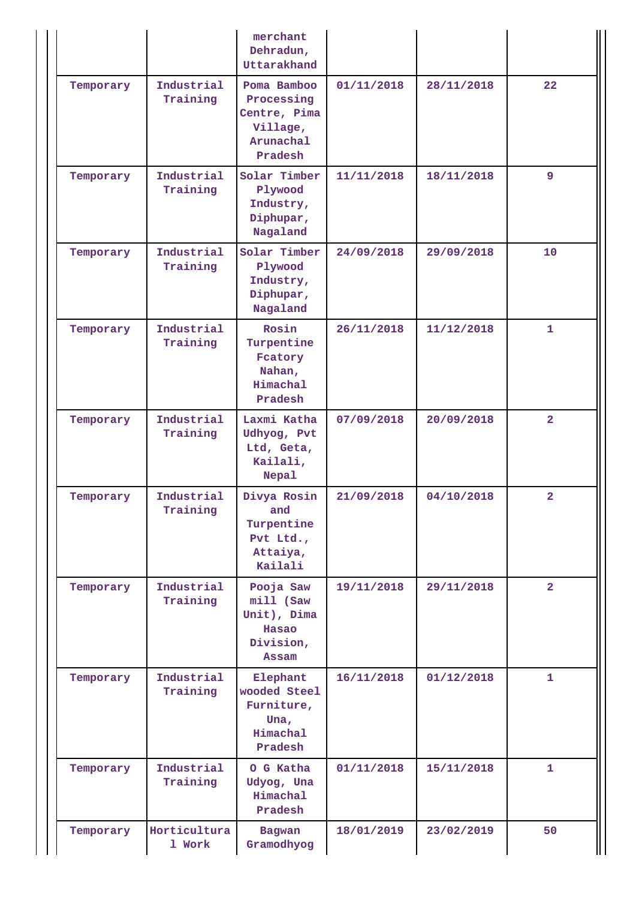| | | | | | |
|---|---|---|---|---|---|
| | | merchant Dehradun, Uttarakhand | | | |
| Temporary | Industrial Training | Poma Bamboo Processing Centre, Pima Village, Arunachal Pradesh | 01/11/2018 | 28/11/2018 | 22 |
| Temporary | Industrial Training | Solar Timber Plywood Industry, Diphupar, Nagaland | 11/11/2018 | 18/11/2018 | 9 |
| Temporary | Industrial Training | Solar Timber Plywood Industry, Diphupar, Nagaland | 24/09/2018 | 29/09/2018 | 10 |
| Temporary | Industrial Training | Rosin Turpentine Fcatory Nahan, Himachal Pradesh | 26/11/2018 | 11/12/2018 | 1 |
| Temporary | Industrial Training | Laxmi Katha Udhyog, Pvt Ltd, Geta, Kailali, Nepal | 07/09/2018 | 20/09/2018 | 2 |
| Temporary | Industrial Training | Divya Rosin and Turpentine Pvt Ltd., Attaiya, Kailali | 21/09/2018 | 04/10/2018 | 2 |
| Temporary | Industrial Training | Pooja Saw mill (Saw Unit), Dima Hasao Division, Assam | 19/11/2018 | 29/11/2018 | 2 |
| Temporary | Industrial Training | Elephant wooded Steel Furniture, Una, Himachal Pradesh | 16/11/2018 | 01/12/2018 | 1 |
| Temporary | Industrial Training | O G Katha Udyog, Una Himachal Pradesh | 01/11/2018 | 15/11/2018 | 1 |
| Temporary | Horticultural Work | Bagwan Gramodhyog | 18/01/2019 | 23/02/2019 | 50 |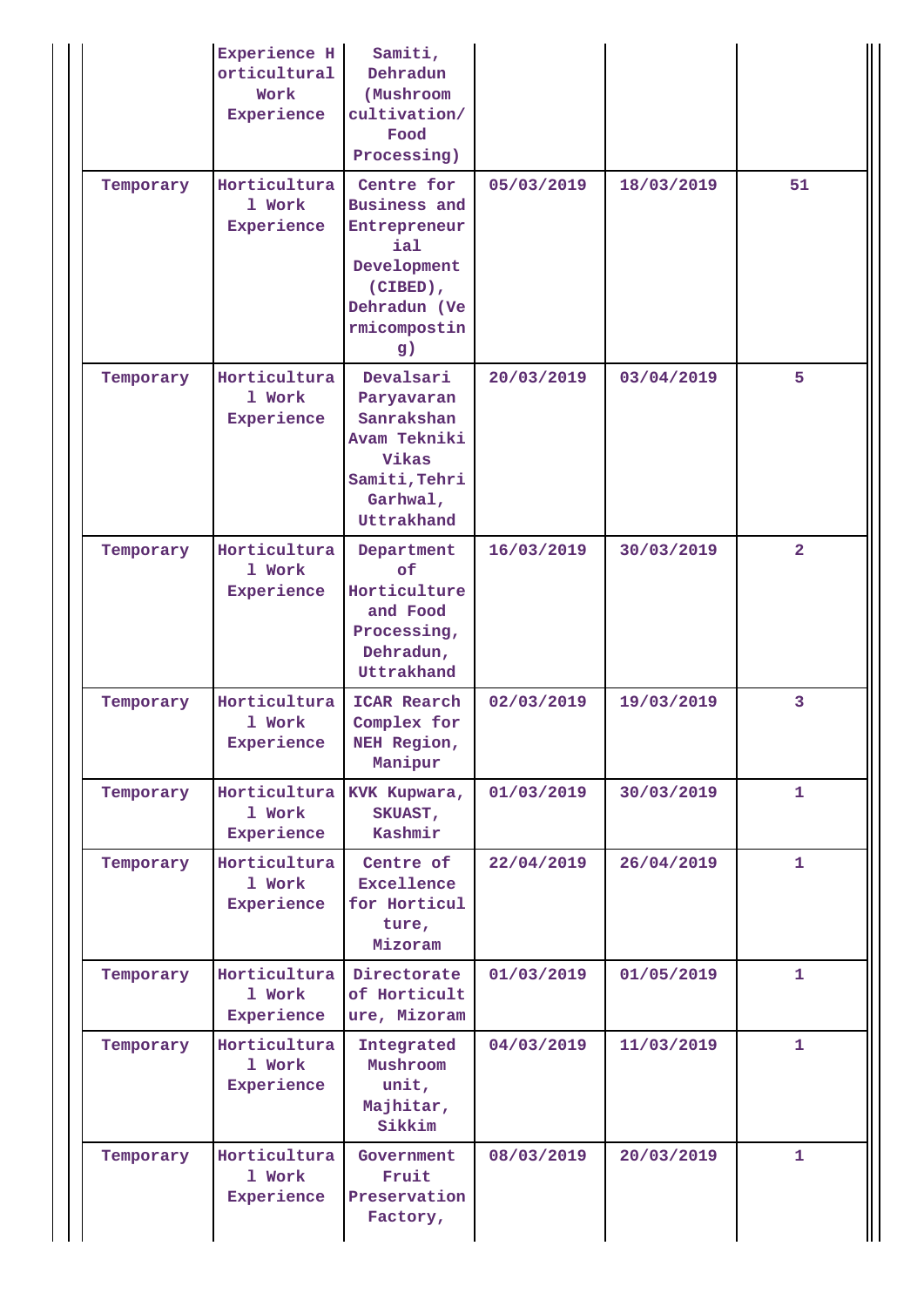| | Experience Horticultural Work Experience | Samiti, Dehradun (Mushroom cultivation/ Food Processing) | | | |
|---|---|---|---|---|---|
| Temporary | Horticultural Work Experience | Centre for Business and Entrepreneurial Development (CIBED), Dehradun (Vermicomposting) | 05/03/2019 | 18/03/2019 | 51 |
| Temporary | Horticultural Work Experience | Devalsari Paryavaran Sanrakshan Avam Tekniki Vikas Samiti,Tehri Garhwal, Uttrakhand | 20/03/2019 | 03/04/2019 | 5 |
| Temporary | Horticultural Work Experience | Department of Horticulture and Food Processing, Dehradun, Uttrakhand | 16/03/2019 | 30/03/2019 | 2 |
| Temporary | Horticultural Work Experience | ICAR Rearch Complex for NEH Region, Manipur | 02/03/2019 | 19/03/2019 | 3 |
| Temporary | Horticultural Work Experience | KVK Kupwara, SKUAST, Kashmir | 01/03/2019 | 30/03/2019 | 1 |
| Temporary | Horticultural Work Experience | Centre of Excellence for Horticulture, Mizoram | 22/04/2019 | 26/04/2019 | 1 |
| Temporary | Horticultural Work Experience | Directorate of Horticulture, Mizoram | 01/03/2019 | 01/05/2019 | 1 |
| Temporary | Horticultural Work Experience | Integrated Mushroom unit, Majhitar, Sikkim | 04/03/2019 | 11/03/2019 | 1 |
| Temporary | Horticultural Work Experience | Government Fruit Preservation Factory, | 08/03/2019 | 20/03/2019 | 1 |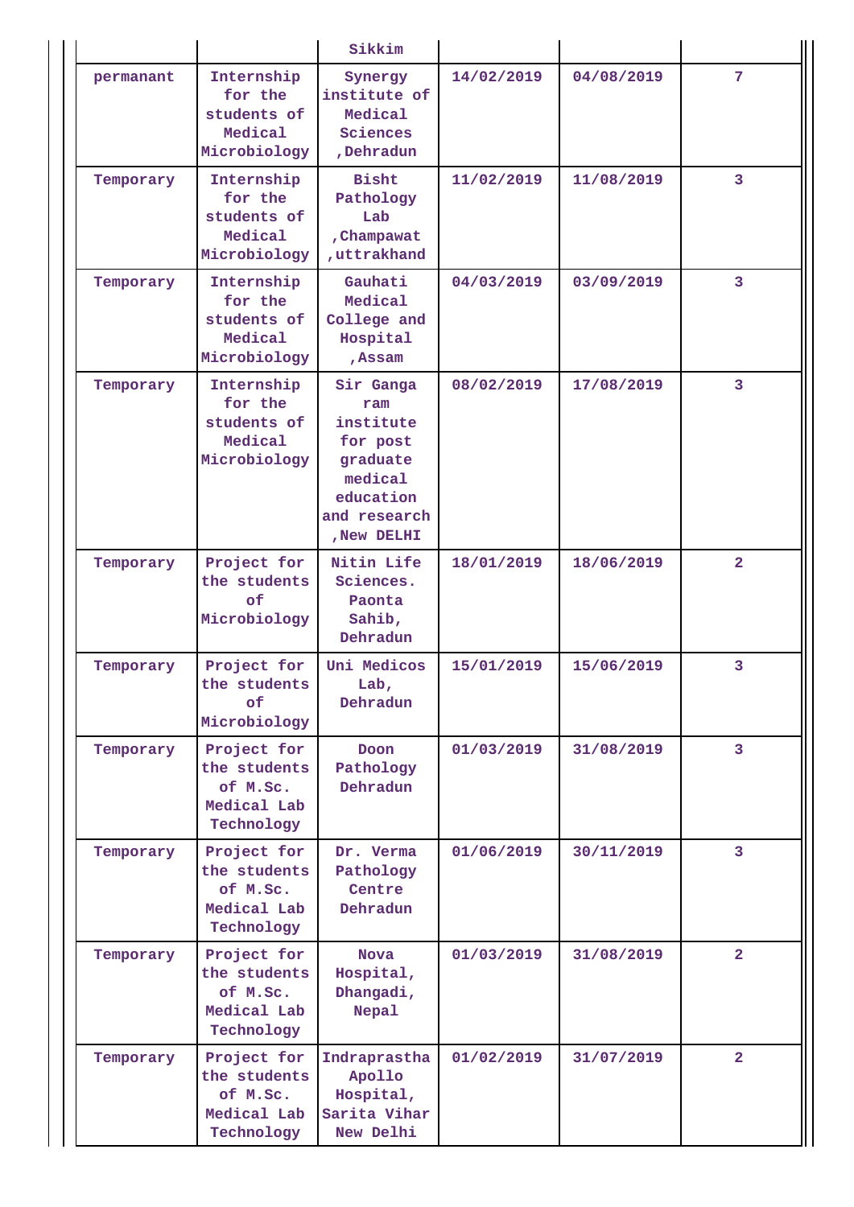|  |  | Sikkim |  |  |  |
|---|---|---|---|---|---|
| permanant | Internship for the students of Medical Microbiology | Synergy institute of Medical Sciences ,Dehradun | 14/02/2019 | 04/08/2019 | 7 |
| Temporary | Internship for the students of Medical Microbiology | Bisht Pathology Lab ,Champawat ,uttrakhand | 11/02/2019 | 11/08/2019 | 3 |
| Temporary | Internship for the students of Medical Microbiology | Gauhati Medical College and Hospital ,Assam | 04/03/2019 | 03/09/2019 | 3 |
| Temporary | Internship for the students of Medical Microbiology | Sir Ganga ram institute for post graduate medical education and research ,New DELHI | 08/02/2019 | 17/08/2019 | 3 |
| Temporary | Project for the students of Microbiology | Nitin Life Sciences. Paonta Sahib, Dehradun | 18/01/2019 | 18/06/2019 | 2 |
| Temporary | Project for the students of Microbiology | Uni Medicos Lab, Dehradun | 15/01/2019 | 15/06/2019 | 3 |
| Temporary | Project for the students of M.Sc. Medical Lab Technology | Doon Pathology Dehradun | 01/03/2019 | 31/08/2019 | 3 |
| Temporary | Project for the students of M.Sc. Medical Lab Technology | Dr. Verma Pathology Centre Dehradun | 01/06/2019 | 30/11/2019 | 3 |
| Temporary | Project for the students of M.Sc. Medical Lab Technology | Nova Hospital, Dhangadi, Nepal | 01/03/2019 | 31/08/2019 | 2 |
| Temporary | Project for the students of M.Sc. Medical Lab Technology | Indraprastha Apollo Hospital, Sarita Vihar New Delhi | 01/02/2019 | 31/07/2019 | 2 |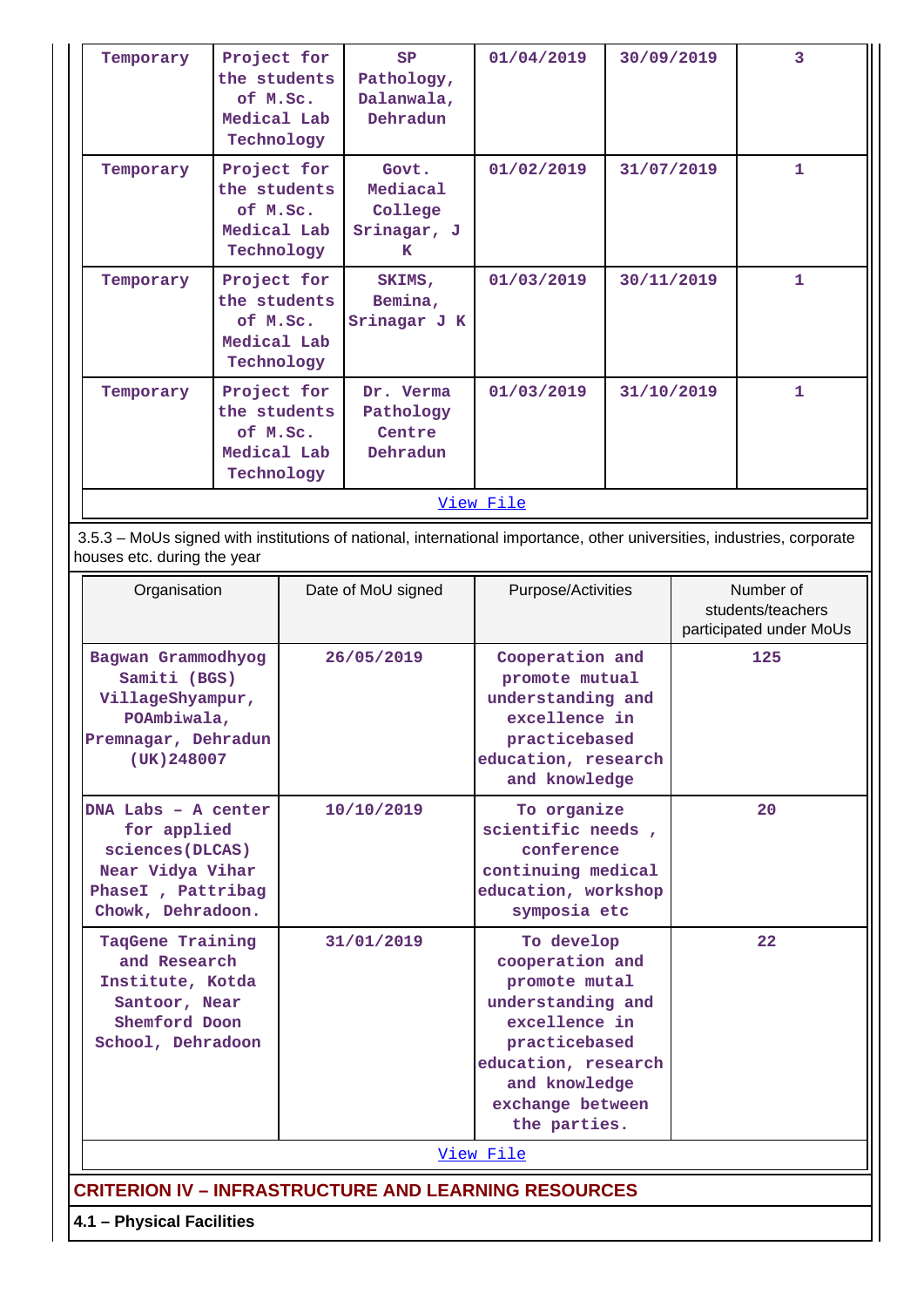| | | | | | |
|---|---|---|---|---|---|
| Temporary | Project for the students of M.Sc. Medical Lab Technology | SP Pathology, Dalanwala, Dehradun | 01/04/2019 | 30/09/2019 | 3 |
| Temporary | Project for the students of M.Sc. Medical Lab Technology | Govt. Mediacal College Srinagar, J K | 01/02/2019 | 31/07/2019 | 1 |
| Temporary | Project for the students of M.Sc. Medical Lab Technology | SKIMS, Bemina, Srinagar J K | 01/03/2019 | 30/11/2019 | 1 |
| Temporary | Project for the students of M.Sc. Medical Lab Technology | Dr. Verma Pathology Centre Dehradun | 01/03/2019 | 31/10/2019 | 1 |

View File

3.5.3 – MoUs signed with institutions of national, international importance, other universities, industries, corporate houses etc. during the year

| Organisation | Date of MoU signed | Purpose/Activities | Number of students/teachers participated under MoUs |
|---|---|---|---|
| Bagwan Grammodhyog Samiti (BGS) VillageShyampur, POAmbiwala, Premnagar, Dehradun (UK)248007 | 26/05/2019 | Cooperation and promote mutual understanding and excellence in practicebased education, research and knowledge | 125 |
| DNA Labs – A center for applied sciences(DLCAS) Near Vidya Vihar PhaseI , Pattribag Chowk, Dehradoon. | 10/10/2019 | To organize scientific needs , conference continuing medical education, workshop symposia etc | 20 |
| TaqGene Training and Research Institute, Kotda Santoor, Near Shemford Doon School, Dehradoon | 31/01/2019 | To develop cooperation and promote mutal understanding and excellence in practicebased education, research and knowledge exchange between the parties. | 22 |

View File

## CRITERION IV – INFRASTRUCTURE AND LEARNING RESOURCES

**4.1 – Physical Facilities**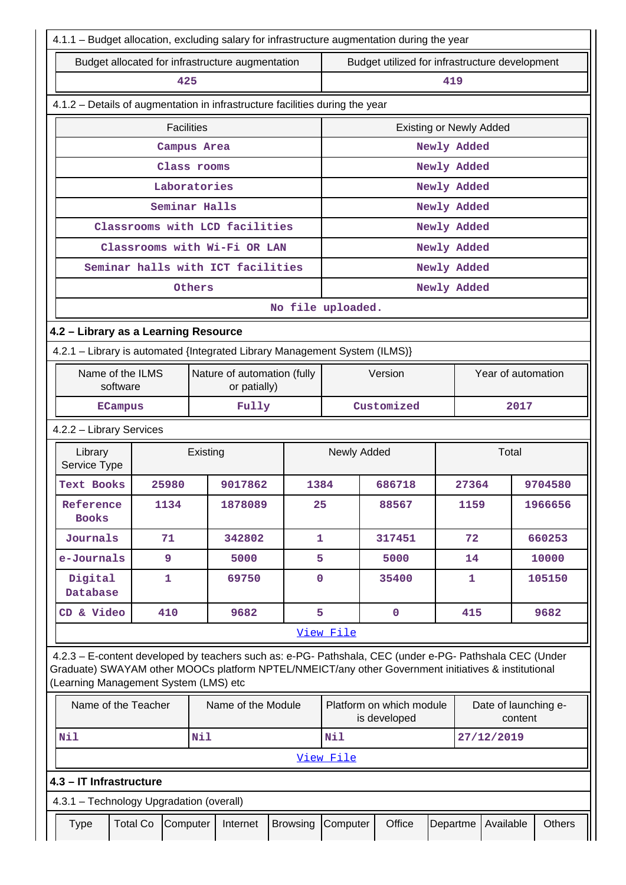4.1.1 – Budget allocation, excluding salary for infrastructure augmentation during the year

| Budget allocated for infrastructure augmentation | Budget utilized for infrastructure development |
|---|---|
| 425 | 419 |

4.1.2 – Details of augmentation in infrastructure facilities during the year

| Facilities | Existing or Newly Added |
|---|---|
| Campus Area | Newly Added |
| Class rooms | Newly Added |
| Laboratories | Newly Added |
| Seminar Halls | Newly Added |
| Classrooms with LCD facilities | Newly Added |
| Classrooms with Wi-Fi OR LAN | Newly Added |
| Seminar halls with ICT facilities | Newly Added |
| Others | Newly Added |
| No file uploaded. | |

## 4.2 – Library as a Learning Resource

4.2.1 – Library is automated {Integrated Library Management System (ILMS)}

| Name of the ILMS software | Nature of automation (fully or patially) | Version | Year of automation |
|---|---|---|---|
| ECampus | Fully | Customized | 2017 |

4.2.2 – Library Services

| Library Service Type | Existing | | Newly Added | | Total | |
|---|---|---|---|---|---|---|
| Text Books | 25980 | 9017862 | 1384 | 686718 | 27364 | 9704580 |
| Reference Books | 1134 | 1878089 | 25 | 88567 | 1159 | 1966656 |
| Journals | 71 | 342802 | 1 | 317451 | 72 | 660253 |
| e-Journals | 9 | 5000 | 5 | 5000 | 14 | 10000 |
| Digital Database | 1 | 69750 | 0 | 35400 | 1 | 105150 |
| CD & Video | 410 | 9682 | 5 | 0 | 415 | 9682 |
| View File | | | | | | |

4.2.3 – E-content developed by teachers such as: e-PG- Pathshala, CEC (under e-PG- Pathshala CEC (Under Graduate) SWAYAM other MOOCs platform NPTEL/NMEICT/any other Government initiatives & institutional (Learning Management System (LMS) etc

| Name of the Teacher | Name of the Module | Platform on which module is developed | Date of launching e-content |
|---|---|---|---|
| Nil | Nil | Nil | 27/12/2019 |
| View File | | | |

## 4.3 – IT Infrastructure

4.3.1 – Technology Upgradation (overall)

| Type | Total Co | Computer | Internet | Browsing | Computer | Office | Departme | Available | Others |
|---|---|---|---|---|---|---|---|---|---|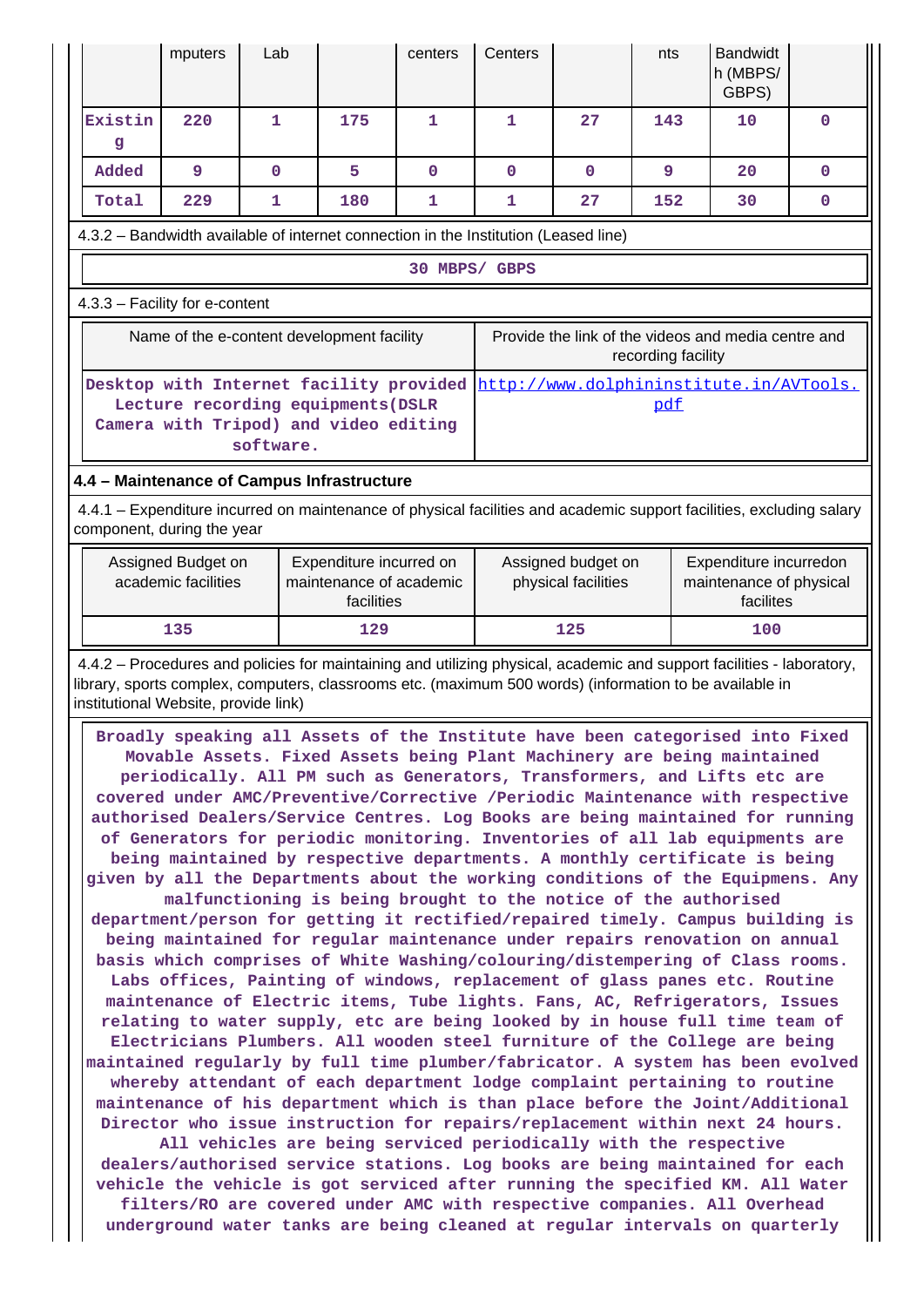| | mputers | Lab | | centers | Centers | | nts | Bandwidth (MBPS/ GBPS) | |
|---|---|---|---|---|---|---|---|---|---|
| Existing | 220 | 1 | 175 | 1 | 1 | 27 | 143 | 10 | 0 |
| Added | 9 | 0 | 5 | 0 | 0 | 0 | 9 | 20 | 0 |
| Total | 229 | 1 | 180 | 1 | 1 | 27 | 152 | 30 | 0 |

4.3.2 – Bandwidth available of internet connection in the Institution (Leased line)

30 MBPS/ GBPS

4.3.3 – Facility for e-content

| Name of the e-content development facility | Provide the link of the videos and media centre and recording facility |
|---|---|
| Desktop with Internet facility provided Lecture recording equipments(DSLR Camera with Tripod) and video editing software. | http://www.dolphininstitute.in/AVTools.pdf |

### 4.4 – Maintenance of Campus Infrastructure

4.4.1 – Expenditure incurred on maintenance of physical facilities and academic support facilities, excluding salary component, during the year

| Assigned Budget on academic facilities | Expenditure incurred on maintenance of academic facilities | Assigned budget on physical facilities | Expenditure incurredon maintenance of physical facilites |
|---|---|---|---|
| 135 | 129 | 125 | 100 |

4.4.2 – Procedures and policies for maintaining and utilizing physical, academic and support facilities - laboratory, library, sports complex, computers, classrooms etc. (maximum 500 words) (information to be available in institutional Website, provide link)

Broadly speaking all Assets of the Institute have been categorised into Fixed Movable Assets. Fixed Assets being Plant Machinery are being maintained periodically. All PM such as Generators, Transformers, and Lifts etc are covered under AMC/Preventive/Corrective /Periodic Maintenance with respective authorised Dealers/Service Centres. Log Books are being maintained for running of Generators for periodic monitoring. Inventories of all lab equipments are being maintained by respective departments. A monthly certificate is being given by all the Departments about the working conditions of the Equipmens. Any malfunctioning is being brought to the notice of the authorised department/person for getting it rectified/repaired timely. Campus building is being maintained for regular maintenance under repairs renovation on annual basis which comprises of White Washing/colouring/distempering of Class rooms. Labs offices, Painting of windows, replacement of glass panes etc. Routine maintenance of Electric items, Tube lights. Fans, AC, Refrigerators, Issues relating to water supply, etc are being looked by in house full time team of Electricians Plumbers. All wooden steel furniture of the College are being maintained regularly by full time plumber/fabricator. A system has been evolved whereby attendant of each department lodge complaint pertaining to routine maintenance of his department which is than place before the Joint/Additional Director who issue instruction for repairs/replacement within next 24 hours. All vehicles are being serviced periodically with the respective dealers/authorised service stations. Log books are being maintained for each vehicle the vehicle is got serviced after running the specified KM. All Water filters/RO are covered under AMC with respective companies. All Overhead underground water tanks are being cleaned at regular intervals on quarterly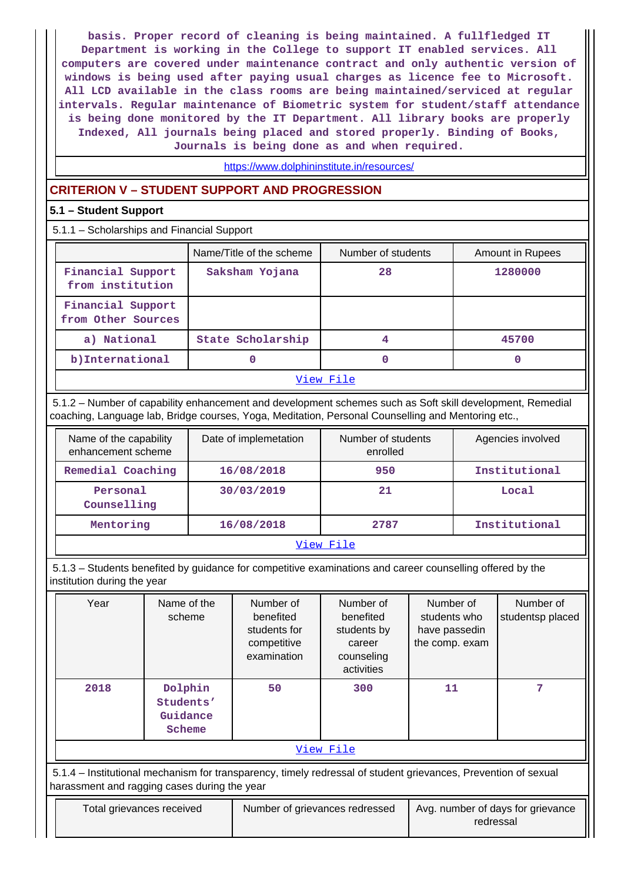basis. Proper record of cleaning is being maintained. A fullfledged IT Department is working in the College to support IT enabled services. All computers are covered under maintenance contract and only authentic version of windows is being used after paying usual charges as licence fee to Microsoft. All LCD available in the class rooms are being maintained/serviced at regular intervals. Regular maintenance of Biometric system for student/staff attendance is being done monitored by the IT Department. All library books are properly Indexed, All journals being placed and stored properly. Binding of Books, Journals is being done as and when required.

https://www.dolphininstitute.in/resources/

## CRITERION V – STUDENT SUPPORT AND PROGRESSION

### 5.1 – Student Support

5.1.1 – Scholarships and Financial Support

| | Name/Title of the scheme | Number of students | Amount in Rupees |
|---|---|---|---|
| Financial Support from institution | Saksham Yojana | 28 | 1280000 |
| Financial Support from Other Sources | | | |
| a) National | State Scholarship | 4 | 45700 |
| b)International | 0 | 0 | 0 |
| View File | | | |

5.1.2 – Number of capability enhancement and development schemes such as Soft skill development, Remedial coaching, Language lab, Bridge courses, Yoga, Meditation, Personal Counselling and Mentoring etc.,

| Name of the capability enhancement scheme | Date of implemetation | Number of students enrolled | Agencies involved |
|---|---|---|---|
| Remedial Coaching | 16/08/2018 | 950 | Institutional |
| Personal Counselling | 30/03/2019 | 21 | Local |
| Mentoring | 16/08/2018 | 2787 | Institutional |
| View File | | | |

5.1.3 – Students benefited by guidance for competitive examinations and career counselling offered by the institution during the year

| Year | Name of the scheme | Number of benefited students for competitive examination | Number of benefited students by career counseling activities | Number of students who have passedin the comp. exam | Number of studentsp placed |
|---|---|---|---|---|---|
| 2018 | Dolphin Students' Guidance Scheme | 50 | 300 | 11 | 7 |
| View File | | | | | |

5.1.4 – Institutional mechanism for transparency, timely redressal of student grievances, Prevention of sexual harassment and ragging cases during the year

| Total grievances received | Number of grievances redressed | Avg. number of days for grievance redressal |
|---|---|---|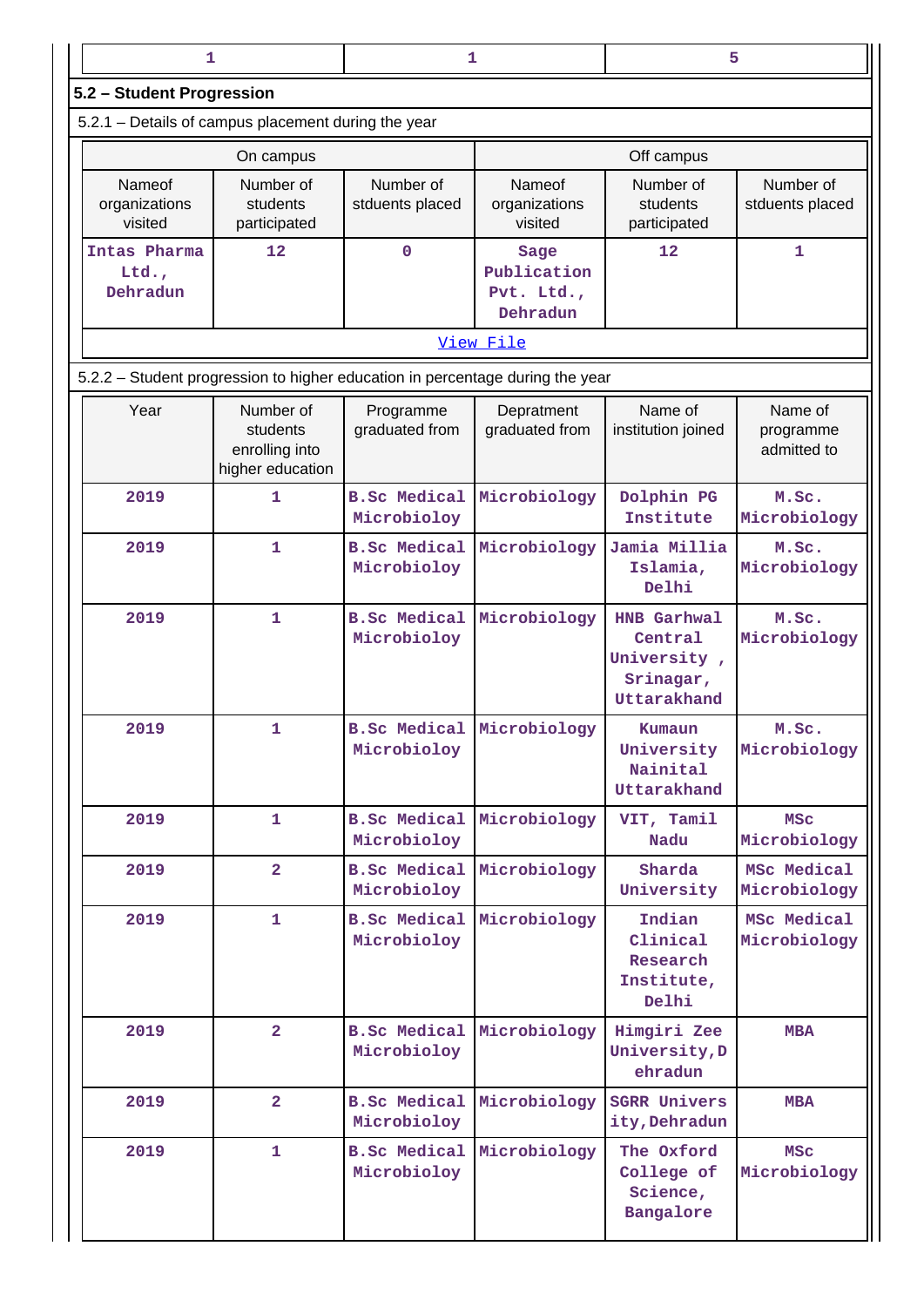| 1 | 1 | 5 |
|---|---|---|

## 5.2 – Student Progression

5.2.1 – Details of campus placement during the year

| On campus | | | Off campus | | |
|---|---|---|---|---|---|
| Nameof organizations visited | Number of students participated | Number of stduents placed | Nameof organizations visited | Number of students participated | Number of stduents placed |
| Intas Pharma Ltd., Dehradun | 12 | 0 | Sage Publication Pvt. Ltd., Dehradun | 12 | 1 |

[View File]

5.2.2 – Student progression to higher education in percentage during the year

| Year | Number of students enrolling into higher education | Programme graduated from | Depratment graduated from | Name of institution joined | Name of programme admitted to |
|---|---|---|---|---|---|
| 2019 | 1 | B.Sc Medical Microbioloy | Microbiology | Dolphin PG Institute | M.Sc. Microbiology |
| 2019 | 1 | B.Sc Medical Microbioloy | Microbiology | Jamia Millia Islamia, Delhi | M.Sc. Microbiology |
| 2019 | 1 | B.Sc Medical Microbioloy | Microbiology | HNB Garhwal Central University , Srinagar, Uttarakhand | M.Sc. Microbiology |
| 2019 | 1 | B.Sc Medical Microbioloy | Microbiology | Kumaun University Nainital Uttarakhand | M.Sc. Microbiology |
| 2019 | 1 | B.Sc Medical Microbioloy | Microbiology | VIT, Tamil Nadu | MSc Microbiology |
| 2019 | 2 | B.Sc Medical Microbioloy | Microbiology | Sharda University | MSc Medical Microbiology |
| 2019 | 1 | B.Sc Medical Microbioloy | Microbiology | Indian Clinical Research Institute, Delhi | MSc Medical Microbiology |
| 2019 | 2 | B.Sc Medical Microbioloy | Microbiology | Himgiri Zee University,Dehradun | MBA |
| 2019 | 2 | B.Sc Medical Microbioloy | Microbiology | SGRR University,Dehradun | MBA |
| 2019 | 1 | B.Sc Medical Microbioloy | Microbiology | The Oxford College of Science, Bangalore | MSc Microbiology |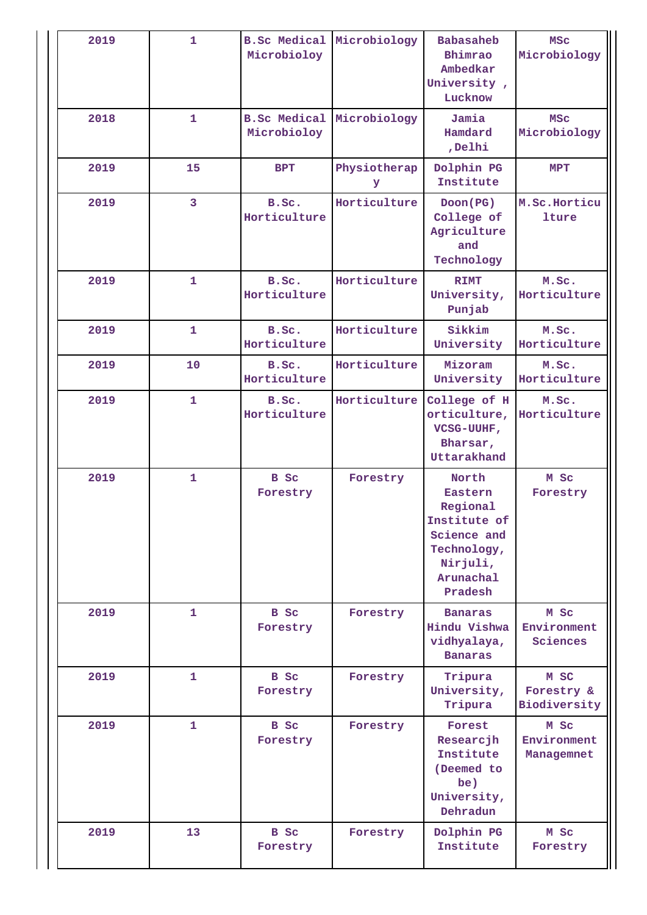| 2019 | 1 | B.Sc Medical Microbioloy | Microbiology | Babasaheb Bhimrao Ambedkar University , Lucknow | MSc Microbiology |
|---|---|---|---|---|---|
| 2018 | 1 | B.Sc Medical Microbioloy | Microbiology | Jamia Hamdard ,Delhi | MSc Microbiology |
| 2019 | 15 | BPT | Physiotherapy | Dolphin PG Institute | MPT |
| 2019 | 3 | B.Sc. Horticulture | Horticulture | Doon(PG) College of Agriculture and Technology | M.Sc.Horticulture |
| 2019 | 1 | B.Sc. Horticulture | Horticulture | RIMT University, Punjab | M.Sc. Horticulture |
| 2019 | 1 | B.Sc. Horticulture | Horticulture | Sikkim University | M.Sc. Horticulture |
| 2019 | 10 | B.Sc. Horticulture | Horticulture | Mizoram University | M.Sc. Horticulture |
| 2019 | 1 | B.Sc. Horticulture | Horticulture | College of Horticulture, VCSG-UUHF, Bharsar, Uttarakhand | M.Sc. Horticulture |
| 2019 | 1 | B Sc Forestry | Forestry | North Eastern Regional Institute of Science and Technology, Nirjuli, Arunachal Pradesh | M Sc Forestry |
| 2019 | 1 | B Sc Forestry | Forestry | Banaras Hindu Vishwavidhyalaya, Banaras | M Sc Environment Sciences |
| 2019 | 1 | B Sc Forestry | Forestry | Tripura University, Tripura | M SC Forestry & Biodiversity |
| 2019 | 1 | B Sc Forestry | Forestry | Forest Researcjh Institute (Deemed to be) University, Dehradun | M Sc Environment Managemnet |
| 2019 | 13 | B Sc Forestry | Forestry | Dolphin PG Institute | M Sc Forestry |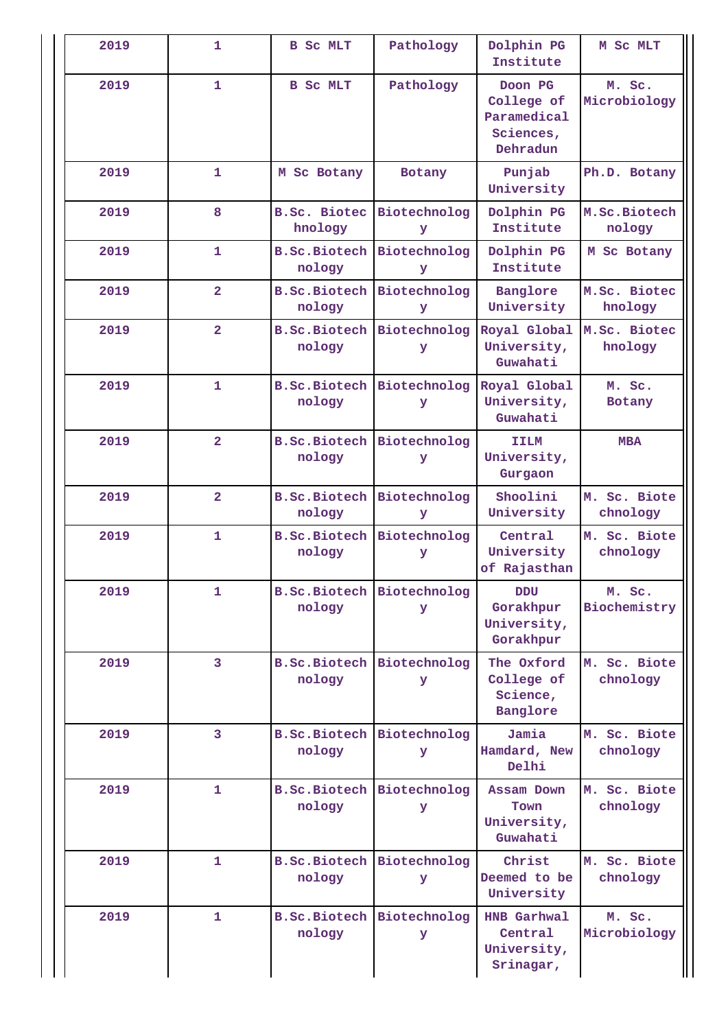| 2019 | 1 | B Sc MLT | Pathology | Dolphin PG Institute | M Sc MLT |
|---|---|---|---|---|---|
| 2019 | 1 | B Sc MLT | Pathology | Doon PG College of Paramedical Sciences, Dehradun | M. Sc. Microbiology |
| 2019 | 1 | M Sc Botany | Botany | Punjab University | Ph.D. Botany |
| 2019 | 8 | B.Sc. Biotechnology | Biotechnology | Dolphin PG Institute | M.Sc.Biotechnology |
| 2019 | 1 | B.Sc.Biotechnology | Biotechnology | Dolphin PG Institute | M Sc Botany |
| 2019 | 2 | B.Sc.Biotechnology | Biotechnology | Banglore University | M.Sc. Biotechnology |
| 2019 | 2 | B.Sc.Biotechnology | Biotechnology | Royal Global University, Guwahati | M.Sc. Biotechnology |
| 2019 | 1 | B.Sc.Biotechnology | Biotechnology | Royal Global University, Guwahati | M. Sc. Botany |
| 2019 | 2 | B.Sc.Biotechnology | Biotechnology | IILM University, Gurgaon | MBA |
| 2019 | 2 | B.Sc.Biotechnology | Biotechnology | Shoolini University | M. Sc. Biotechnology |
| 2019 | 1 | B.Sc.Biotechnology | Biotechnology | Central University of Rajasthan | M. Sc. Biotechnology |
| 2019 | 1 | B.Sc.Biotechnology | Biotechnology | DDU Gorakhpur University, Gorakhpur | M. Sc. Biochemistry |
| 2019 | 3 | B.Sc.Biotechnology | Biotechnology | The Oxford College of Science, Banglore | M. Sc. Biotechnology |
| 2019 | 3 | B.Sc.Biotechnology | Biotechnology | Jamia Hamdard, New Delhi | M. Sc. Biotechnology |
| 2019 | 1 | B.Sc.Biotechnology | Biotechnology | Assam Down Town University, Guwahati | M. Sc. Biotechnology |
| 2019 | 1 | B.Sc.Biotechnology | Biotechnology | Christ Deemed to be University | M. Sc. Biotechnology |
| 2019 | 1 | B.Sc.Biotechnology | Biotechnology | HNB Garhwal Central University, Srinagar, | M. Sc. Microbiology |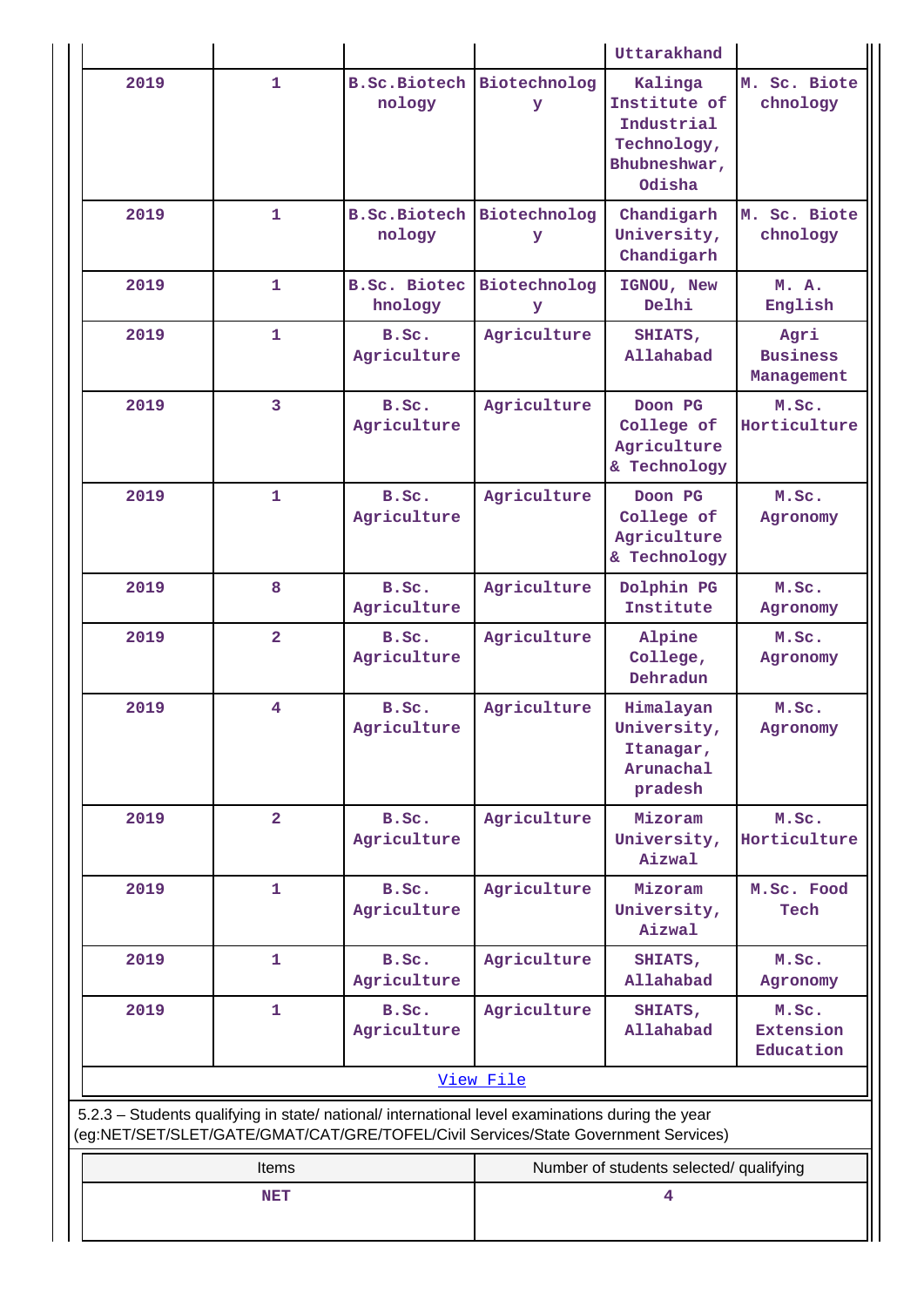| | | | | Uttarakhand | |
|---|---|---|---|---|---|
| 2019 | 1 | B.Sc.Biotechnology | Biotechnology | Kalinga Institute of Industrial Technology, Bhubneshwar, Odisha | M. Sc. Biotechnology |
| 2019 | 1 | B.Sc.Biotechnology | Biotechnology | Chandigarh University, Chandigarh | M. Sc. Biotechnology |
| 2019 | 1 | B.Sc. Biotechnology | Biotechnology | IGNOU, New Delhi | M. A. English |
| 2019 | 1 | B.Sc. Agriculture | Agriculture | SHIATS, Allahabad | Agri Business Management |
| 2019 | 3 | B.Sc. Agriculture | Agriculture | Doon PG College of Agriculture & Technology | M.Sc. Horticulture |
| 2019 | 1 | B.Sc. Agriculture | Agriculture | Doon PG College of Agriculture & Technology | M.Sc. Agronomy |
| 2019 | 8 | B.Sc. Agriculture | Agriculture | Dolphin PG Institute | M.Sc. Agronomy |
| 2019 | 2 | B.Sc. Agriculture | Agriculture | Alpine College, Dehradun | M.Sc. Agronomy |
| 2019 | 4 | B.Sc. Agriculture | Agriculture | Himalayan University, Itanagar, Arunachal pradesh | M.Sc. Agronomy |
| 2019 | 2 | B.Sc. Agriculture | Agriculture | Mizoram University, Aizwal | M.Sc. Horticulture |
| 2019 | 1 | B.Sc. Agriculture | Agriculture | Mizoram University, Aizwal | M.Sc. Food Tech |
| 2019 | 1 | B.Sc. Agriculture | Agriculture | SHIATS, Allahabad | M.Sc. Agronomy |
| 2019 | 1 | B.Sc. Agriculture | Agriculture | SHIATS, Allahabad | M.Sc. Extension Education |

View File

5.2.3 – Students qualifying in state/ national/ international level examinations during the year (eg:NET/SET/SLET/GATE/GMAT/CAT/GRE/TOFEL/Civil Services/State Government Services)

| Items | Number of students selected/ qualifying |
|---|---|
| NET | 4 |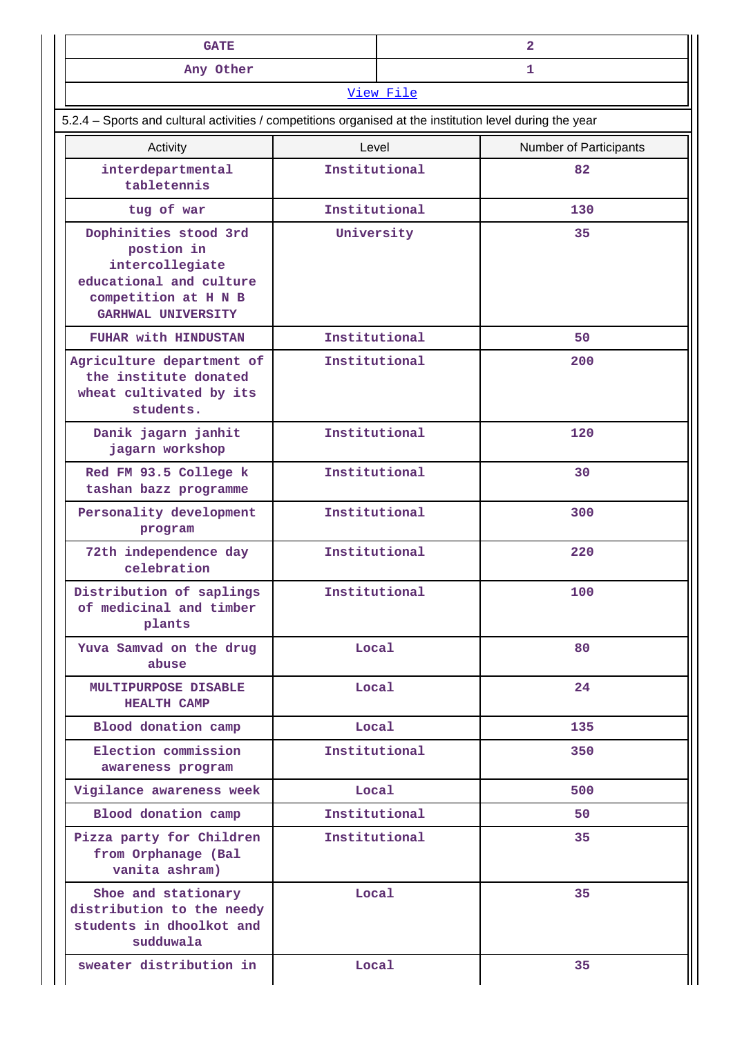| GATE | 2 |
|---|---|
| Any Other | 1 |

[View File]

5.2.4 – Sports and cultural activities / competitions organised at the institution level during the year

| Activity | Level | Number of Participants |
|---|---|---|
| interdepartmental tabletennis | Institutional | 82 |
| tug of war | Institutional | 130 |
| Dophinities stood 3rd postion in intercollegiate educational and culture competition at H N B GARHWAL UNIVERSITY | University | 35 |
| FUHAR with HINDUSTAN | Institutional | 50 |
| Agriculture department of the institute donated wheat cultivated by its students. | Institutional | 200 |
| Danik jagarn janhit jagarn workshop | Institutional | 120 |
| Red FM 93.5 College k tashan bazz programme | Institutional | 30 |
| Personality development program | Institutional | 300 |
| 72th independence day celebration | Institutional | 220 |
| Distribution of saplings of medicinal and timber plants | Institutional | 100 |
| Yuva Samvad on the drug abuse | Local | 80 |
| MULTIPURPOSE DISABLE HEALTH CAMP | Local | 24 |
| Blood donation camp | Local | 135 |
| Election commission awareness program | Institutional | 350 |
| Vigilance awareness week | Local | 500 |
| Blood donation camp | Institutional | 50 |
| Pizza party for Children from Orphanage (Bal vanita ashram) | Institutional | 35 |
| Shoe and stationary distribution to the needy students in dhoolkot and sudduwala | Local | 35 |
| sweater distribution in | Local | 35 |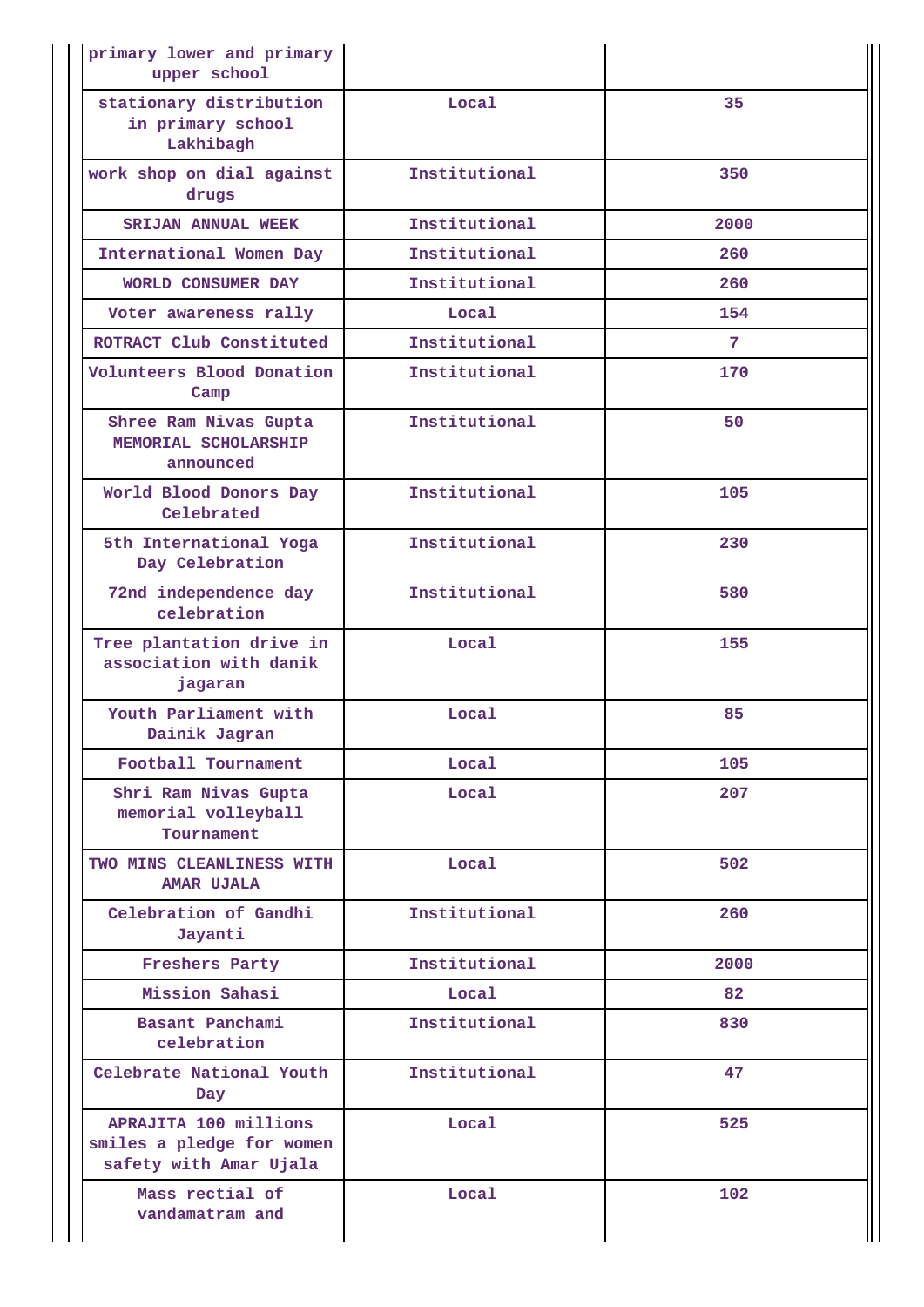| | | |
|---|---|---|
| primary lower and primary upper school | | |
| stationary distribution in primary school Lakhibagh | Local | 35 |
| work shop on dial against drugs | Institutional | 350 |
| SRIJAN ANNUAL WEEK | Institutional | 2000 |
| International Women Day | Institutional | 260 |
| WORLD CONSUMER DAY | Institutional | 260 |
| Voter awareness rally | Local | 154 |
| ROTRACT Club Constituted | Institutional | 7 |
| Volunteers Blood Donation Camp | Institutional | 170 |
| Shree Ram Nivas Gupta MEMORIAL SCHOLARSHIP announced | Institutional | 50 |
| World Blood Donors Day Celebrated | Institutional | 105 |
| 5th International Yoga Day Celebration | Institutional | 230 |
| 72nd independence day celebration | Institutional | 580 |
| Tree plantation drive in association with danik jagaran | Local | 155 |
| Youth Parliament with Dainik Jagran | Local | 85 |
| Football Tournament | Local | 105 |
| Shri Ram Nivas Gupta memorial volleyball Tournament | Local | 207 |
| TWO MINS CLEANLINESS WITH AMAR UJALA | Local | 502 |
| Celebration of Gandhi Jayanti | Institutional | 260 |
| Freshers Party | Institutional | 2000 |
| Mission Sahasi | Local | 82 |
| Basant Panchami celebration | Institutional | 830 |
| Celebrate National Youth Day | Institutional | 47 |
| APRAJITA 100 millions smiles a pledge for women safety with Amar Ujala | Local | 525 |
| Mass rectial of vandamatram and | Local | 102 |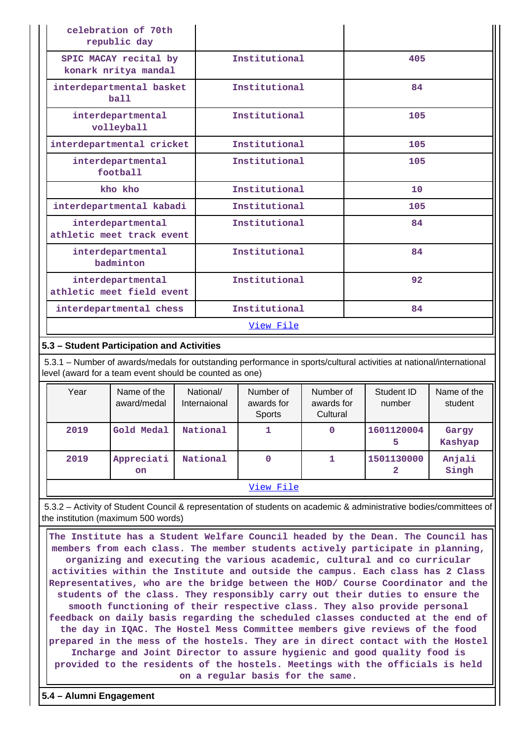| | | |
|---|---|---|
| celebration of 70th republic day | | |
| SPIC MACAY recital by konark nritya mandal | Institutional | 405 |
| interdepartmental basket ball | Institutional | 84 |
| interdepartmental volleyball | Institutional | 105 |
| interdepartmental cricket | Institutional | 105 |
| interdepartmental football | Institutional | 105 |
| kho kho | Institutional | 10 |
| interdepartmental kabadi | Institutional | 105 |
| interdepartmental athletic meet track event | Institutional | 84 |
| interdepartmental badminton | Institutional | 84 |
| interdepartmental athletic meet field event | Institutional | 92 |
| interdepartmental chess | Institutional | 84 |

View File

## 5.3 – Student Participation and Activities

5.3.1 – Number of awards/medals for outstanding performance in sports/cultural activities at national/international level (award for a team event should be counted as one)

| Year | Name of the award/medal | National/ Internaional | Number of awards for Sports | Number of awards for Cultural | Student ID number | Name of the student |
|---|---|---|---|---|---|---|
| 2019 | Gold Medal | National | 1 | 0 | 16011200045 | Gargy Kashyap |
| 2019 | Appreciation | National | 0 | 1 | 15011300002 | Anjali Singh |

View File

5.3.2 – Activity of Student Council & representation of students on academic & administrative bodies/committees of the institution (maximum 500 words)

The Institute has a Student Welfare Council headed by the Dean. The Council has members from each class. The member students actively participate in planning, organizing and executing the various academic, cultural and co curricular activities within the Institute and outside the campus. Each class has 2 Class Representatives, who are the bridge between the HOD/ Course Coordinator and the students of the class. They responsibly carry out their duties to ensure the smooth functioning of their respective class. They also provide personal feedback on daily basis regarding the scheduled classes conducted at the end of the day in IQAC. The Hostel Mess Committee members give reviews of the food prepared in the mess of the hostels. They are in direct contact with the Hostel Incharge and Joint Director to assure hygienic and good quality food is provided to the residents of the hostels. Meetings with the officials is held on a regular basis for the same.

## 5.4 – Alumni Engagement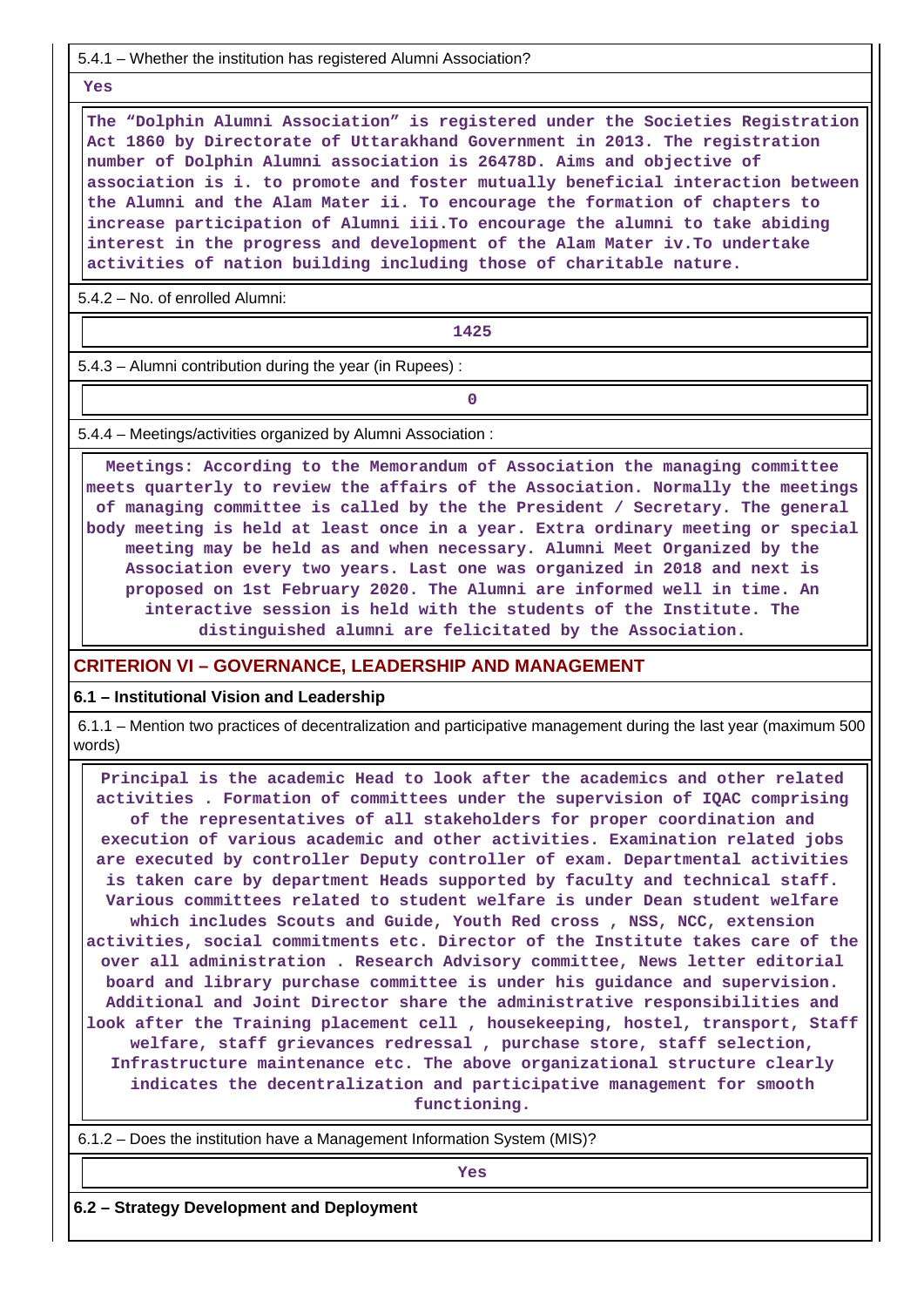5.4.1 – Whether the institution has registered Alumni Association?

**Yes**

**The “Dolphin Alumni Association” is registered under the Societies Registration Act 1860 by Directorate of Uttarakhand Government in 2013. The registration number of Dolphin Alumni association is 26478D. Aims and objective of association is i. to promote and foster mutually beneficial interaction between the Alumni and the Alam Mater ii. To encourage the formation of chapters to increase participation of Alumni iii.To encourage the alumni to take abiding interest in the progress and development of the Alam Mater iv.To undertake activities of nation building including those of charitable nature.**

5.4.2 – No. of enrolled Alumni:

**1425**

5.4.3 – Alumni contribution during the year (in Rupees) :

**0**

5.4.4 – Meetings/activities organized by Alumni Association :

**Meetings: According to the Memorandum of Association the managing committee meets quarterly to review the affairs of the Association. Normally the meetings of managing committee is called by the the President / Secretary. The general body meeting is held at least once in a year. Extra ordinary meeting or special meeting may be held as and when necessary. Alumni Meet Organized by the Association every two years. Last one was organized in 2018 and next is proposed on 1st February 2020. The Alumni are informed well in time. An interactive session is held with the students of the Institute. The distinguished alumni are felicitated by the Association.**

## CRITERION VI – GOVERNANCE, LEADERSHIP AND MANAGEMENT

### 6.1 – Institutional Vision and Leadership

6.1.1 – Mention two practices of decentralization and participative management during the last year (maximum 500 words)

**Principal is the academic Head to look after the academics and other related activities . Formation of committees under the supervision of IQAC comprising of the representatives of all stakeholders for proper coordination and execution of various academic and other activities. Examination related jobs are executed by controller Deputy controller of exam. Departmental activities is taken care by department Heads supported by faculty and technical staff. Various committees related to student welfare is under Dean student welfare which includes Scouts and Guide, Youth Red cross , NSS, NCC, extension activities, social commitments etc. Director of the Institute takes care of the over all administration . Research Advisory committee, News letter editorial board and library purchase committee is under his guidance and supervision. Additional and Joint Director share the administrative responsibilities and look after the Training placement cell , housekeeping, hostel, transport, Staff welfare, staff grievances redressal , purchase store, staff selection, Infrastructure maintenance etc. The above organizational structure clearly indicates the decentralization and participative management for smooth functioning.**

6.1.2 – Does the institution have a Management Information System (MIS)?

**Yes**

### 6.2 – Strategy Development and Deployment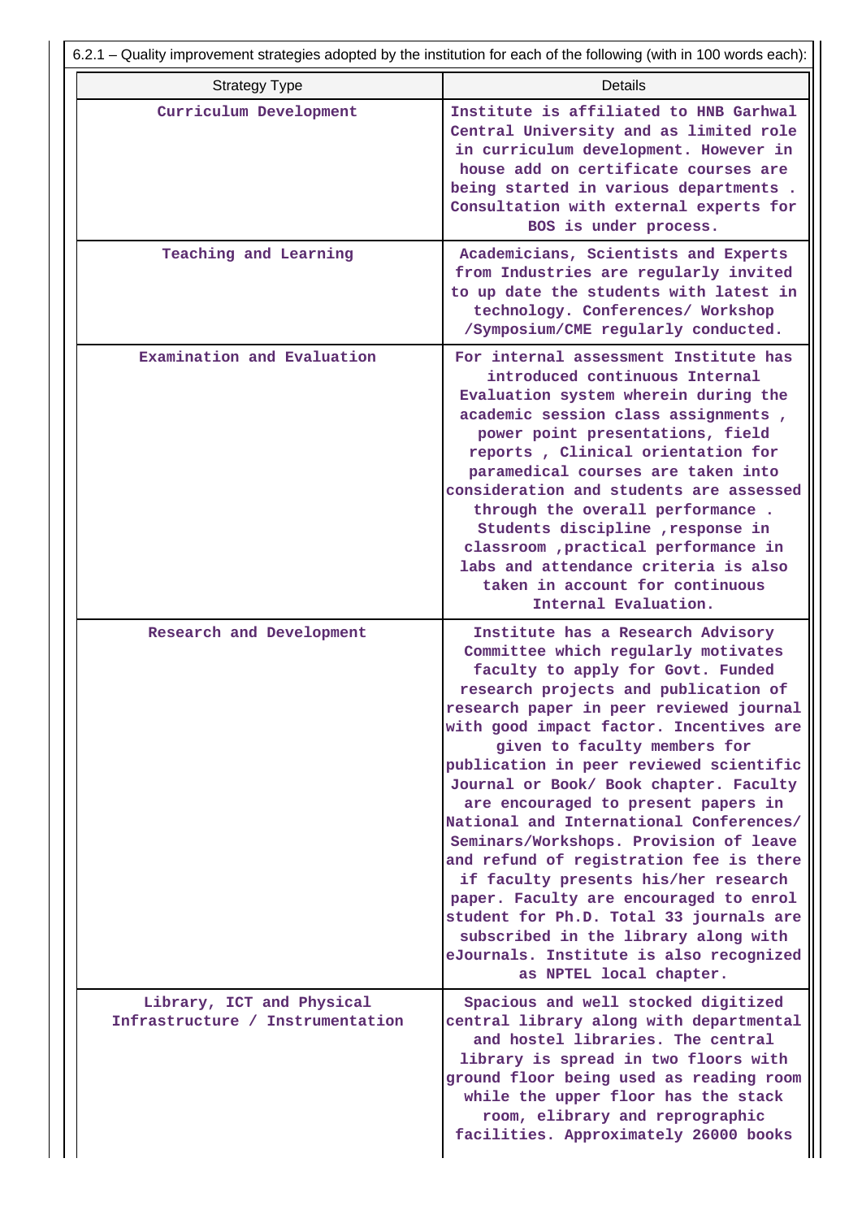6.2.1 – Quality improvement strategies adopted by the institution for each of the following (with in 100 words each):

| Strategy Type | Details |
|---|---|
| Curriculum Development | Institute is affiliated to HNB Garhwal Central University and as limited role in curriculum development. However in house add on certificate courses are being started in various departments . Consultation with external experts for BOS is under process. |
| Teaching and Learning | Academicians, Scientists and Experts from Industries are regularly invited to up date the students with latest in technology. Conferences/ Workshop /Symposium/CME regularly conducted. |
| Examination and Evaluation | For internal assessment Institute has introduced continuous Internal Evaluation system wherein during the academic session class assignments , power point presentations, field reports , Clinical orientation for paramedical courses are taken into consideration and students are assessed through the overall performance . Students discipline ,response in classroom ,practical performance in labs and attendance criteria is also taken in account for continuous Internal Evaluation. |
| Research and Development | Institute has a Research Advisory Committee which regularly motivates faculty to apply for Govt. Funded research projects and publication of research paper in peer reviewed journal with good impact factor. Incentives are given to faculty members for publication in peer reviewed scientific Journal or Book/ Book chapter. Faculty are encouraged to present papers in National and International Conferences/ Seminars/Workshops. Provision of leave and refund of registration fee is there if faculty presents his/her research paper. Faculty are encouraged to enrol student for Ph.D. Total 33 journals are subscribed in the library along with eJournals. Institute is also recognized as NPTEL local chapter. |
| Library, ICT and Physical Infrastructure / Instrumentation | Spacious and well stocked digitized central library along with departmental and hostel libraries. The central library is spread in two floors with ground floor being used as reading room while the upper floor has the stack room, elibrary and reprographic facilities. Approximately 26000 books |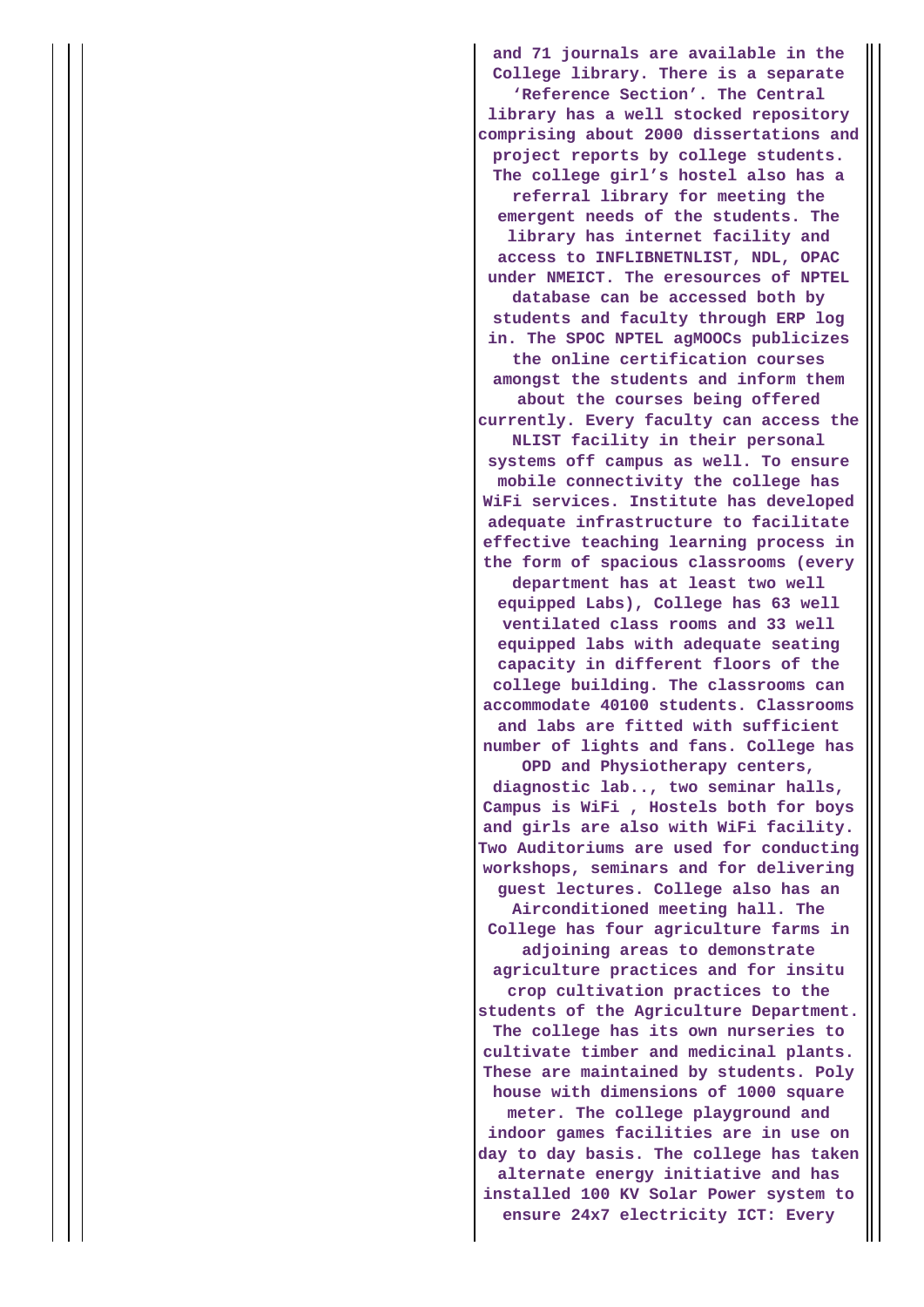| | |
|---|---|
| | and 71 journals are available in the College library. There is a separate 'Reference Section'. The Central library has a well stocked repository comprising about 2000 dissertations and project reports by college students. The college girl's hostel also has a referral library for meeting the emergent needs of the students. The library has internet facility and access to INFLIBNETNLIST, NDL, OPAC under NMEICT. The eresources of NPTEL database can be accessed both by students and faculty through ERP log in. The SPOC NPTEL agMOOCs publicizes the online certification courses amongst the students and inform them about the courses being offered currently. Every faculty can access the NLIST facility in their personal systems off campus as well. To ensure mobile connectivity the college has WiFi services. Institute has developed adequate infrastructure to facilitate effective teaching learning process in the form of spacious classrooms (every department has at least two well equipped Labs), College has 63 well ventilated class rooms and 33 well equipped labs with adequate seating capacity in different floors of the college building. The classrooms can accommodate 40100 students. Classrooms and labs are fitted with sufficient number of lights and fans. College has OPD and Physiotherapy centers, diagnostic lab.., two seminar halls, Campus is WiFi , Hostels both for boys and girls are also with WiFi facility. Two Auditoriums are used for conducting workshops, seminars and for delivering guest lectures. College also has an Airconditioned meeting hall. The College has four agriculture farms in adjoining areas to demonstrate agriculture practices and for insitu crop cultivation practices to the students of the Agriculture Department. The college has its own nurseries to cultivate timber and medicinal plants. These are maintained by students. Poly house with dimensions of 1000 square meter. The college playground and indoor games facilities are in use on day to day basis. The college has taken alternate energy initiative and has installed 100 KV Solar Power system to ensure 24x7 electricity ICT: Every |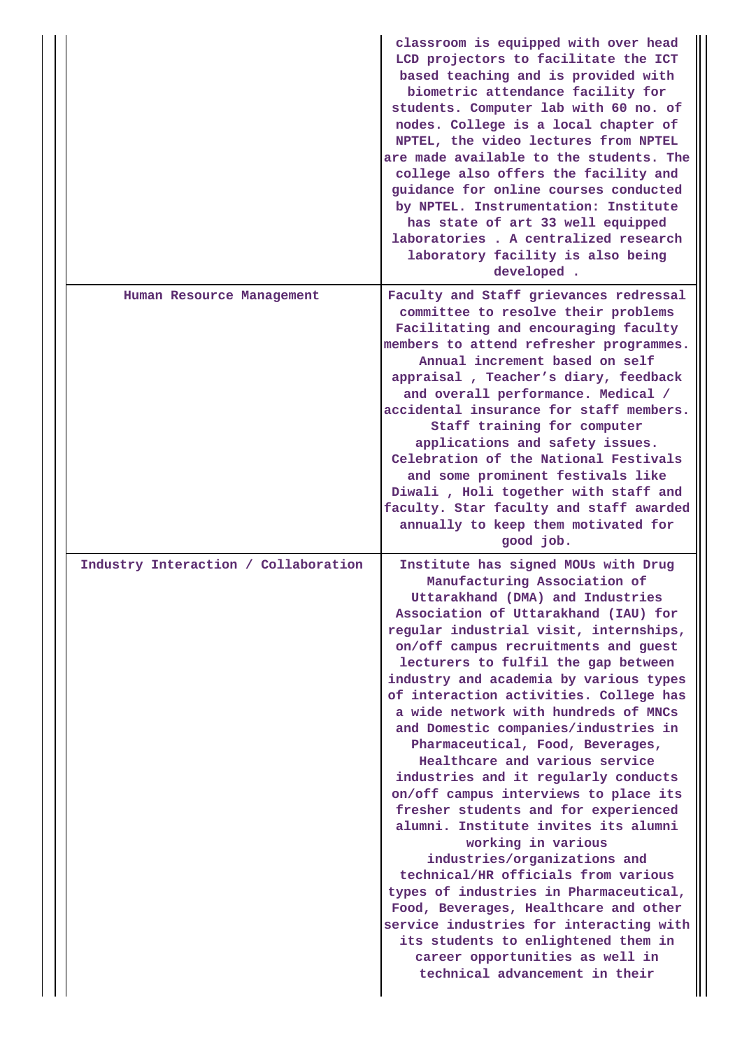| | |
|---|---|
| | classroom is equipped with over head LCD projectors to facilitate the ICT based teaching and is provided with biometric attendance facility for students. Computer lab with 60 no. of nodes. College is a local chapter of NPTEL, the video lectures from NPTEL are made available to the students. The college also offers the facility and guidance for online courses conducted by NPTEL. Instrumentation: Institute has state of art 33 well equipped laboratories . A centralized research laboratory facility is also being developed . |
| Human Resource Management | Faculty and Staff grievances redressal committee to resolve their problems Facilitating and encouraging faculty members to attend refresher programmes. Annual increment based on self appraisal , Teacher's diary, feedback and overall performance. Medical / accidental insurance for staff members. Staff training for computer applications and safety issues. Celebration of the National Festivals and some prominent festivals like Diwali , Holi together with staff and faculty. Star faculty and staff awarded annually to keep them motivated for good job. |
| Industry Interaction / Collaboration | Institute has signed MOUs with Drug Manufacturing Association of Uttarakhand (DMA) and Industries Association of Uttarakhand (IAU) for regular industrial visit, internships, on/off campus recruitments and guest lecturers to fulfil the gap between industry and academia by various types of interaction activities. College has a wide network with hundreds of MNCs and Domestic companies/industries in Pharmaceutical, Food, Beverages, Healthcare and various service industries and it regularly conducts on/off campus interviews to place its fresher students and for experienced alumni. Institute invites its alumni working in various industries/organizations and technical/HR officials from various types of industries in Pharmaceutical, Food, Beverages, Healthcare and other service industries for interacting with its students to enlightened them in career opportunities as well in technical advancement in their |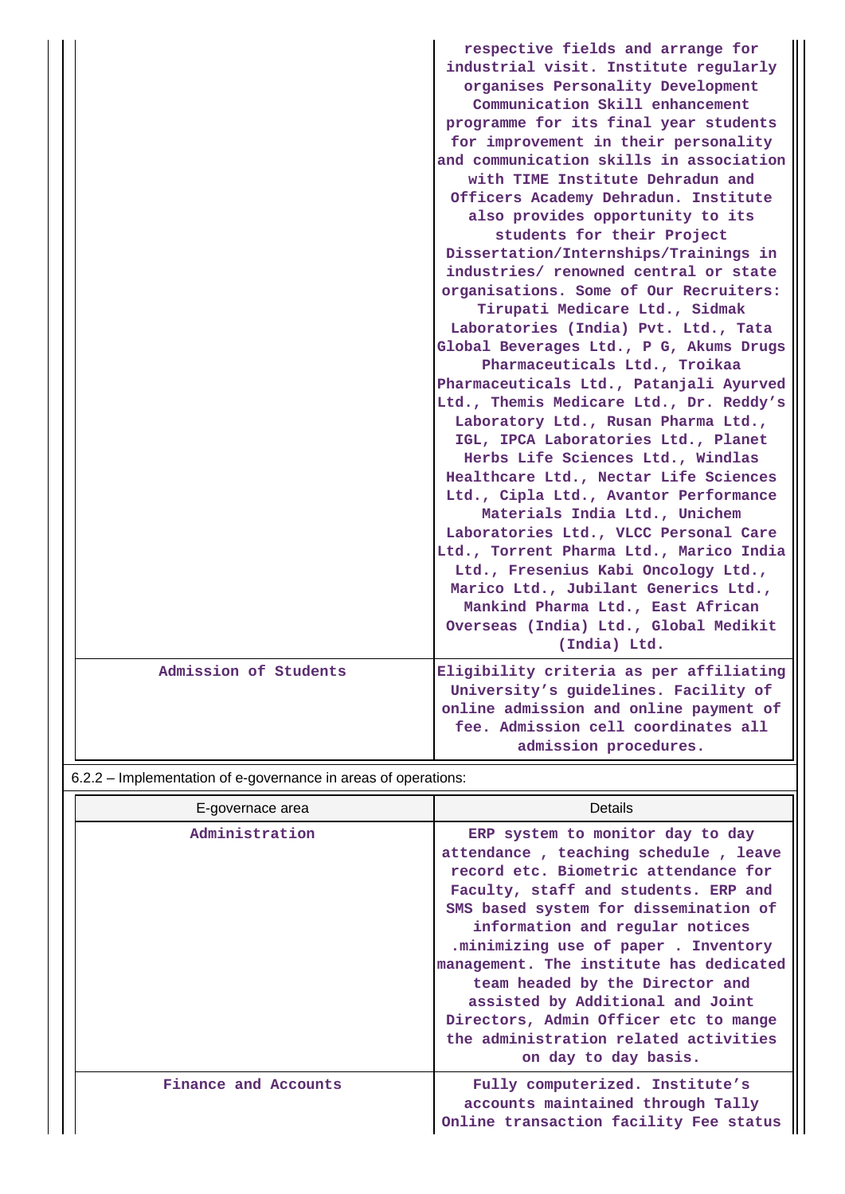| | |
|---|---|
| | respective fields and arrange for industrial visit. Institute regularly organises Personality Development Communication Skill enhancement programme for its final year students for improvement in their personality and communication skills in association with TIME Institute Dehradun and Officers Academy Dehradun. Institute also provides opportunity to its students for their Project Dissertation/Internships/Trainings in industries/ renowned central or state organisations. Some of Our Recruiters: Tirupati Medicare Ltd., Sidmak Laboratories (India) Pvt. Ltd., Tata Global Beverages Ltd., P G, Akums Drugs Pharmaceuticals Ltd., Troikaa Pharmaceuticals Ltd., Patanjali Ayurved Ltd., Themis Medicare Ltd., Dr. Reddy's Laboratory Ltd., Rusan Pharma Ltd., IGL, IPCA Laboratories Ltd., Planet Herbs Life Sciences Ltd., Windlas Healthcare Ltd., Nectar Life Sciences Ltd., Cipla Ltd., Avantor Performance Materials India Ltd., Unichem Laboratories Ltd., VLCC Personal Care Ltd., Torrent Pharma Ltd., Marico India Ltd., Fresenius Kabi Oncology Ltd., Marico Ltd., Jubilant Generics Ltd., Mankind Pharma Ltd., East African Overseas (India) Ltd., Global Medikit (India) Ltd. |
| Admission of Students | Eligibility criteria as per affiliating University's guidelines. Facility of online admission and online payment of fee. Admission cell coordinates all admission procedures. |

6.2.2 – Implementation of e-governance in areas of operations:

| E-governace area | Details |
|---|---|
| Administration | ERP system to monitor day to day attendance , teaching schedule , leave record etc. Biometric attendance for Faculty, staff and students. ERP and SMS based system for dissemination of information and regular notices .minimizing use of paper . Inventory management. The institute has dedicated team headed by the Director and assisted by Additional and Joint Directors, Admin Officer etc to mange the administration related activities on day to day basis. |
| Finance and Accounts | Fully computerized. Institute's accounts maintained through Tally Online transaction facility Fee status |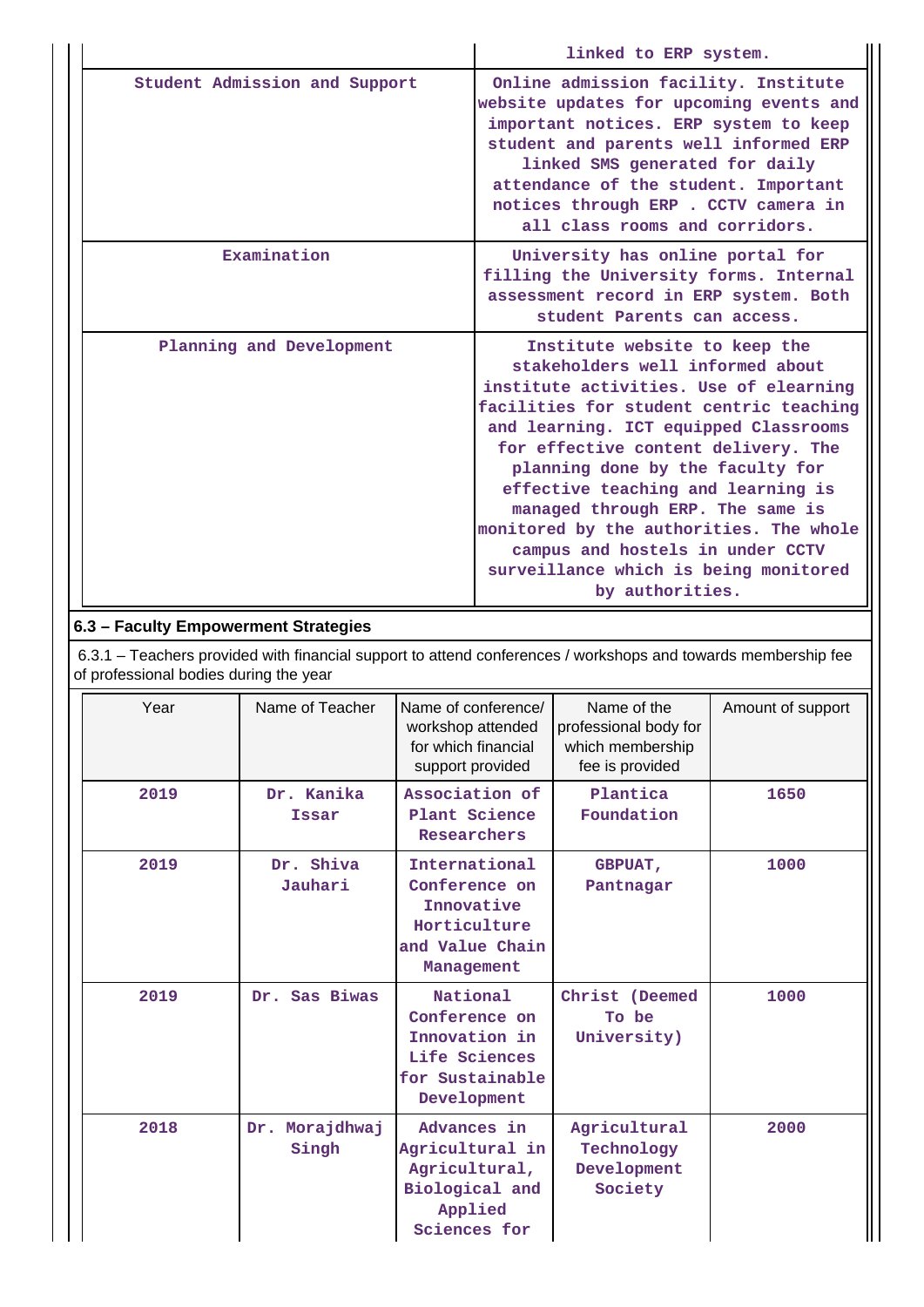| | |
|---|---|
| | linked to ERP system. |
| Student Admission and Support | Online admission facility. Institute website updates for upcoming events and important notices. ERP system to keep student and parents well informed ERP linked SMS generated for daily attendance of the student. Important notices through ERP . CCTV camera in all class rooms and corridors. |
| Examination | University has online portal for filling the University forms. Internal assessment record in ERP system. Both student Parents can access. |
| Planning and Development | Institute website to keep the stakeholders well informed about institute activities. Use of elearning facilities for student centric teaching and learning. ICT equipped Classrooms for effective content delivery. The planning done by the faculty for effective teaching and learning is managed through ERP. The same is monitored by the authorities. The whole campus and hostels in under CCTV surveillance which is being monitored by authorities. |

### 6.3 – Faculty Empowerment Strategies

6.3.1 – Teachers provided with financial support to attend conferences / workshops and towards membership fee of professional bodies during the year

| Year | Name of Teacher | Name of conference/ workshop attended for which financial support provided | Name of the professional body for which membership fee is provided | Amount of support |
|---|---|---|---|---|
| 2019 | Dr. Kanika Issar | Association of Plant Science Researchers | Plantica Foundation | 1650 |
| 2019 | Dr. Shiva Jauhari | International Conference on Innovative Horticulture and Value Chain Management | GBPUAT, Pantnagar | 1000 |
| 2019 | Dr. Sas Biwas | National Conference on Innovation in Life Sciences for Sustainable Development | Christ (Deemed To be University) | 1000 |
| 2018 | Dr. Morajdhwaj Singh | Advances in Agricultural in Agricultural, Biological and Applied Sciences for | Agricultural Technology Development Society | 2000 |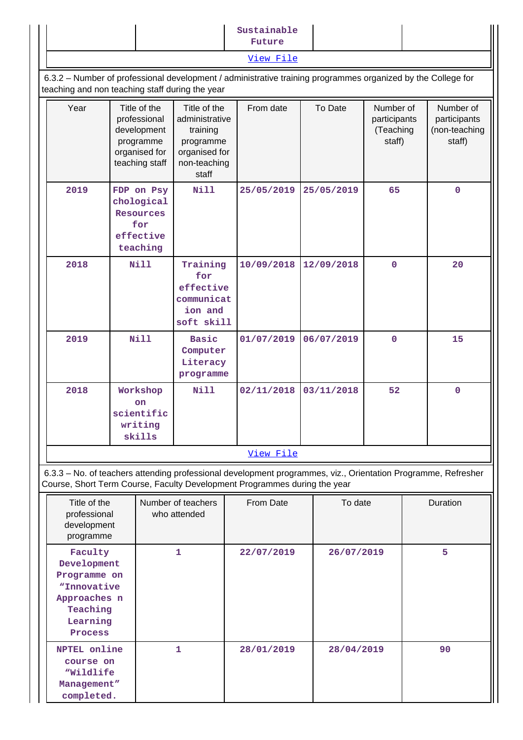| | | Sustainable Future | | |
|---|---|---|---|---|

View File

6.3.2 – Number of professional development / administrative training programmes organized by the College for teaching and non teaching staff during the year

| Year | Title of the professional development programme organised for teaching staff | Title of the administrative training programme organised for non-teaching staff | From date | To Date | Number of participants (Teaching staff) | Number of participants (non-teaching staff) |
|---|---|---|---|---|---|---|
| 2019 | FDP on Psychological Resources for effective teaching | Nill | 25/05/2019 | 25/05/2019 | 65 | 0 |
| 2018 | Nill | Training for effective communication and soft skill | 10/09/2018 | 12/09/2018 | 0 | 20 |
| 2019 | Nill | Basic Computer Literacy programme | 01/07/2019 | 06/07/2019 | 0 | 15 |
| 2018 | Workshop on scientific writing skills | Nill | 02/11/2018 | 03/11/2018 | 52 | 0 |

View File

6.3.3 – No. of teachers attending professional development programmes, viz., Orientation Programme, Refresher Course, Short Term Course, Faculty Development Programmes during the year

| Title of the professional development programme | Number of teachers who attended | From Date | To date | Duration |
|---|---|---|---|---|
| Faculty Development Programme on “Innovative Approaches n Teaching Learning Process | 1 | 22/07/2019 | 26/07/2019 | 5 |
| NPTEL online course on “Wildlife Management” completed. | 1 | 28/01/2019 | 28/04/2019 | 90 |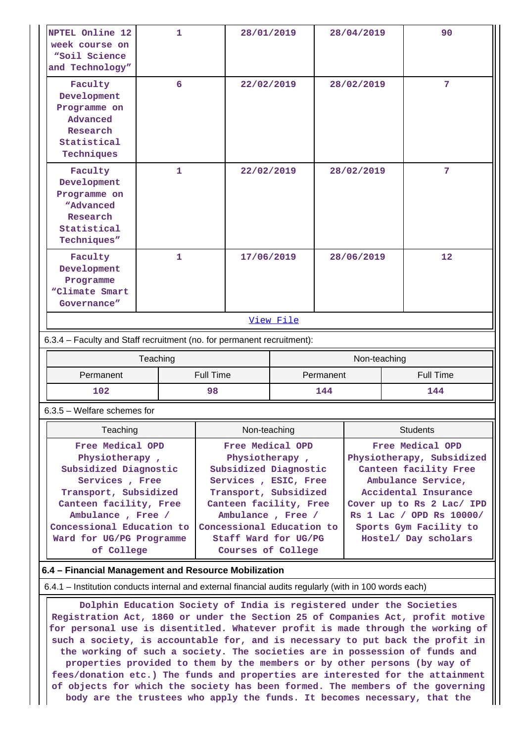| NPTEL Online 12 week course on "Soil Science and Technology" | 1 | 28/01/2019 | 28/04/2019 | 90 |
|---|---|---|---|---|
| Faculty Development Programme on Advanced Research Statistical Techniques | 6 | 22/02/2019 | 28/02/2019 | 7 |
| Faculty Development Programme on "Advanced Research Statistical Techniques" | 1 | 22/02/2019 | 28/02/2019 | 7 |
| Faculty Development Programme "Climate Smart Governance" | 1 | 17/06/2019 | 28/06/2019 | 12 |
| View File | | | | |

6.3.4 – Faculty and Staff recruitment (no. for permanent recruitment):

| Teaching | | Non-teaching | |
|---|---|---|---|
| Permanent | Full Time | Permanent | Full Time |
| 102 | 98 | 144 | 144 |

6.3.5 – Welfare schemes for

| Teaching | Non-teaching | Students |
|---|---|---|
| Free Medical OPD Physiotherapy , Subsidized Diagnostic Services , Free Transport, Subsidized Canteen facility, Free Ambulance , Free / Concessional Education to Ward for UG/PG Programme of College | Free Medical OPD Physiotherapy , Subsidized Diagnostic Services , ESIC, Free Transport, Subsidized Canteen facility, Free Ambulance , Free / Concessional Education to Staff Ward for UG/PG Courses of College | Free Medical OPD Physiotherapy, Subsidized Canteen facility Free Ambulance Service, Accidental Insurance Cover up to Rs 2 Lac/ IPD Rs 1 Lac / OPD Rs 10000/ Sports Gym Facility to Hostel/ Day scholars |

**6.4 – Financial Management and Resource Mobilization**

6.4.1 – Institution conducts internal and external financial audits regularly (with in 100 words each)

Dolphin Education Society of India is registered under the Societies Registration Act, 1860 or under the Section 25 of Companies Act, profit motive for personal use is disentitled. Whatever profit is made through the working of such a society, is accountable for, and is necessary to put back the profit in the working of such a society. The societies are in possession of funds and properties provided to them by the members or by other persons (by way of fees/donation etc.) The funds and properties are interested for the attainment of objects for which the society has been formed. The members of the governing body are the trustees who apply the funds. It becomes necessary, that the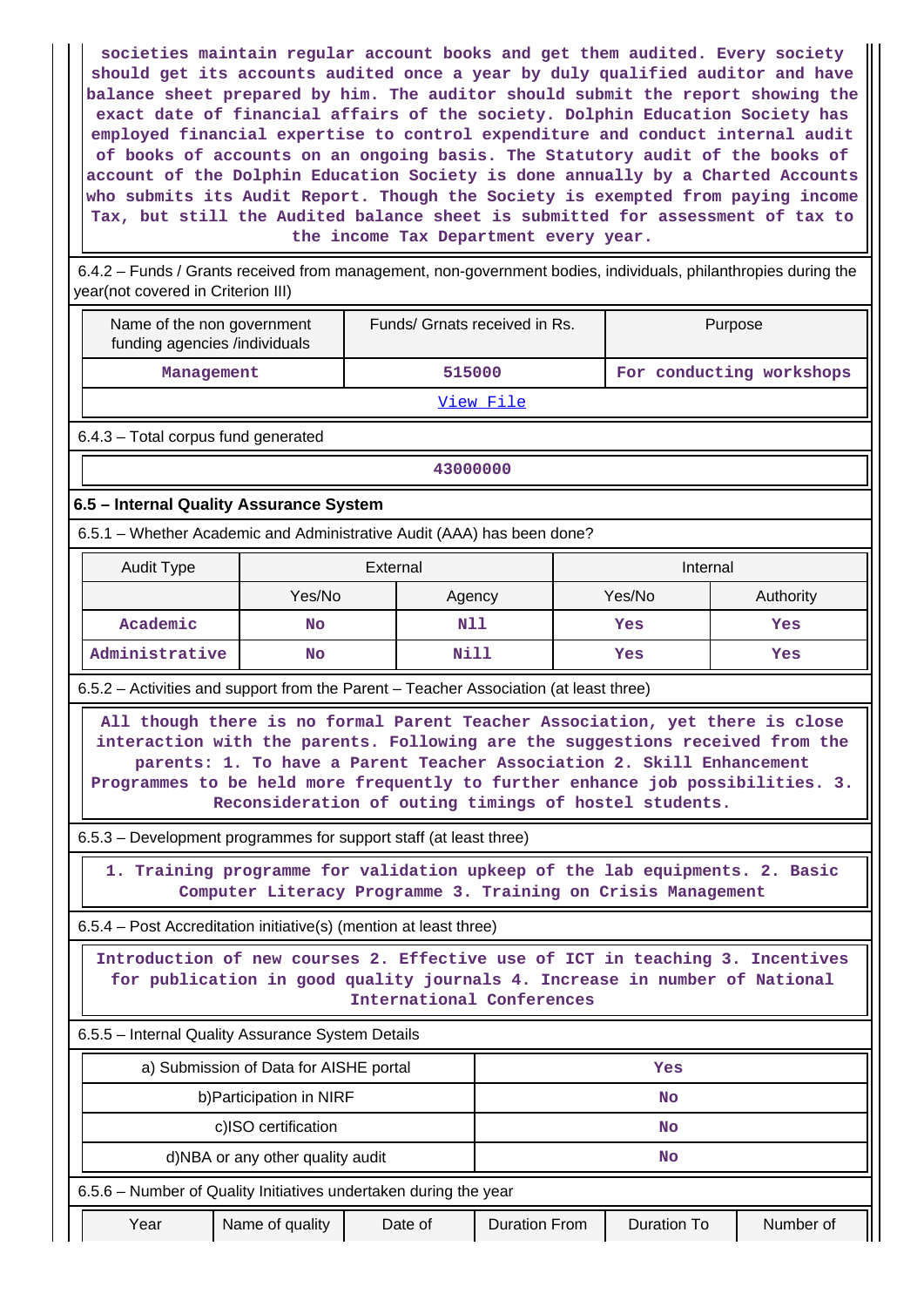societies maintain regular account books and get them audited. Every society should get its accounts audited once a year by duly qualified auditor and have balance sheet prepared by him. The auditor should submit the report showing the exact date of financial affairs of the society. Dolphin Education Society has employed financial expertise to control expenditure and conduct internal audit of books of accounts on an ongoing basis. The Statutory audit of the books of account of the Dolphin Education Society is done annually by a Charted Accounts who submits its Audit Report. Though the Society is exempted from paying income Tax, but still the Audited balance sheet is submitted for assessment of tax to the income Tax Department every year.

6.4.2 – Funds / Grants received from management, non-government bodies, individuals, philanthropies during the year(not covered in Criterion III)

| Name of the non government funding agencies /individuals | Funds/ Grnats received in Rs. | Purpose |
|---|---|---|
| Management | 515000 | For conducting workshops |
| View File | | |

6.4.3 – Total corpus fund generated

| 43000000 |
|---|

## 6.5 – Internal Quality Assurance System

6.5.1 – Whether Academic and Administrative Audit (AAA) has been done?

| Audit Type | External | | Internal | |
|---|---|---|---|---|
| | Yes/No | Agency | Yes/No | Authority |
| Academic | No | NIl | Yes | Yes |
| Administrative | No | Nill | Yes | Yes |

6.5.2 – Activities and support from the Parent – Teacher Association (at least three)

All though there is no formal Parent Teacher Association, yet there is close interaction with the parents. Following are the suggestions received from the parents: 1. To have a Parent Teacher Association 2. Skill Enhancement Programmes to be held more frequently to further enhance job possibilities. 3. Reconsideration of outing timings of hostel students.

6.5.3 – Development programmes for support staff (at least three)

1. Training programme for validation upkeep of the lab equipments. 2. Basic Computer Literacy Programme 3. Training on Crisis Management

6.5.4 – Post Accreditation initiative(s) (mention at least three)

Introduction of new courses 2. Effective use of ICT in teaching 3. Incentives for publication in good quality journals 4. Increase in number of National International Conferences

6.5.5 – Internal Quality Assurance System Details

| | |
|---|---|
| a) Submission of Data for AISHE portal | Yes |
| b)Participation in NIRF | No |
| c)ISO certification | No |
| d)NBA or any other quality audit | No |

6.5.6 – Number of Quality Initiatives undertaken during the year

| Year | Name of quality | Date of | Duration From | Duration To | Number of |
|---|---|---|---|---|---|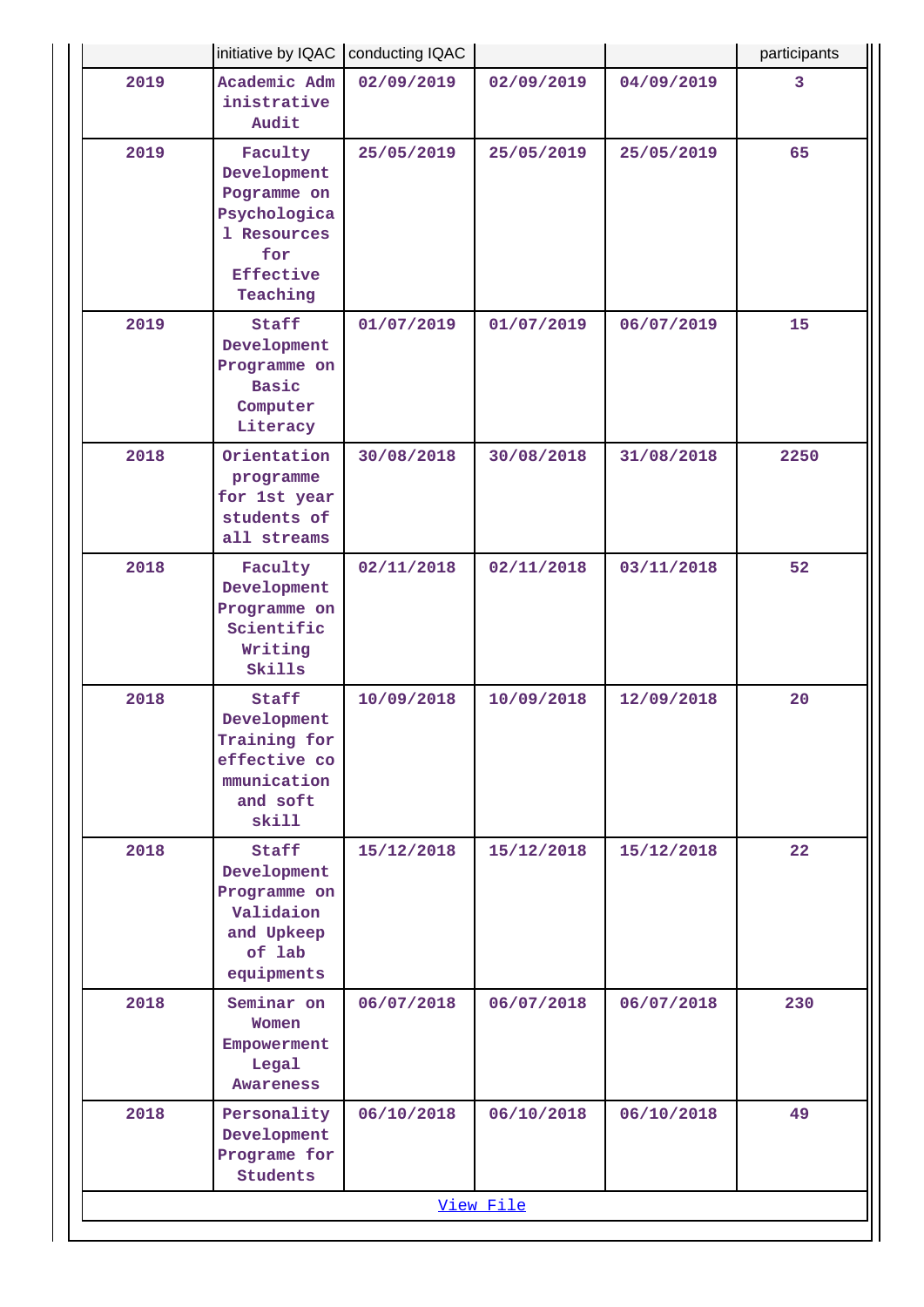| Year | Name of quality initiative by IQAC | Date of conducting IQAC | | | Number of participants |
|---|---|---|---|---|---|
| 2019 | Academic Administrative Audit | 02/09/2019 | 02/09/2019 | 04/09/2019 | 3 |
| 2019 | Faculty Development Pogramme on Psychological Resources for Effective Teaching | 25/05/2019 | 25/05/2019 | 25/05/2019 | 65 |
| 2019 | Staff Development Programme on Basic Computer Literacy | 01/07/2019 | 01/07/2019 | 06/07/2019 | 15 |
| 2018 | Orientation programme for 1st year students of all streams | 30/08/2018 | 30/08/2018 | 31/08/2018 | 2250 |
| 2018 | Faculty Development Programme on Scientific Writing Skills | 02/11/2018 | 02/11/2018 | 03/11/2018 | 52 |
| 2018 | Staff Development Training for effective communication and soft skill | 10/09/2018 | 10/09/2018 | 12/09/2018 | 20 |
| 2018 | Staff Development Programme on Validaion and Upkeep of lab equipments | 15/12/2018 | 15/12/2018 | 15/12/2018 | 22 |
| 2018 | Seminar on Women Empowerment Legal Awareness | 06/07/2018 | 06/07/2018 | 06/07/2018 | 230 |
| 2018 | Personality Development Programe for Students | 06/10/2018 | 06/10/2018 | 06/10/2018 | 49 |

View File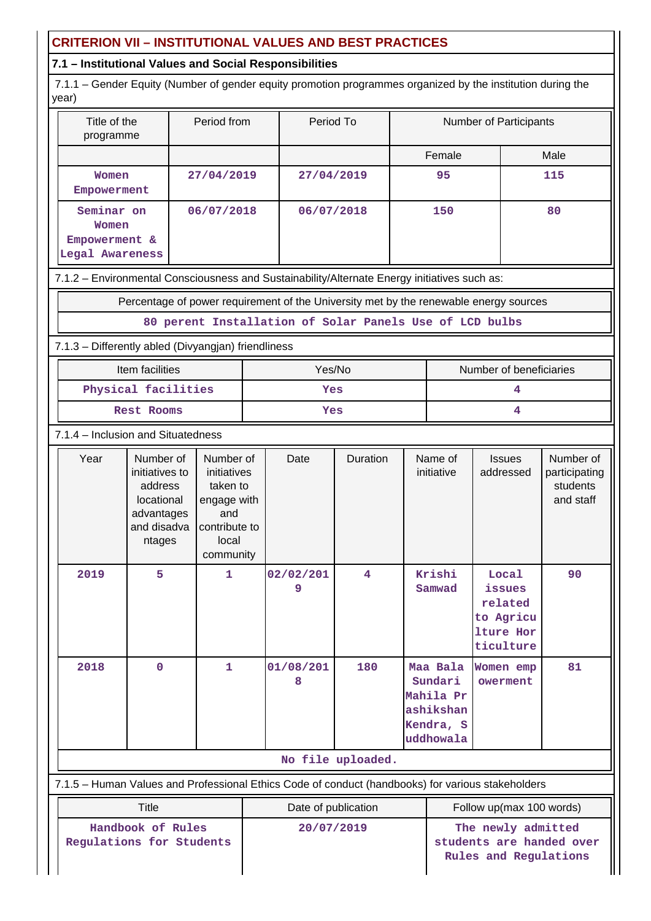## CRITERION VII – INSTITUTIONAL VALUES AND BEST PRACTICES

### 7.1 – Institutional Values and Social Responsibilities

7.1.1 – Gender Equity (Number of gender equity promotion programmes organized by the institution during the year)

| Title of the programme | Period from | Period To | Number of Participants | |
|---|---|---|---|---|
| | | | Female | Male |
| Women Empowerment | 27/04/2019 | 27/04/2019 | 95 | 115 |
| Seminar on Women Empowerment & Legal Awareness | 06/07/2018 | 06/07/2018 | 150 | 80 |

7.1.2 – Environmental Consciousness and Sustainability/Alternate Energy initiatives such as:

| Percentage of power requirement of the University met by the renewable energy sources |
|---|
| 80 perent Installation of Solar Panels Use of LCD bulbs |

7.1.3 – Differently abled (Divyangjan) friendliness

| Item facilities | Yes/No | Number of beneficiaries |
|---|---|---|
| Physical facilities | Yes | 4 |
| Rest Rooms | Yes | 4 |

7.1.4 – Inclusion and Situatedness

| Year | Number of initiatives to address locational advantages and disadvantages | Number of initiatives taken to engage with and contribute to local community | Date | Duration | Name of initiative | Issues addressed | Number of participating students and staff |
|---|---|---|---|---|---|---|---|
| 2019 | 5 | 1 | 02/02/2019 | 4 | Krishi Samwad | Local issues related to Agriculture Horticulture | 90 |
| 2018 | 0 | 1 | 01/08/2018 | 180 | Maa Bala Sundari Mahila Prashikshan Kendra, Suddhowala | Women empowerment | 81 |

No file uploaded.

7.1.5 – Human Values and Professional Ethics Code of conduct (handbooks) for various stakeholders

| Title | Date of publication | Follow up(max 100 words) |
|---|---|---|
| Handbook of Rules Regulations for Students | 20/07/2019 | The newly admitted students are handed over Rules and Regulations |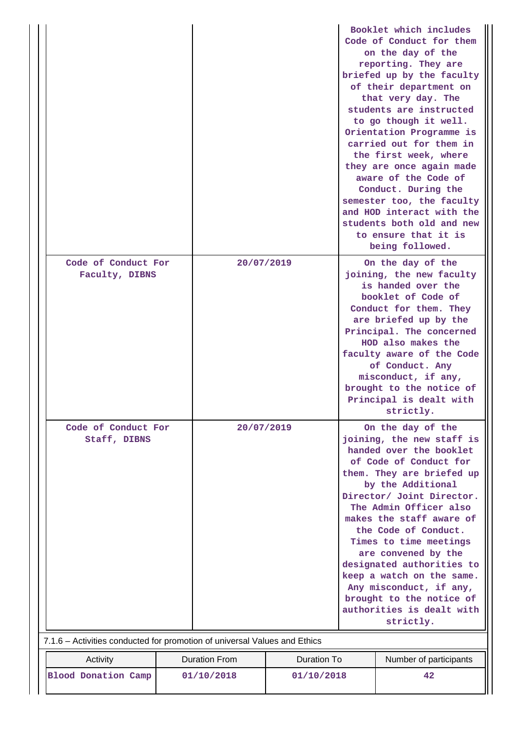| | | |
|---|---|---|
| | | Booklet which includes Code of Conduct for them on the day of the reporting. They are briefed up by the faculty of their department on that very day. The students are instructed to go though it well. Orientation Programme is carried out for them in the first week, where they are once again made aware of the Code of Conduct. During the semester too, the faculty and HOD interact with the students both old and new to ensure that it is being followed. |
| Code of Conduct For Faculty, DIBNS | 20/07/2019 | On the day of the joining, the new faculty is handed over the booklet of Code of Conduct for them. They are briefed up by the Principal. The concerned HOD also makes the faculty aware of the Code of Conduct. Any misconduct, if any, brought to the notice of Principal is dealt with strictly. |
| Code of Conduct For Staff, DIBNS | 20/07/2019 | On the day of the joining, the new staff is handed over the booklet of Code of Conduct for them. They are briefed up by the Additional Director/ Joint Director. The Admin Officer also makes the staff aware of the Code of Conduct. Times to time meetings are convened by the designated authorities to keep a watch on the same. Any misconduct, if any, brought to the notice of authorities is dealt with strictly. |

7.1.6 – Activities conducted for promotion of universal Values and Ethics

| Activity | Duration From | Duration To | Number of participants |
|---|---|---|---|
| Blood Donation Camp | 01/10/2018 | 01/10/2018 | 42 |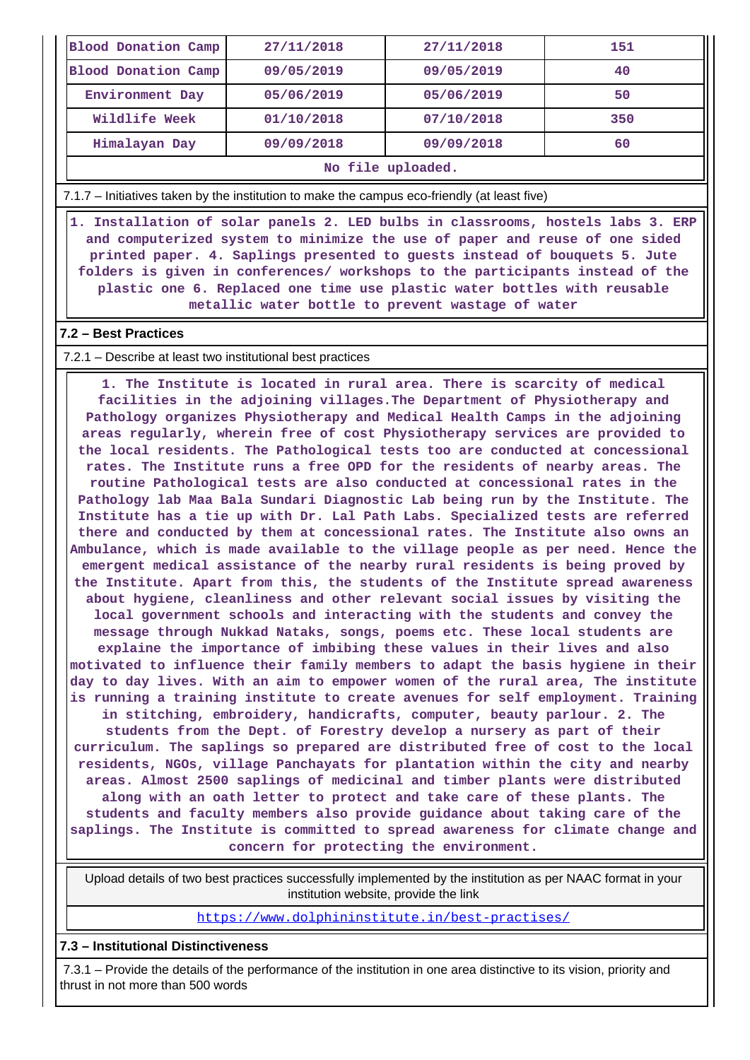| Blood Donation Camp | 27/11/2018 | 27/11/2018 | 151 |
|---|---|---|---|
| Blood Donation Camp | 09/05/2019 | 09/05/2019 | 40 |
| Environment Day | 05/06/2019 | 05/06/2019 | 50 |
| Wildlife Week | 01/10/2018 | 07/10/2018 | 350 |
| Himalayan Day | 09/09/2018 | 09/09/2018 | 60 |
| No file uploaded. | | | |

7.1.7 – Initiatives taken by the institution to make the campus eco-friendly (at least five)

1. Installation of solar panels 2. LED bulbs in classrooms, hostels labs 3. ERP and computerized system to minimize the use of paper and reuse of one sided printed paper. 4. Saplings presented to guests instead of bouquets 5. Jute folders is given in conferences/ workshops to the participants instead of the plastic one 6. Replaced one time use plastic water bottles with reusable metallic water bottle to prevent wastage of water

### 7.2 – Best Practices

7.2.1 – Describe at least two institutional best practices

1. The Institute is located in rural area. There is scarcity of medical facilities in the adjoining villages.The Department of Physiotherapy and Pathology organizes Physiotherapy and Medical Health Camps in the adjoining areas regularly, wherein free of cost Physiotherapy services are provided to the local residents. The Pathological tests too are conducted at concessional rates. The Institute runs a free OPD for the residents of nearby areas. The routine Pathological tests are also conducted at concessional rates in the Pathology lab Maa Bala Sundari Diagnostic Lab being run by the Institute. The Institute has a tie up with Dr. Lal Path Labs. Specialized tests are referred there and conducted by them at concessional rates. The Institute also owns an Ambulance, which is made available to the village people as per need. Hence the emergent medical assistance of the nearby rural residents is being proved by the Institute. Apart from this, the students of the Institute spread awareness about hygiene, cleanliness and other relevant social issues by visiting the local government schools and interacting with the students and convey the message through Nukkad Nataks, songs, poems etc. These local students are explaine the importance of imbibing these values in their lives and also motivated to influence their family members to adapt the basis hygiene in their day to day lives. With an aim to empower women of the rural area, The institute is running a training institute to create avenues for self employment. Training in stitching, embroidery, handicrafts, computer, beauty parlour. 2. The students from the Dept. of Forestry develop a nursery as part of their curriculum. The saplings so prepared are distributed free of cost to the local residents, NGOs, village Panchayats for plantation within the city and nearby areas. Almost 2500 saplings of medicinal and timber plants were distributed along with an oath letter to protect and take care of these plants. The students and faculty members also provide guidance about taking care of the saplings. The Institute is committed to spread awareness for climate change and concern for protecting the environment.

Upload details of two best practices successfully implemented by the institution as per NAAC format in your institution website, provide the link

https://www.dolphininstitute.in/best-practises/

### 7.3 – Institutional Distinctiveness

7.3.1 – Provide the details of the performance of the institution in one area distinctive to its vision, priority and thrust in not more than 500 words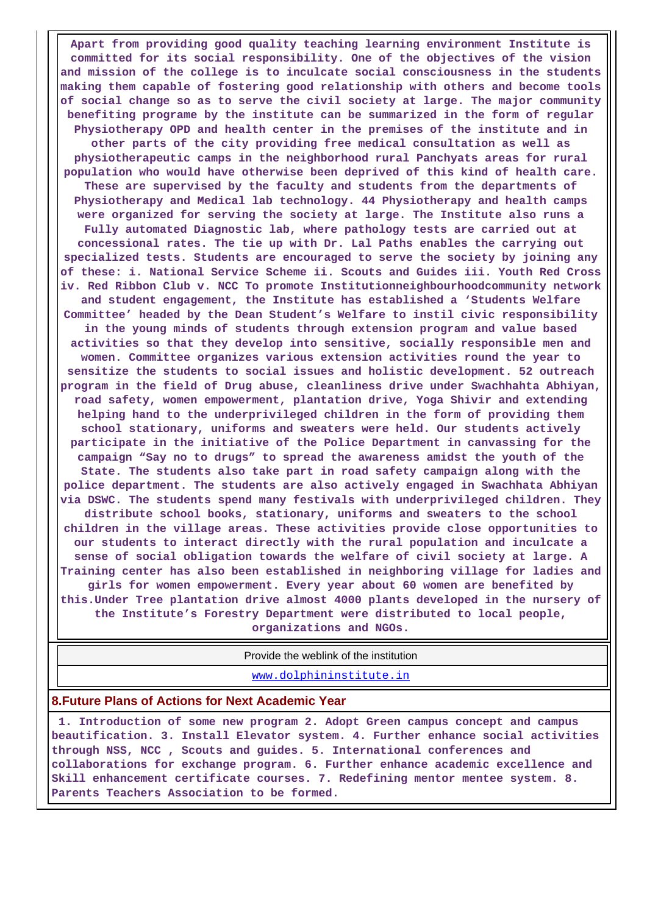**Apart from providing good quality teaching learning environment Institute is committed for its social responsibility. One of the objectives of the vision and mission of the college is to inculcate social consciousness in the students making them capable of fostering good relationship with others and become tools of social change so as to serve the civil society at large. The major community benefiting programe by the institute can be summarized in the form of regular Physiotherapy OPD and health center in the premises of the institute and in other parts of the city providing free medical consultation as well as physiotherapeutic camps in the neighborhood rural Panchyats areas for rural population who would have otherwise been deprived of this kind of health care. These are supervised by the faculty and students from the departments of Physiotherapy and Medical lab technology. 44 Physiotherapy and health camps were organized for serving the society at large. The Institute also runs a Fully automated Diagnostic lab, where pathology tests are carried out at concessional rates. The tie up with Dr. Lal Paths enables the carrying out specialized tests. Students are encouraged to serve the society by joining any of these: i. National Service Scheme ii. Scouts and Guides iii. Youth Red Cross iv. Red Ribbon Club v. NCC To promote Institutionneighbourhoodcommunity network and student engagement, the Institute has established a 'Students Welfare Committee' headed by the Dean Student's Welfare to instil civic responsibility in the young minds of students through extension program and value based activities so that they develop into sensitive, socially responsible men and women. Committee organizes various extension activities round the year to sensitize the students to social issues and holistic development. 52 outreach program in the field of Drug abuse, cleanliness drive under Swachhahta Abhiyan, road safety, women empowerment, plantation drive, Yoga Shivir and extending helping hand to the underprivileged children in the form of providing them school stationary, uniforms and sweaters were held. Our students actively participate in the initiative of the Police Department in canvassing for the campaign "Say no to drugs" to spread the awareness amidst the youth of the State. The students also take part in road safety campaign along with the police department. The students are also actively engaged in Swachhata Abhiyan via DSWC. The students spend many festivals with underprivileged children. They distribute school books, stationary, uniforms and sweaters to the school children in the village areas. These activities provide close opportunities to our students to interact directly with the rural population and inculcate a sense of social obligation towards the welfare of civil society at large. A Training center has also been established in neighboring village for ladies and girls for women empowerment. Every year about 60 women are benefited by this.Under Tree plantation drive almost 4000 plants developed in the nursery of the Institute's Forestry Department were distributed to local people, organizations and NGOs.**

| Provide the weblink of the institution |
|---|
| www.dolphininstitute.in |

## 8.Future Plans of Actions for Next Academic Year

**1. Introduction of some new program 2. Adopt Green campus concept and campus beautification. 3. Install Elevator system. 4. Further enhance social activities through NSS, NCC , Scouts and guides. 5. International conferences and collaborations for exchange program. 6. Further enhance academic excellence and Skill enhancement certificate courses. 7. Redefining mentor mentee system. 8. Parents Teachers Association to be formed.**